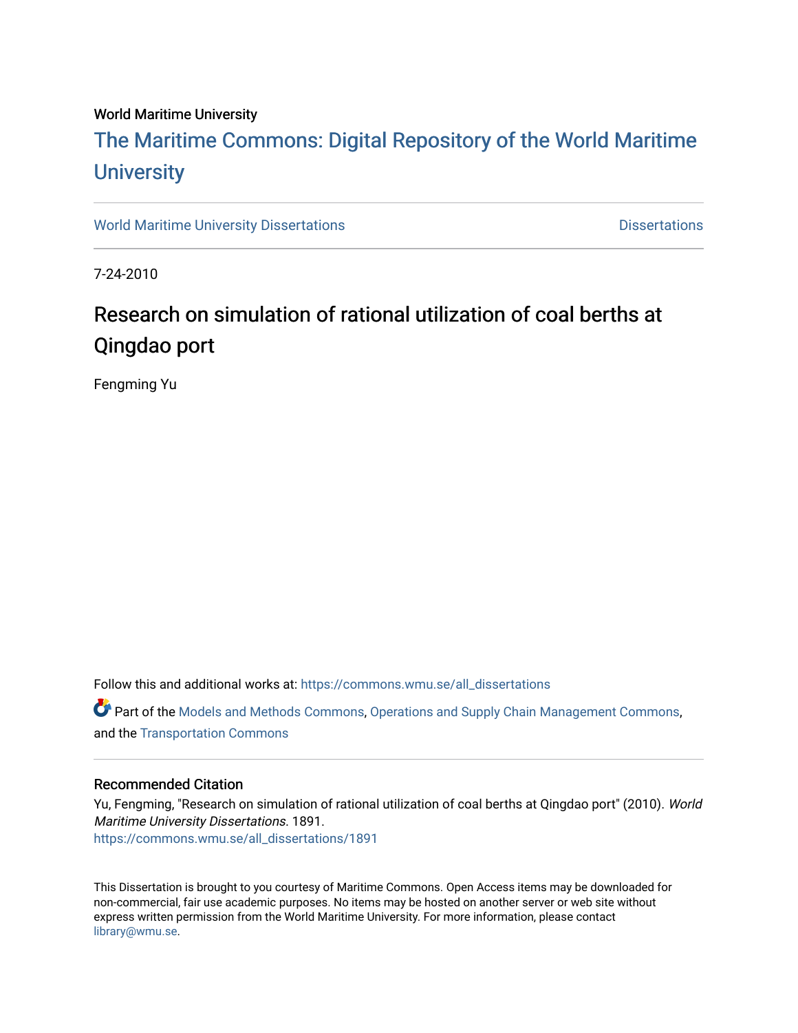World Maritime University

# The Maritime Commons: Digital Repository of the World Maritime University

World Maritime University Dissertations | Dissertations

7-24-2010

## Research on simulation of rational utilization of coal berths at Qingdao port

Fengming Yu

Follow this and additional works at: https://commons.wmu.se/all_dissertations

Part of the Models and Methods Commons, Operations and Supply Chain Management Commons, and the Transportation Commons

### Recommended Citation

Yu, Fengming, "Research on simulation of rational utilization of coal berths at Qingdao port" (2010). *World Maritime University Dissertations*. 1891.
https://commons.wmu.se/all_dissertations/1891

This Dissertation is brought to you courtesy of Maritime Commons. Open Access items may be downloaded for non-commercial, fair use academic purposes. No items may be hosted on another server or web site without express written permission from the World Maritime University. For more information, please contact library@wmu.se.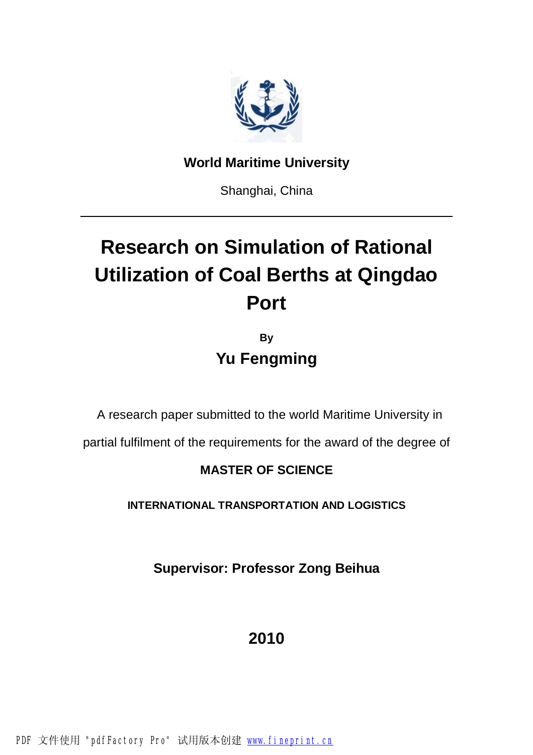**World Maritime University**

Shanghai, China

---

# Research on Simulation of Rational Utilization of Coal Berths at Qingdao Port

**By**

## Yu Fengming

A research paper submitted to the world Maritime University in partial fulfilment of the requirements for the award of the degree of

**MASTER OF SCIENCE**

**INTERNATIONAL TRANSPORTATION AND LOGISTICS**

**Supervisor: Professor Zong Beihua**

**2010**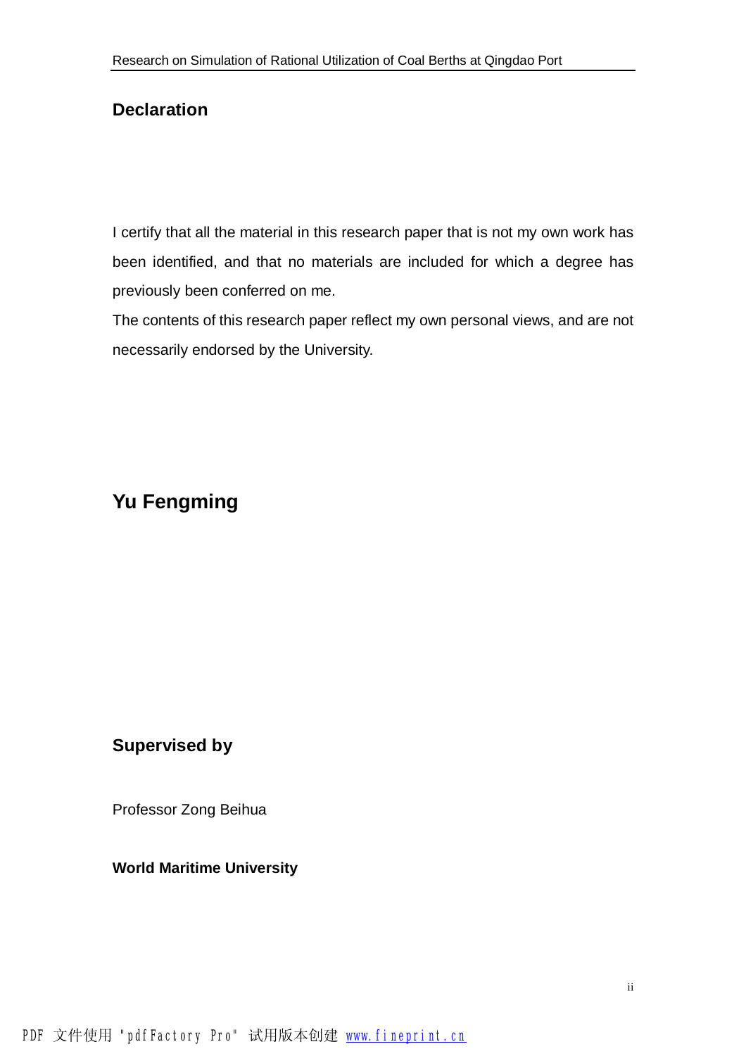## Declaration

I certify that all the material in this research paper that is not my own work has been identified, and that no materials are included for which a degree has previously been conferred on me.

The contents of this research paper reflect my own personal views, and are not necessarily endorsed by the University.

## Yu Fengming

### Supervised by

Professor Zong Beihua

**World Maritime University**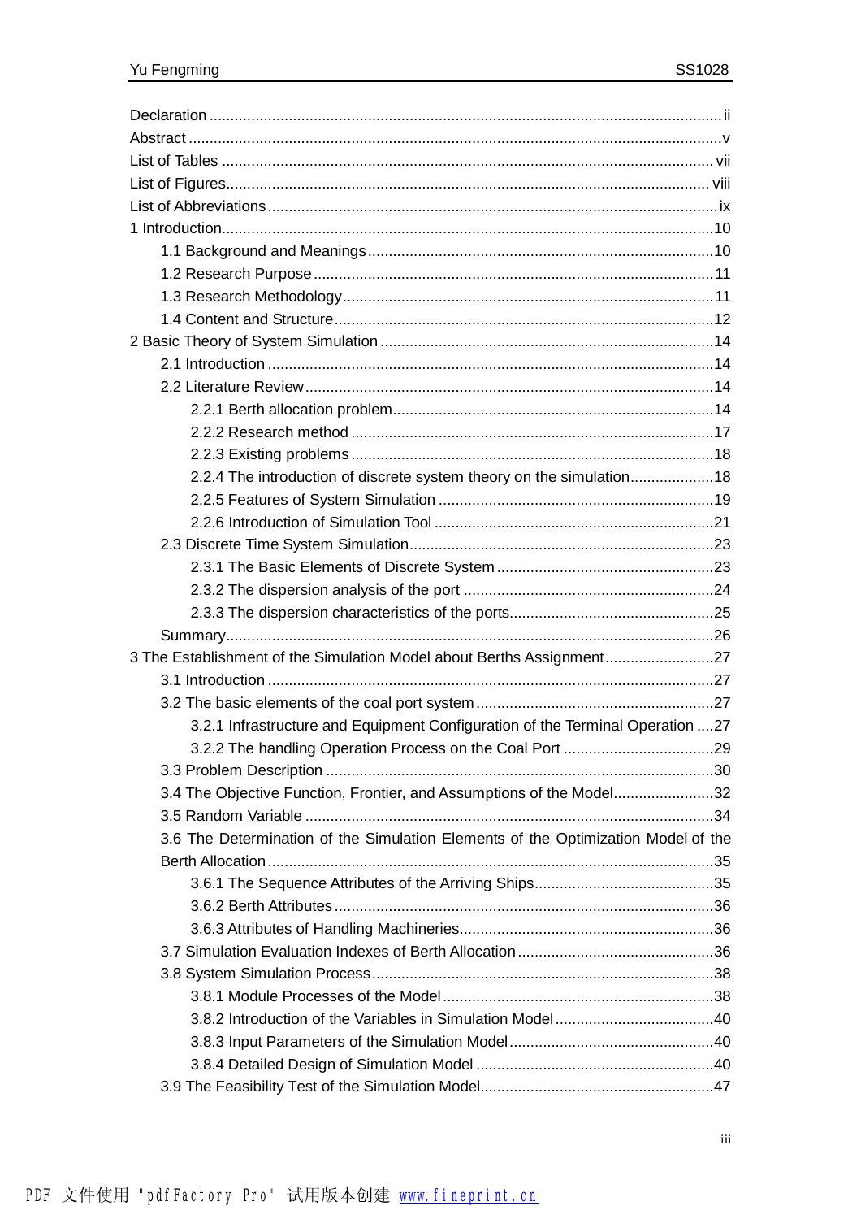Declaration ........................................................................................................................ii
Abstract ..............................................................................................................................v
List of Tables ....................................................................................................................vii
List of Figures...................................................................................................................viii
List of Abbreviations ..........................................................................................................ix
1 Introduction.....................................................................................................................10
- 1.1 Background and Meanings .....................................................................................10
- 1.2 Research Purpose ...................................................................................................11
- 1.3 Research Methodology............................................................................................11
- 1.4 Content and Structure..............................................................................................12

2 Basic Theory of System Simulation ................................................................................14
- 2.1 Introduction .............................................................................................................14
- 2.2 Literature Review.....................................................................................................14
  - 2.2.1 Berth allocation problem.....................................................................................14
  - 2.2.2 Research method ..............................................................................................17
  - 2.2.3 Existing problems ..............................................................................................18
  - 2.2.4 The introduction of discrete system theory on the simulation.............................18
  - 2.2.5 Features of System Simulation ..........................................................................19
  - 2.2.6 Introduction of Simulation Tool ...........................................................................21
- 2.3 Discrete Time System Simulation.............................................................................23
  - 2.3.1 The Basic Elements of Discrete System .............................................................23
  - 2.3.2 The dispersion analysis of the port .....................................................................24
  - 2.3.3 The dispersion characteristics of the ports...........................................................25
- Summary......................................................................................................................26

3 The Establishment of the Simulation Model about Berths Assignment..........................27
- 3.1 Introduction .............................................................................................................27
- 3.2 The basic elements of the coal port system .............................................................27
  - 3.2.1 Infrastructure and Equipment Configuration of the Terminal Operation ....27
  - 3.2.2 The handling Operation Process on the Coal Port ..........................................29
- 3.3 Problem Description ................................................................................................30
- 3.4 The Objective Function, Frontier, and Assumptions of the Model.............................32
- 3.5 Random Variable .....................................................................................................34
- 3.6 The Determination of the Simulation Elements of the Optimization Model of the Berth Allocation ............................................................................................................35
  - 3.6.1 The Sequence Attributes of the Arriving Ships....................................................35
  - 3.6.2 Berth Attributes..................................................................................................36
  - 3.6.3 Attributes of Handling Machineries.....................................................................36
- 3.7 Simulation Evaluation Indexes of Berth Allocation ....................................................36
- 3.8 System Simulation Process......................................................................................38
  - 3.8.1 Module Processes of the Model ........................................................................38
  - 3.8.2 Introduction of the Variables in Simulation Model ...............................................40
  - 3.8.3 Input Parameters of the Simulation Model ..........................................................40
  - 3.8.4 Detailed Design of Simulation Model .................................................................40
- 3.9 The Feasibility Test of the Simulation Model.............................................................47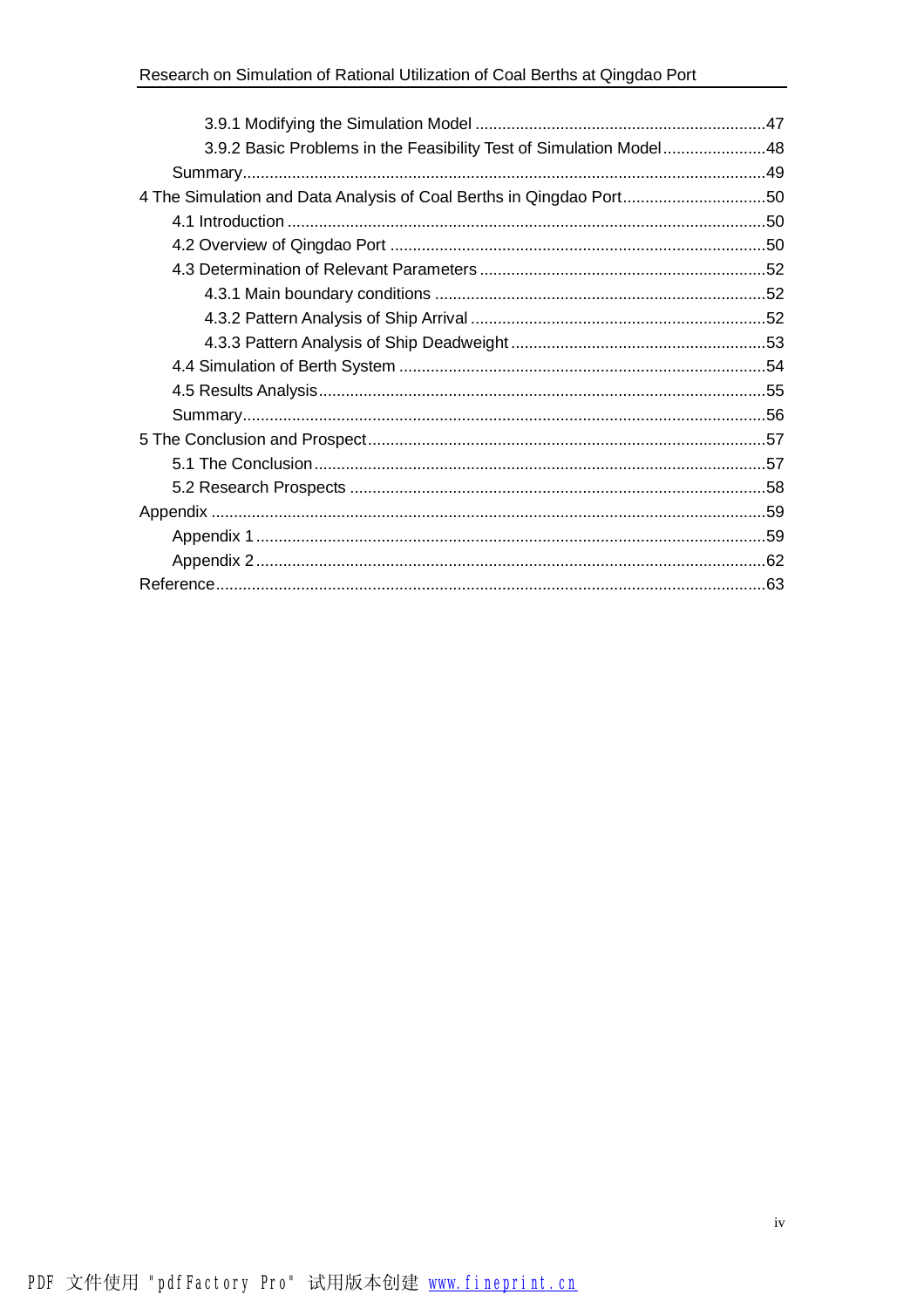3.9.1 Modifying the Simulation Model ................................................................47

3.9.2 Basic Problems in the Feasibility Test of Simulation Model.......................48

Summary....................................................................................................................49

4 The Simulation and Data Analysis of Coal Berths in Qingdao Port................................50

4.1 Introduction ..........................................................................................................50

4.2 Overview of Qingdao Port ...................................................................................50

4.3 Determination of Relevant Parameters ...............................................................52

4.3.1 Main boundary conditions .........................................................................52

4.3.2 Pattern Analysis of Ship Arrival .................................................................52

4.3.3 Pattern Analysis of Ship Deadweight .........................................................53

4.4 Simulation of Berth System .................................................................................54

4.5 Results Analysis...................................................................................................55

Summary....................................................................................................................56

5 The Conclusion and Prospect........................................................................................57

5.1 The Conclusion ....................................................................................................57

5.2 Research Prospects ............................................................................................58

Appendix ..........................................................................................................................59

Appendix 1 ................................................................................................................59

Appendix 2 ................................................................................................................62

Reference.........................................................................................................................63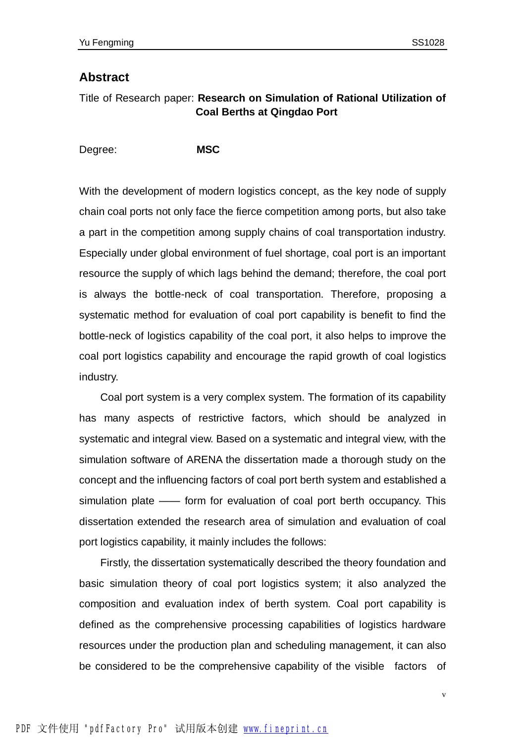## Abstract

Title of Research paper: **Research on Simulation of Rational Utilization of Coal Berths at Qingdao Port**

Degree: **MSC**

With the development of modern logistics concept, as the key node of supply chain coal ports not only face the fierce competition among ports, but also take a part in the competition among supply chains of coal transportation industry. Especially under global environment of fuel shortage, coal port is an important resource the supply of which lags behind the demand; therefore, the coal port is always the bottle-neck of coal transportation. Therefore, proposing a systematic method for evaluation of coal port capability is benefit to find the bottle-neck of logistics capability of the coal port, it also helps to improve the coal port logistics capability and encourage the rapid growth of coal logistics industry.

Coal port system is a very complex system. The formation of its capability has many aspects of restrictive factors, which should be analyzed in systematic and integral view. Based on a systematic and integral view, with the simulation software of ARENA the dissertation made a thorough study on the concept and the influencing factors of coal port berth system and established a simulation plate —— form for evaluation of coal port berth occupancy. This dissertation extended the research area of simulation and evaluation of coal port logistics capability, it mainly includes the follows:

Firstly, the dissertation systematically described the theory foundation and basic simulation theory of coal port logistics system; it also analyzed the composition and evaluation index of berth system. Coal port capability is defined as the comprehensive processing capabilities of logistics hardware resources under the production plan and scheduling management, it can also be considered to be the comprehensive capability of the visible factors of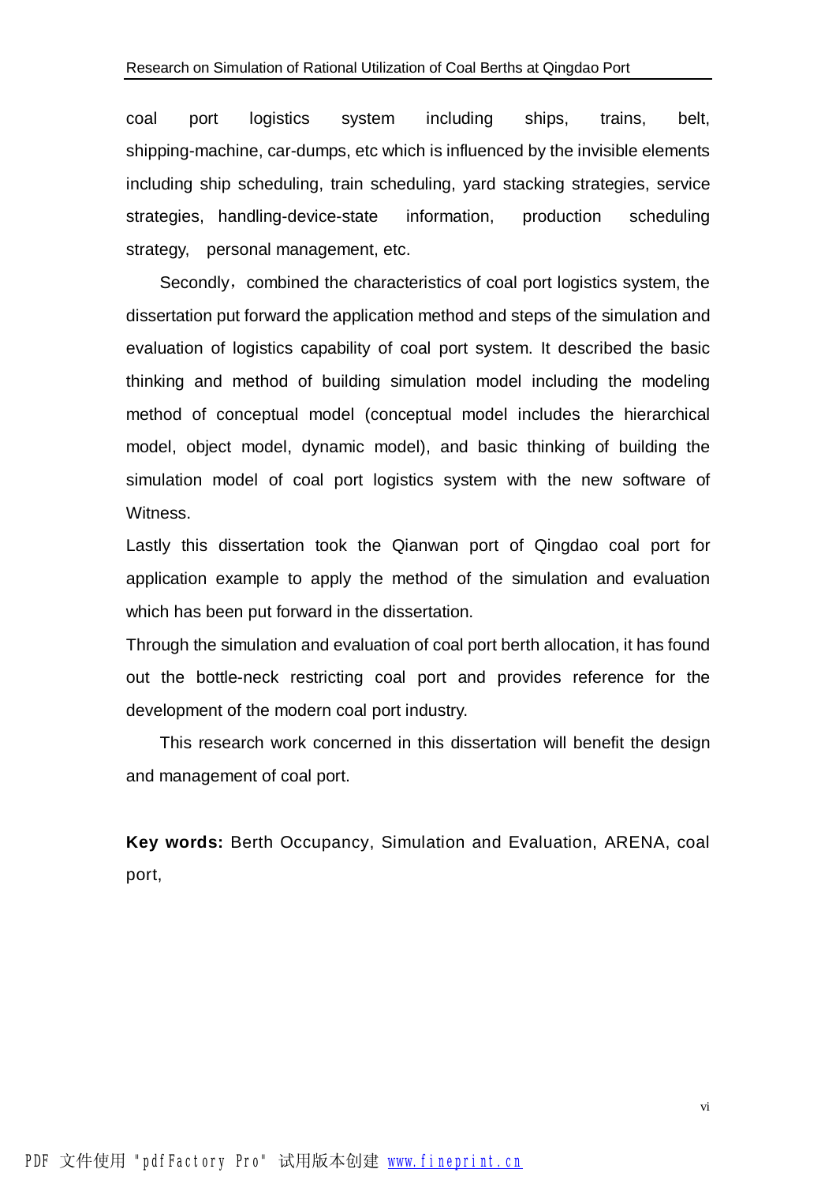coal port logistics system including ships, trains, belt, shipping-machine, car-dumps, etc which is influenced by the invisible elements including ship scheduling, train scheduling, yard stacking strategies, service strategies, handling-device-state information, production scheduling strategy, personal management, etc.

Secondly，combined the characteristics of coal port logistics system, the dissertation put forward the application method and steps of the simulation and evaluation of logistics capability of coal port system. It described the basic thinking and method of building simulation model including the modeling method of conceptual model (conceptual model includes the hierarchical model, object model, dynamic model), and basic thinking of building the simulation model of coal port logistics system with the new software of Witness.

Lastly this dissertation took the Qianwan port of Qingdao coal port for application example to apply the method of the simulation and evaluation which has been put forward in the dissertation.

Through the simulation and evaluation of coal port berth allocation, it has found out the bottle-neck restricting coal port and provides reference for the development of the modern coal port industry.

This research work concerned in this dissertation will benefit the design and management of coal port.

**Key words:** Berth Occupancy, Simulation and Evaluation, ARENA, coal port,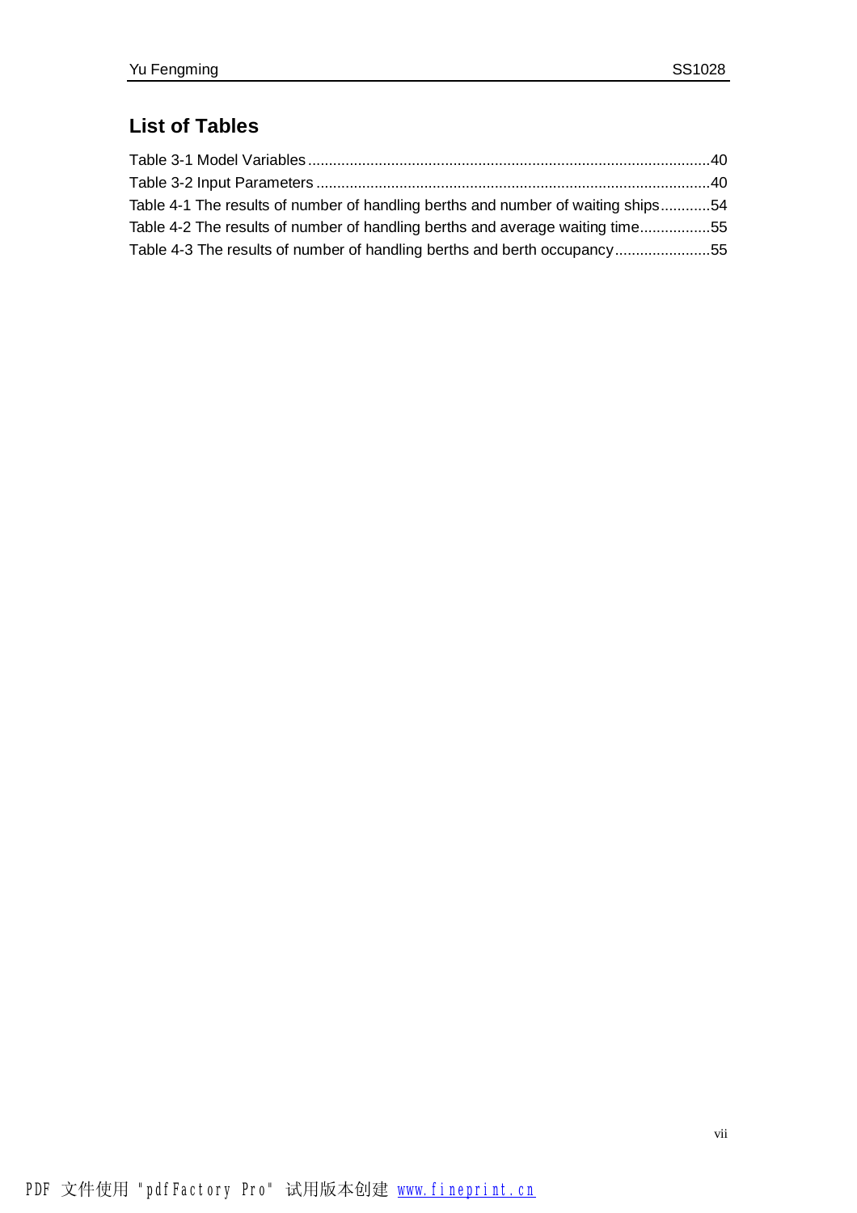## List of Tables

Table 3-1 Model Variables ........................................................................................40

Table 3-2 Input Parameters .......................................................................................40

Table 4-1 The results of number of handling berths and number of waiting ships............54

Table 4-2 The results of number of handling berths and average waiting time.................55

Table 4-3 The results of number of handling berths and berth occupancy.......................55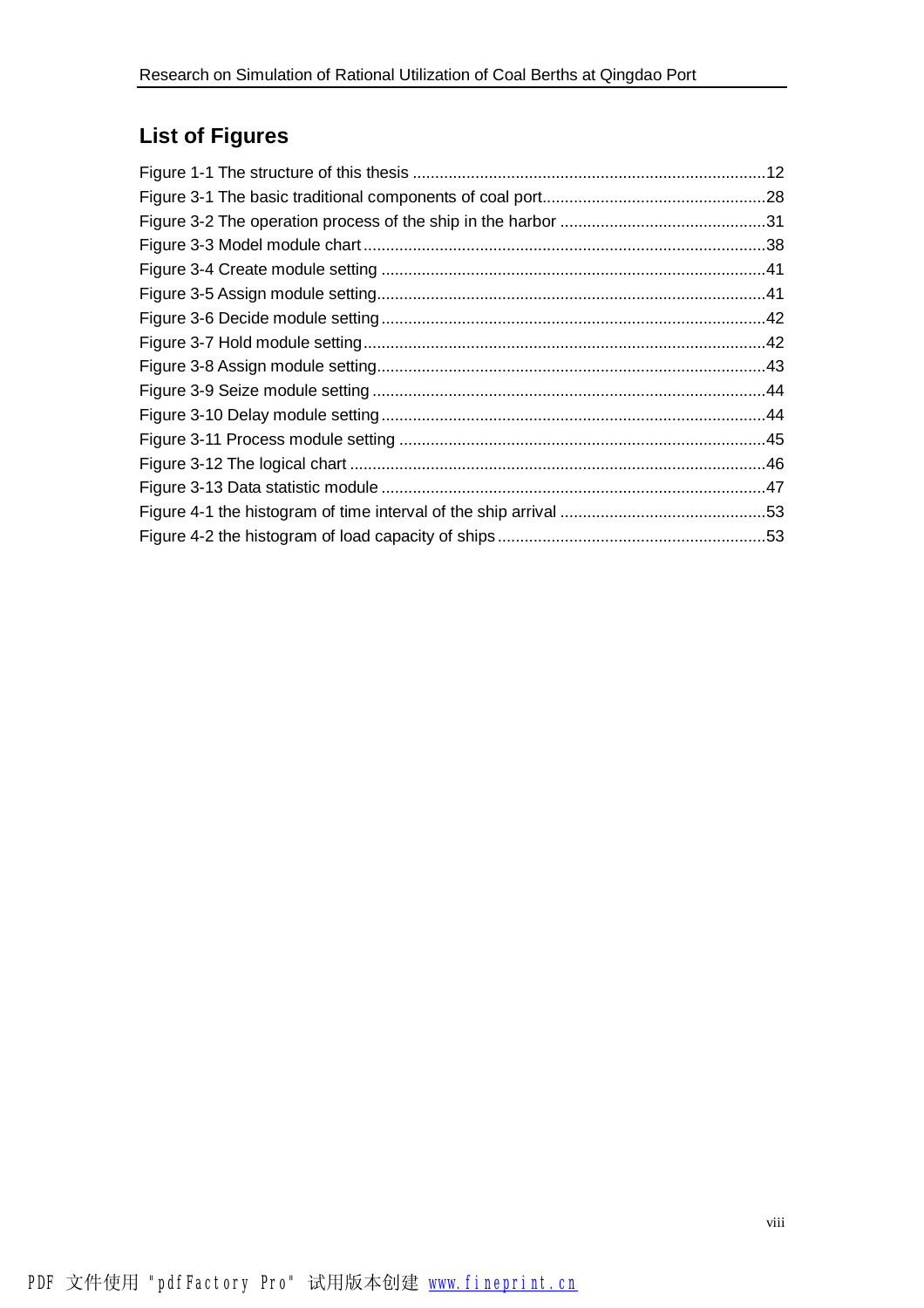## List of Figures

Figure 1-1 The structure of this thesis ............................................................................12
Figure 3-1 The basic traditional components of coal port.................................................28
Figure 3-2 The operation process of the ship in the harbor .............................................31
Figure 3-3 Model module chart.........................................................................................38
Figure 3-4 Create module setting .....................................................................................41
Figure 3-5 Assign module setting......................................................................................41
Figure 3-6 Decide module setting .....................................................................................42
Figure 3-7 Hold module setting.........................................................................................42
Figure 3-8 Assign module setting......................................................................................43
Figure 3-9 Seize module setting .......................................................................................44
Figure 3-10 Delay module setting .....................................................................................44
Figure 3-11 Process module setting .................................................................................45
Figure 3-12 The logical chart ............................................................................................46
Figure 3-13 Data statistic module .....................................................................................47
Figure 4-1 the histogram of time interval of the ship arrival .............................................53
Figure 4-2 the histogram of load capacity of ships ...........................................................53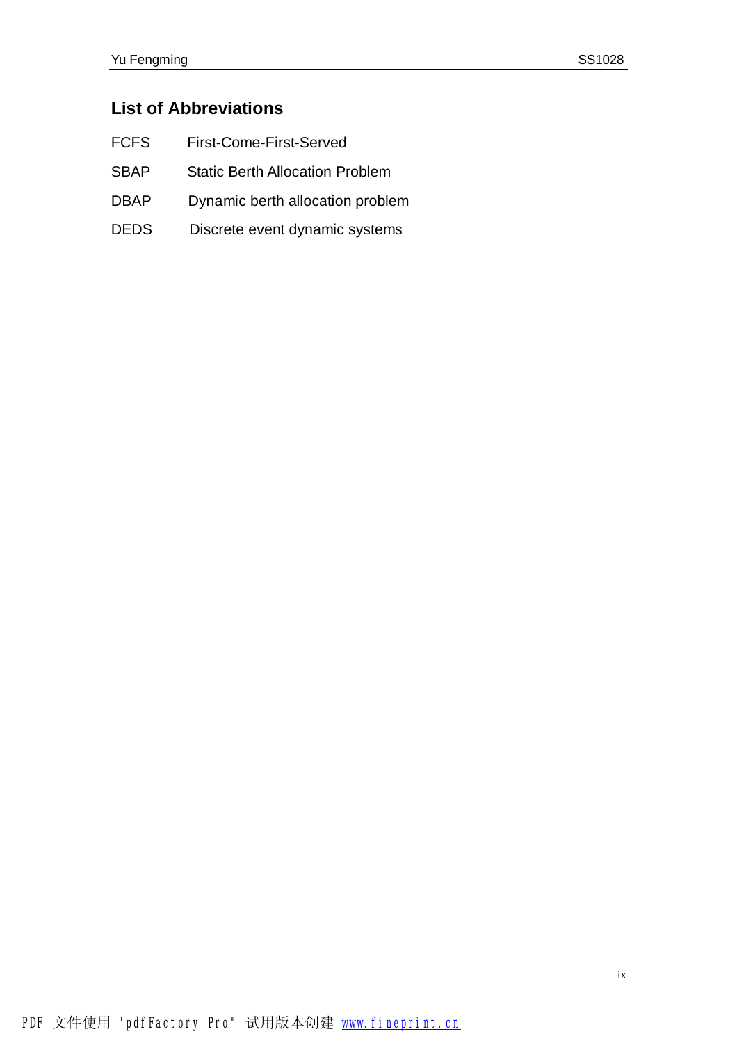## List of Abbreviations

| | |
|---|---|
| FCFS | First-Come-First-Served |
| SBAP | Static Berth Allocation Problem |
| DBAP | Dynamic berth allocation problem |
| DEDS | Discrete event dynamic systems |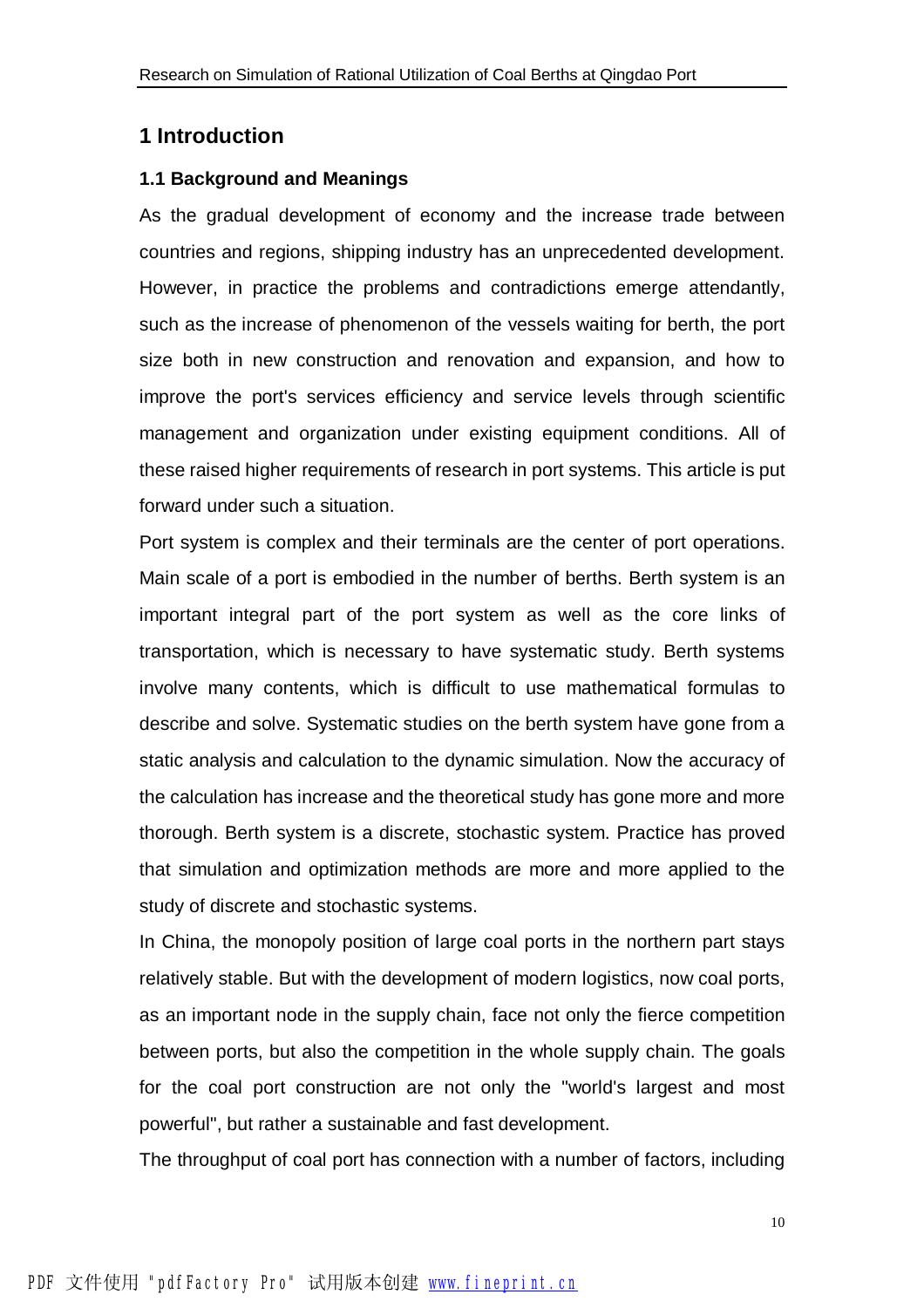# 1 Introduction

## 1.1 Background and Meanings

As the gradual development of economy and the increase trade between countries and regions, shipping industry has an unprecedented development. However, in practice the problems and contradictions emerge attendantly, such as the increase of phenomenon of the vessels waiting for berth, the port size both in new construction and renovation and expansion, and how to improve the port's services efficiency and service levels through scientific management and organization under existing equipment conditions. All of these raised higher requirements of research in port systems. This article is put forward under such a situation.

Port system is complex and their terminals are the center of port operations. Main scale of a port is embodied in the number of berths. Berth system is an important integral part of the port system as well as the core links of transportation, which is necessary to have systematic study. Berth systems involve many contents, which is difficult to use mathematical formulas to describe and solve. Systematic studies on the berth system have gone from a static analysis and calculation to the dynamic simulation. Now the accuracy of the calculation has increase and the theoretical study has gone more and more thorough. Berth system is a discrete, stochastic system. Practice has proved that simulation and optimization methods are more and more applied to the study of discrete and stochastic systems.

In China, the monopoly position of large coal ports in the northern part stays relatively stable. But with the development of modern logistics, now coal ports, as an important node in the supply chain, face not only the fierce competition between ports, but also the competition in the whole supply chain. The goals for the coal port construction are not only the "world's largest and most powerful", but rather a sustainable and fast development.

The throughput of coal port has connection with a number of factors, including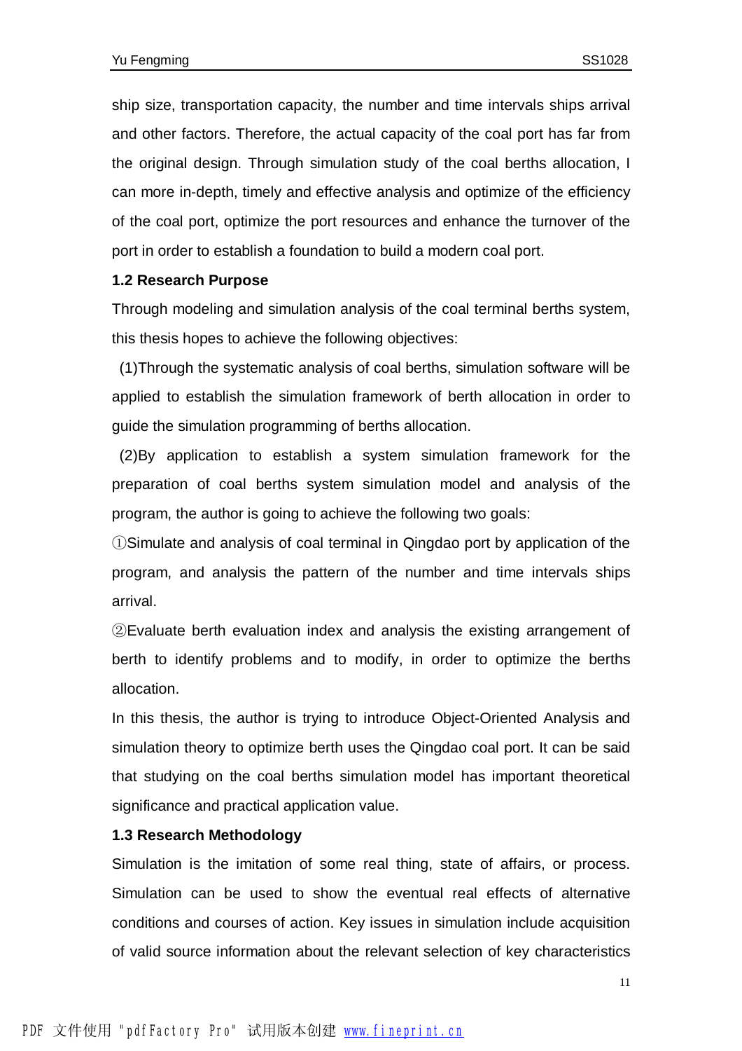ship size, transportation capacity, the number and time intervals ships arrival and other factors. Therefore, the actual capacity of the coal port has far from the original design. Through simulation study of the coal berths allocation, I can more in-depth, timely and effective analysis and optimize of the efficiency of the coal port, optimize the port resources and enhance the turnover of the port in order to establish a foundation to build a modern coal port.

### 1.2 Research Purpose

Through modeling and simulation analysis of the coal terminal berths system, this thesis hopes to achieve the following objectives:

(1)Through the systematic analysis of coal berths, simulation software will be applied to establish the simulation framework of berth allocation in order to guide the simulation programming of berths allocation.

(2)By application to establish a system simulation framework for the preparation of coal berths system simulation model and analysis of the program, the author is going to achieve the following two goals:

①Simulate and analysis of coal terminal in Qingdao port by application of the program, and analysis the pattern of the number and time intervals ships arrival.

②Evaluate berth evaluation index and analysis the existing arrangement of berth to identify problems and to modify, in order to optimize the berths allocation.

In this thesis, the author is trying to introduce Object-Oriented Analysis and simulation theory to optimize berth uses the Qingdao coal port. It can be said that studying on the coal berths simulation model has important theoretical significance and practical application value.

### 1.3 Research Methodology

Simulation is the imitation of some real thing, state of affairs, or process. Simulation can be used to show the eventual real effects of alternative conditions and courses of action. Key issues in simulation include acquisition of valid source information about the relevant selection of key characteristics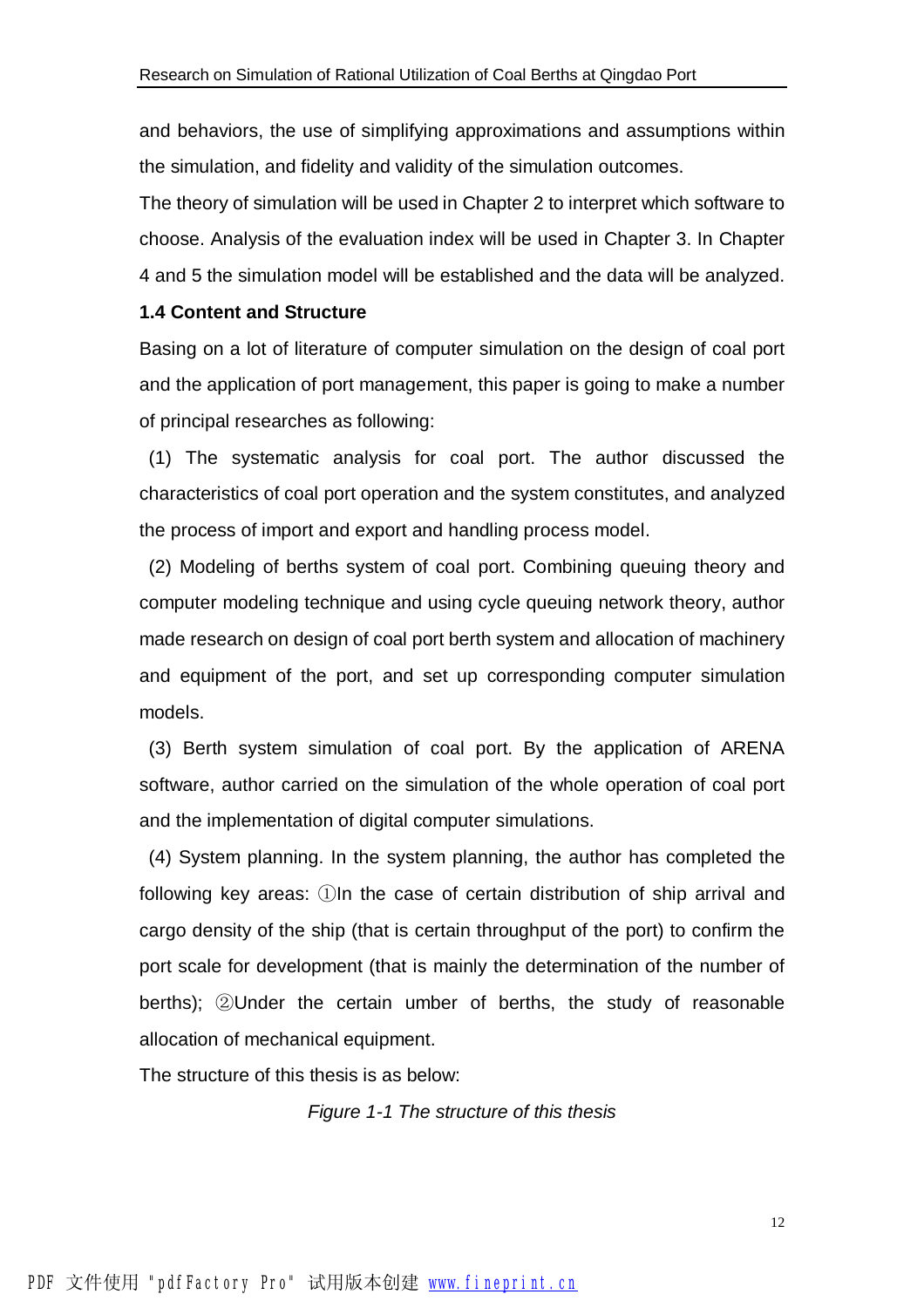and behaviors, the use of simplifying approximations and assumptions within the simulation, and fidelity and validity of the simulation outcomes.

The theory of simulation will be used in Chapter 2 to interpret which software to choose. Analysis of the evaluation index will be used in Chapter 3. In Chapter 4 and 5 the simulation model will be established and the data will be analyzed.

## 1.4 Content and Structure

Basing on a lot of literature of computer simulation on the design of coal port and the application of port management, this paper is going to make a number of principal researches as following:

(1) The systematic analysis for coal port. The author discussed the characteristics of coal port operation and the system constitutes, and analyzed the process of import and export and handling process model.

(2) Modeling of berths system of coal port. Combining queuing theory and computer modeling technique and using cycle queuing network theory, author made research on design of coal port berth system and allocation of machinery and equipment of the port, and set up corresponding computer simulation models.

(3) Berth system simulation of coal port. By the application of ARENA software, author carried on the simulation of the whole operation of coal port and the implementation of digital computer simulations.

(4) System planning. In the system planning, the author has completed the following key areas: ①In the case of certain distribution of ship arrival and cargo density of the ship (that is certain throughput of the port) to confirm the port scale for development (that is mainly the determination of the number of berths); ②Under the certain umber of berths, the study of reasonable allocation of mechanical equipment.

The structure of this thesis is as below:

*Figure 1-1 The structure of this thesis*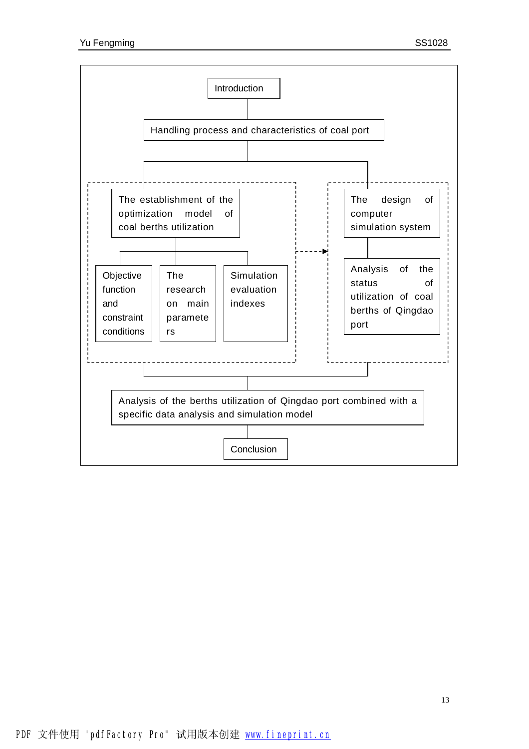Introduction

Handling process and characteristics of coal port

The establishment of the optimization model of coal berths utilization

- Objective function and constraint conditions
- The research on main parameters
- Simulation evaluation indexes

The design of computer simulation system

Analysis of the status of utilization of coal berths of Qingdao port

Analysis of the berths utilization of Qingdao port combined with a specific data analysis and simulation model

Conclusion

PDF 文件使用 "pdfFactory Pro" 试用版本创建 www.fineprint.cn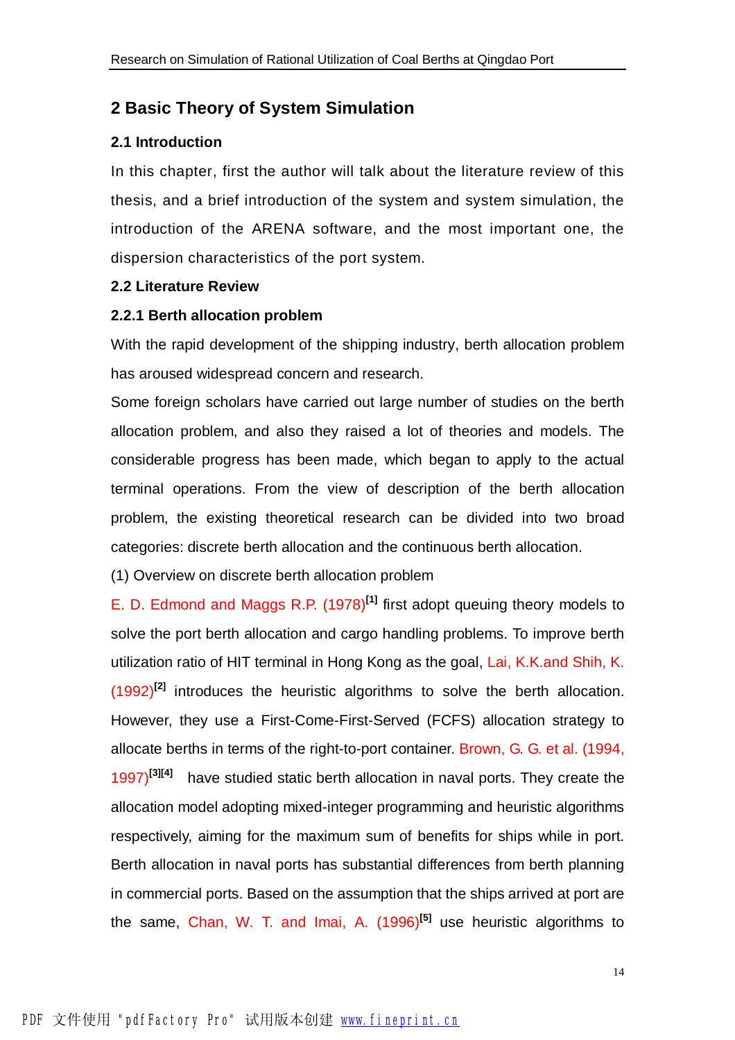## 2 Basic Theory of System Simulation

### 2.1 Introduction

In this chapter, first the author will talk about the literature review of this thesis, and a brief introduction of the system and system simulation, the introduction of the ARENA software, and the most important one, the dispersion characteristics of the port system.

### 2.2 Literature Review

#### 2.2.1 Berth allocation problem

With the rapid development of the shipping industry, berth allocation problem has aroused widespread concern and research.

Some foreign scholars have carried out large number of studies on the berth allocation problem, and also they raised a lot of theories and models. The considerable progress has been made, which began to apply to the actual terminal operations. From the view of description of the berth allocation problem, the existing theoretical research can be divided into two broad categories: discrete berth allocation and the continuous berth allocation.

(1) Overview on discrete berth allocation problem

E. D. Edmond and Maggs R.P. (1978)[1] first adopt queuing theory models to solve the port berth allocation and cargo handling problems. To improve berth utilization ratio of HIT terminal in Hong Kong as the goal, Lai, K.K.and Shih, K. (1992)[2] introduces the heuristic algorithms to solve the berth allocation. However, they use a First-Come-First-Served (FCFS) allocation strategy to allocate berths in terms of the right-to-port container. Brown, G. G. et al. (1994, 1997)[3][4] have studied static berth allocation in naval ports. They create the allocation model adopting mixed-integer programming and heuristic algorithms respectively, aiming for the maximum sum of benefits for ships while in port. Berth allocation in naval ports has substantial differences from berth planning in commercial ports. Based on the assumption that the ships arrived at port are the same, Chan, W. T. and Imai, A. (1996)[5] use heuristic algorithms to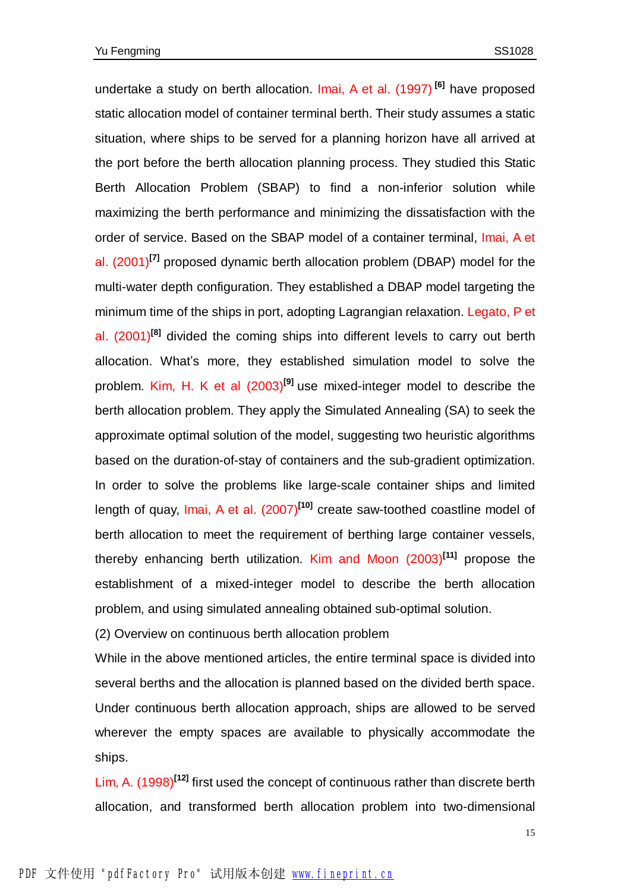undertake a study on berth allocation. Imai, A et al. (1997) [6] have proposed static allocation model of container terminal berth. Their study assumes a static situation, where ships to be served for a planning horizon have all arrived at the port before the berth allocation planning process. They studied this Static Berth Allocation Problem (SBAP) to find a non-inferior solution while maximizing the berth performance and minimizing the dissatisfaction with the order of service. Based on the SBAP model of a container terminal, Imai, A et al. (2001)[7] proposed dynamic berth allocation problem (DBAP) model for the multi-water depth configuration. They established a DBAP model targeting the minimum time of the ships in port, adopting Lagrangian relaxation. Legato, P et al. (2001)[8] divided the coming ships into different levels to carry out berth allocation. What's more, they established simulation model to solve the problem. Kim, H. K et al (2003)[9] use mixed-integer model to describe the berth allocation problem. They apply the Simulated Annealing (SA) to seek the approximate optimal solution of the model, suggesting two heuristic algorithms based on the duration-of-stay of containers and the sub-gradient optimization. In order to solve the problems like large-scale container ships and limited length of quay, Imai, A et al. (2007)[10] create saw-toothed coastline model of berth allocation to meet the requirement of berthing large container vessels, thereby enhancing berth utilization. Kim and Moon (2003)[11] propose the establishment of a mixed-integer model to describe the berth allocation problem, and using simulated annealing obtained sub-optimal solution.

(2) Overview on continuous berth allocation problem

While in the above mentioned articles, the entire terminal space is divided into several berths and the allocation is planned based on the divided berth space. Under continuous berth allocation approach, ships are allowed to be served wherever the empty spaces are available to physically accommodate the ships.

Lim, A. (1998)[12] first used the concept of continuous rather than discrete berth allocation, and transformed berth allocation problem into two-dimensional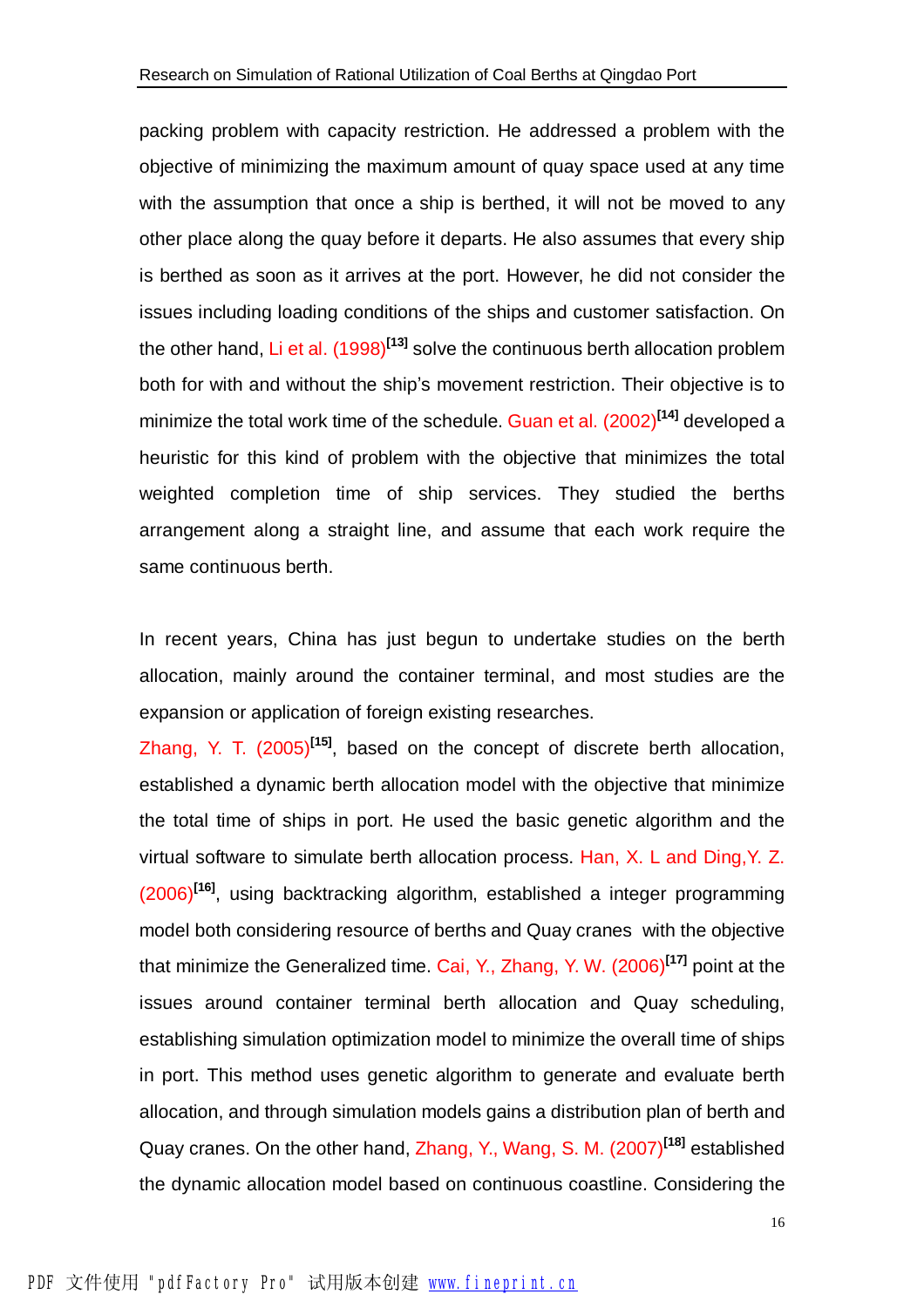packing problem with capacity restriction. He addressed a problem with the objective of minimizing the maximum amount of quay space used at any time with the assumption that once a ship is berthed, it will not be moved to any other place along the quay before it departs. He also assumes that every ship is berthed as soon as it arrives at the port. However, he did not consider the issues including loading conditions of the ships and customer satisfaction. On the other hand, Li et al. (1998)[13] solve the continuous berth allocation problem both for with and without the ship's movement restriction. Their objective is to minimize the total work time of the schedule. Guan et al. (2002)[14] developed a heuristic for this kind of problem with the objective that minimizes the total weighted completion time of ship services. They studied the berths arrangement along a straight line, and assume that each work require the same continuous berth.

In recent years, China has just begun to undertake studies on the berth allocation, mainly around the container terminal, and most studies are the expansion or application of foreign existing researches.

Zhang, Y. T. (2005)[15], based on the concept of discrete berth allocation, established a dynamic berth allocation model with the objective that minimize the total time of ships in port. He used the basic genetic algorithm and the virtual software to simulate berth allocation process. Han, X. L and Ding,Y. Z. (2006)[16], using backtracking algorithm, established a integer programming model both considering resource of berths and Quay cranes with the objective that minimize the Generalized time. Cai, Y., Zhang, Y. W. (2006)[17] point at the issues around container terminal berth allocation and Quay scheduling, establishing simulation optimization model to minimize the overall time of ships in port. This method uses genetic algorithm to generate and evaluate berth allocation, and through simulation models gains a distribution plan of berth and Quay cranes. On the other hand, Zhang, Y., Wang, S. M. (2007)[18] established the dynamic allocation model based on continuous coastline. Considering the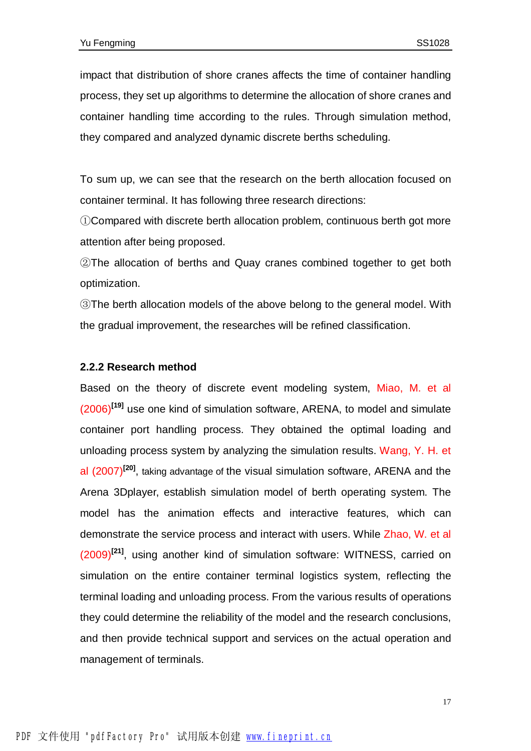impact that distribution of shore cranes affects the time of container handling process, they set up algorithms to determine the allocation of shore cranes and container handling time according to the rules. Through simulation method, they compared and analyzed dynamic discrete berths scheduling.

To sum up, we can see that the research on the berth allocation focused on container terminal. It has following three research directions:

①Compared with discrete berth allocation problem, continuous berth got more attention after being proposed.

②The allocation of berths and Quay cranes combined together to get both optimization.

③The berth allocation models of the above belong to the general model. With the gradual improvement, the researches will be refined classification.

### 2.2.2 Research method

Based on the theory of discrete event modeling system, Miao, M. et al (2006)[19] use one kind of simulation software, ARENA, to model and simulate container port handling process. They obtained the optimal loading and unloading process system by analyzing the simulation results. Wang, Y. H. et al (2007)[20], taking advantage of the visual simulation software, ARENA and the Arena 3Dplayer, establish simulation model of berth operating system. The model has the animation effects and interactive features, which can demonstrate the service process and interact with users. While Zhao, W. et al (2009)[21], using another kind of simulation software: WITNESS, carried on simulation on the entire container terminal logistics system, reflecting the terminal loading and unloading process. From the various results of operations they could determine the reliability of the model and the research conclusions, and then provide technical support and services on the actual operation and management of terminals.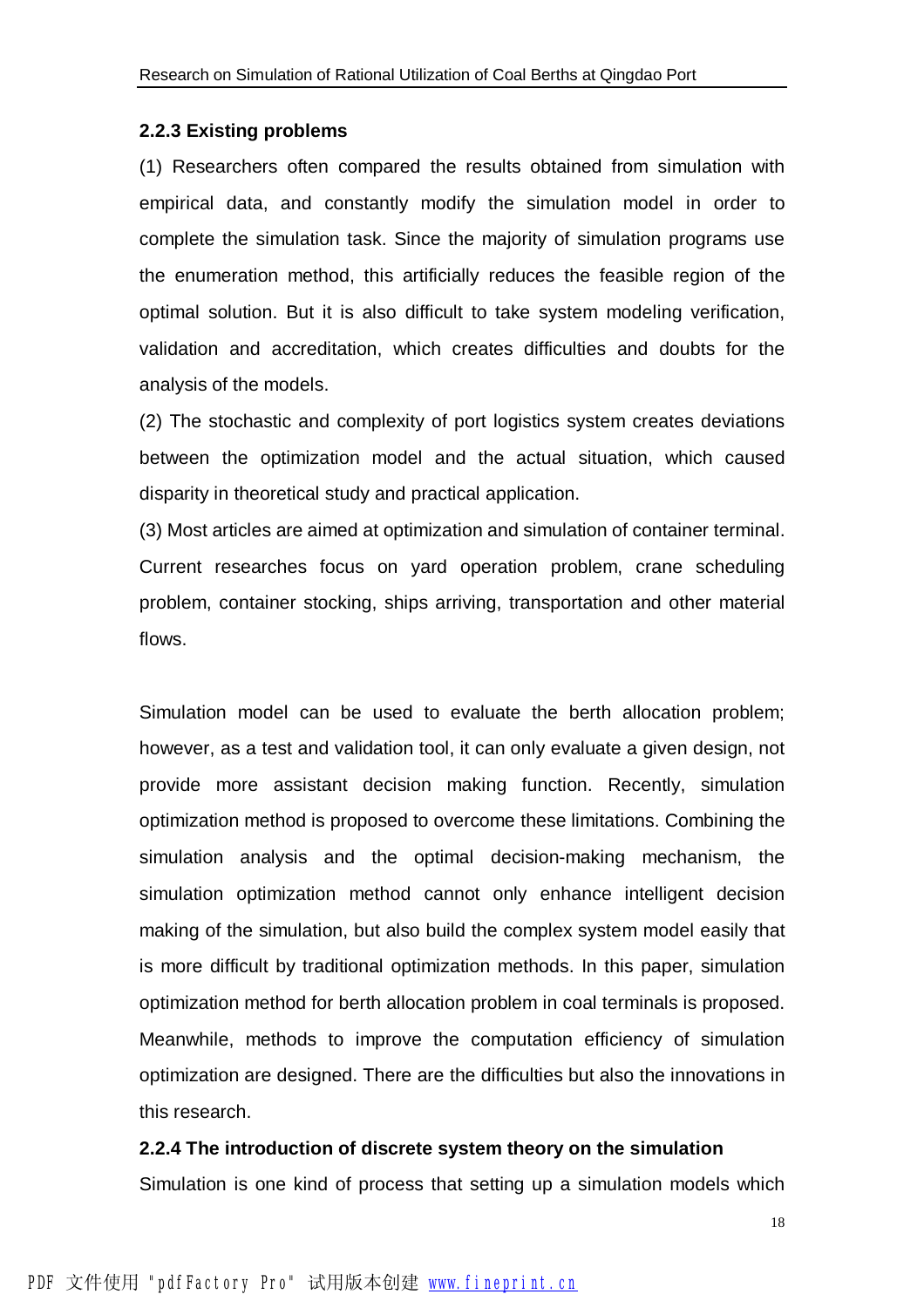### 2.2.3 Existing problems

(1) Researchers often compared the results obtained from simulation with empirical data, and constantly modify the simulation model in order to complete the simulation task. Since the majority of simulation programs use the enumeration method, this artificially reduces the feasible region of the optimal solution. But it is also difficult to take system modeling verification, validation and accreditation, which creates difficulties and doubts for the analysis of the models.

(2) The stochastic and complexity of port logistics system creates deviations between the optimization model and the actual situation, which caused disparity in theoretical study and practical application.

(3) Most articles are aimed at optimization and simulation of container terminal. Current researches focus on yard operation problem, crane scheduling problem, container stocking, ships arriving, transportation and other material flows.

Simulation model can be used to evaluate the berth allocation problem; however, as a test and validation tool, it can only evaluate a given design, not provide more assistant decision making function. Recently, simulation optimization method is proposed to overcome these limitations. Combining the simulation analysis and the optimal decision-making mechanism, the simulation optimization method cannot only enhance intelligent decision making of the simulation, but also build the complex system model easily that is more difficult by traditional optimization methods. In this paper, simulation optimization method for berth allocation problem in coal terminals is proposed. Meanwhile, methods to improve the computation efficiency of simulation optimization are designed. There are the difficulties but also the innovations in this research.

### 2.2.4 The introduction of discrete system theory on the simulation

Simulation is one kind of process that setting up a simulation models which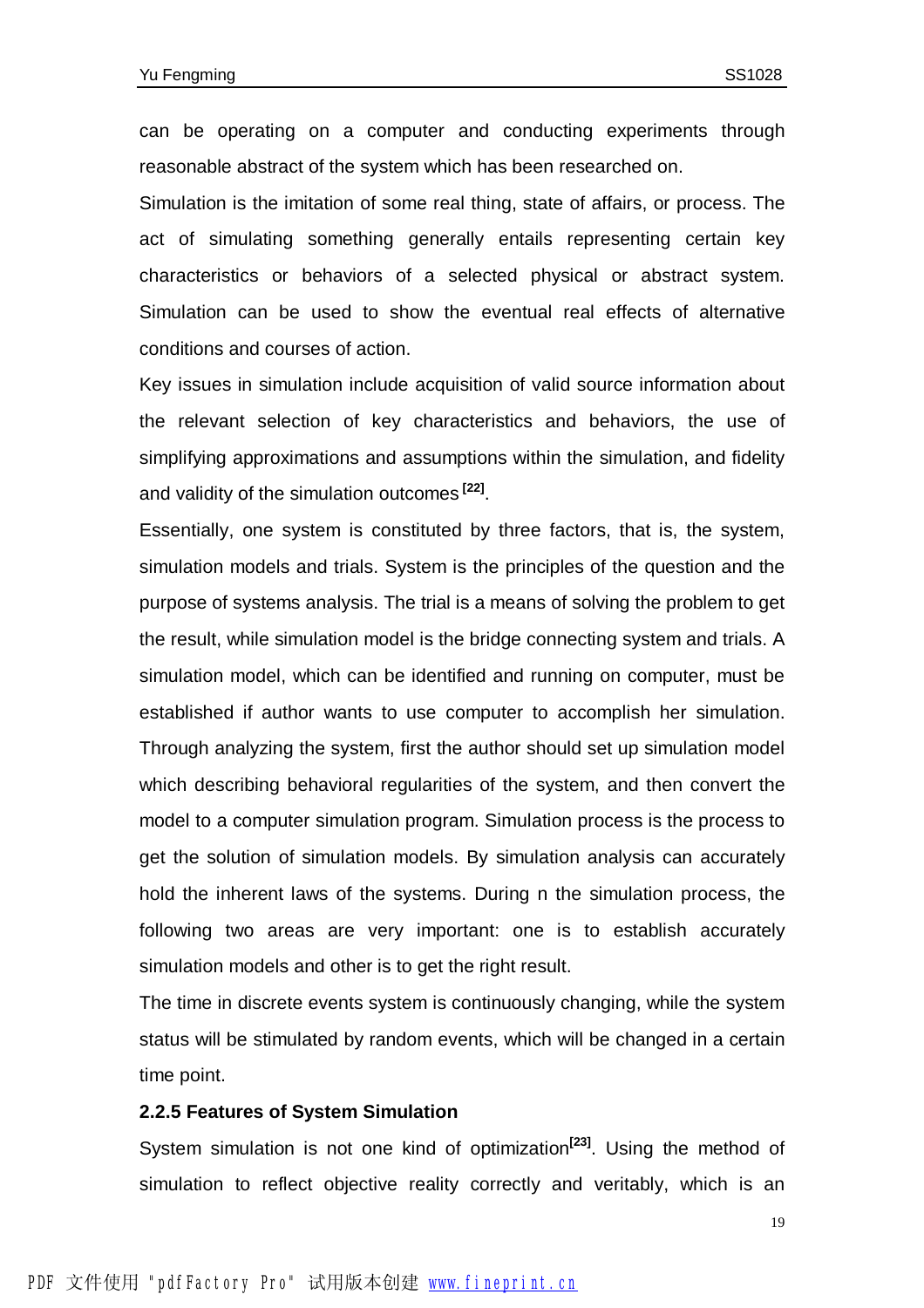can be operating on a computer and conducting experiments through reasonable abstract of the system which has been researched on.

Simulation is the imitation of some real thing, state of affairs, or process. The act of simulating something generally entails representing certain key characteristics or behaviors of a selected physical or abstract system. Simulation can be used to show the eventual real effects of alternative conditions and courses of action.

Key issues in simulation include acquisition of valid source information about the relevant selection of key characteristics and behaviors, the use of simplifying approximations and assumptions within the simulation, and fidelity and validity of the simulation outcomes [22].

Essentially, one system is constituted by three factors, that is, the system, simulation models and trials. System is the principles of the question and the purpose of systems analysis. The trial is a means of solving the problem to get the result, while simulation model is the bridge connecting system and trials. A simulation model, which can be identified and running on computer, must be established if author wants to use computer to accomplish her simulation. Through analyzing the system, first the author should set up simulation model which describing behavioral regularities of the system, and then convert the model to a computer simulation program. Simulation process is the process to get the solution of simulation models. By simulation analysis can accurately hold the inherent laws of the systems. During n the simulation process, the following two areas are very important: one is to establish accurately simulation models and other is to get the right result.

The time in discrete events system is continuously changing, while the system status will be stimulated by random events, which will be changed in a certain time point.

### 2.2.5 Features of System Simulation

System simulation is not one kind of optimization[23]. Using the method of simulation to reflect objective reality correctly and veritably, which is an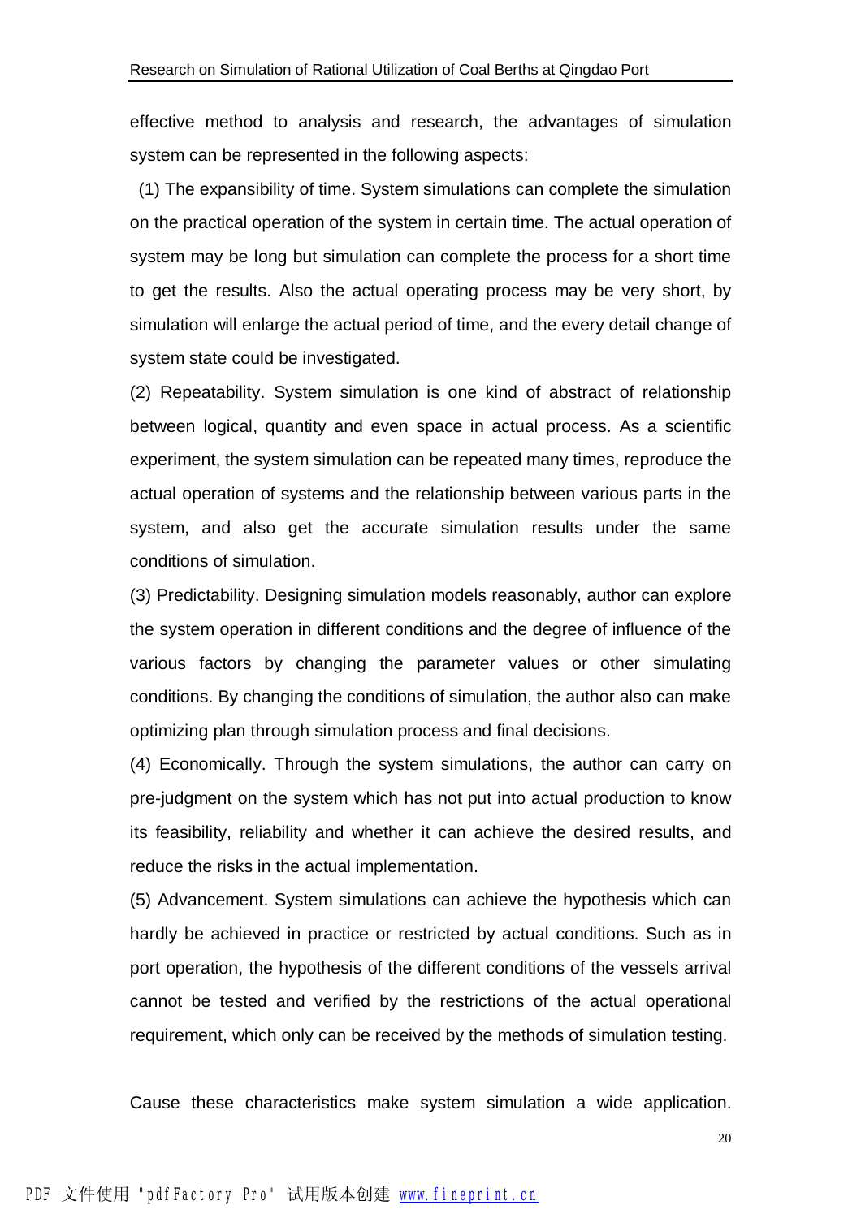effective method to analysis and research, the advantages of simulation system can be represented in the following aspects:

(1) The expansibility of time. System simulations can complete the simulation on the practical operation of the system in certain time. The actual operation of system may be long but simulation can complete the process for a short time to get the results. Also the actual operating process may be very short, by simulation will enlarge the actual period of time, and the every detail change of system state could be investigated.

(2) Repeatability. System simulation is one kind of abstract of relationship between logical, quantity and even space in actual process. As a scientific experiment, the system simulation can be repeated many times, reproduce the actual operation of systems and the relationship between various parts in the system, and also get the accurate simulation results under the same conditions of simulation.

(3) Predictability. Designing simulation models reasonably, author can explore the system operation in different conditions and the degree of influence of the various factors by changing the parameter values or other simulating conditions. By changing the conditions of simulation, the author also can make optimizing plan through simulation process and final decisions.

(4) Economically. Through the system simulations, the author can carry on pre-judgment on the system which has not put into actual production to know its feasibility, reliability and whether it can achieve the desired results, and reduce the risks in the actual implementation.

(5) Advancement. System simulations can achieve the hypothesis which can hardly be achieved in practice or restricted by actual conditions. Such as in port operation, the hypothesis of the different conditions of the vessels arrival cannot be tested and verified by the restrictions of the actual operational requirement, which only can be received by the methods of simulation testing.

Cause these characteristics make system simulation a wide application.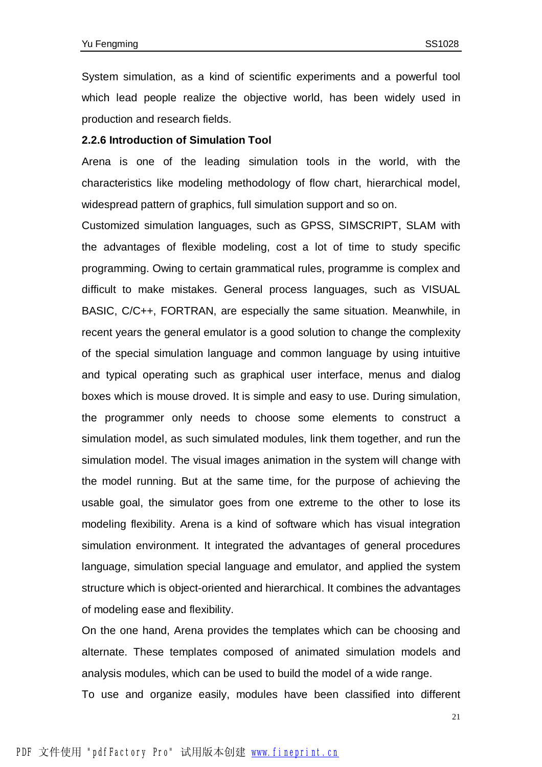System simulation, as a kind of scientific experiments and a powerful tool which lead people realize the objective world, has been widely used in production and research fields.

### 2.2.6 Introduction of Simulation Tool

Arena is one of the leading simulation tools in the world, with the characteristics like modeling methodology of flow chart, hierarchical model, widespread pattern of graphics, full simulation support and so on.

Customized simulation languages, such as GPSS, SIMSCRIPT, SLAM with the advantages of flexible modeling, cost a lot of time to study specific programming. Owing to certain grammatical rules, programme is complex and difficult to make mistakes. General process languages, such as VISUAL BASIC, C/C++, FORTRAN, are especially the same situation. Meanwhile, in recent years the general emulator is a good solution to change the complexity of the special simulation language and common language by using intuitive and typical operating such as graphical user interface, menus and dialog boxes which is mouse droved. It is simple and easy to use. During simulation, the programmer only needs to choose some elements to construct a simulation model, as such simulated modules, link them together, and run the simulation model. The visual images animation in the system will change with the model running. But at the same time, for the purpose of achieving the usable goal, the simulator goes from one extreme to the other to lose its modeling flexibility. Arena is a kind of software which has visual integration simulation environment. It integrated the advantages of general procedures language, simulation special language and emulator, and applied the system structure which is object-oriented and hierarchical. It combines the advantages of modeling ease and flexibility.

On the one hand, Arena provides the templates which can be choosing and alternate. These templates composed of animated simulation models and analysis modules, which can be used to build the model of a wide range.

To use and organize easily, modules have been classified into different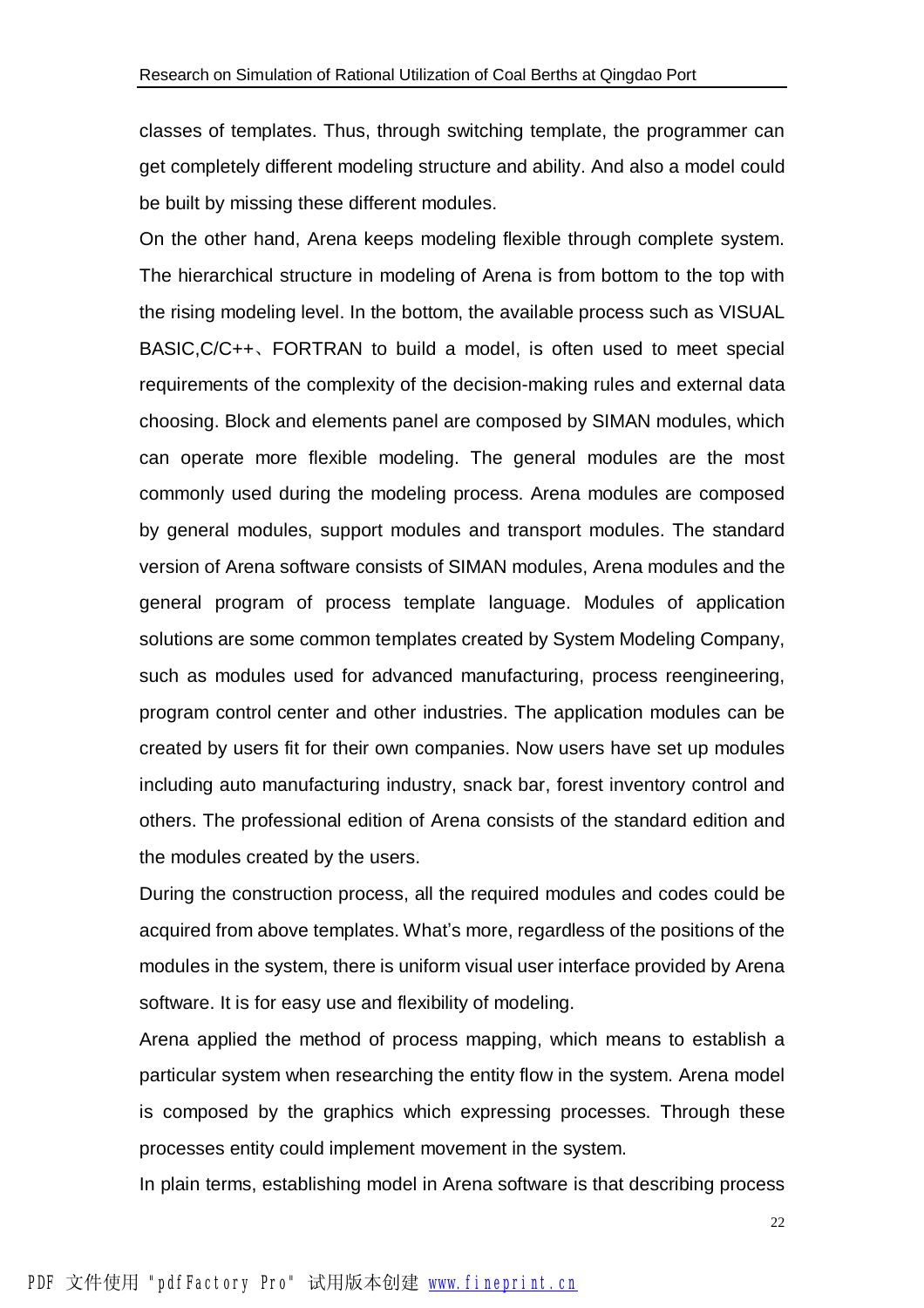classes of templates. Thus, through switching template, the programmer can get completely different modeling structure and ability. And also a model could be built by missing these different modules.

On the other hand, Arena keeps modeling flexible through complete system. The hierarchical structure in modeling of Arena is from bottom to the top with the rising modeling level. In the bottom, the available process such as VISUAL BASIC,C/C++、FORTRAN to build a model, is often used to meet special requirements of the complexity of the decision-making rules and external data choosing. Block and elements panel are composed by SIMAN modules, which can operate more flexible modeling. The general modules are the most commonly used during the modeling process. Arena modules are composed by general modules, support modules and transport modules. The standard version of Arena software consists of SIMAN modules, Arena modules and the general program of process template language. Modules of application solutions are some common templates created by System Modeling Company, such as modules used for advanced manufacturing, process reengineering, program control center and other industries. The application modules can be created by users fit for their own companies. Now users have set up modules including auto manufacturing industry, snack bar, forest inventory control and others. The professional edition of Arena consists of the standard edition and the modules created by the users.

During the construction process, all the required modules and codes could be acquired from above templates. What's more, regardless of the positions of the modules in the system, there is uniform visual user interface provided by Arena software. It is for easy use and flexibility of modeling.

Arena applied the method of process mapping, which means to establish a particular system when researching the entity flow in the system. Arena model is composed by the graphics which expressing processes. Through these processes entity could implement movement in the system.

In plain terms, establishing model in Arena software is that describing process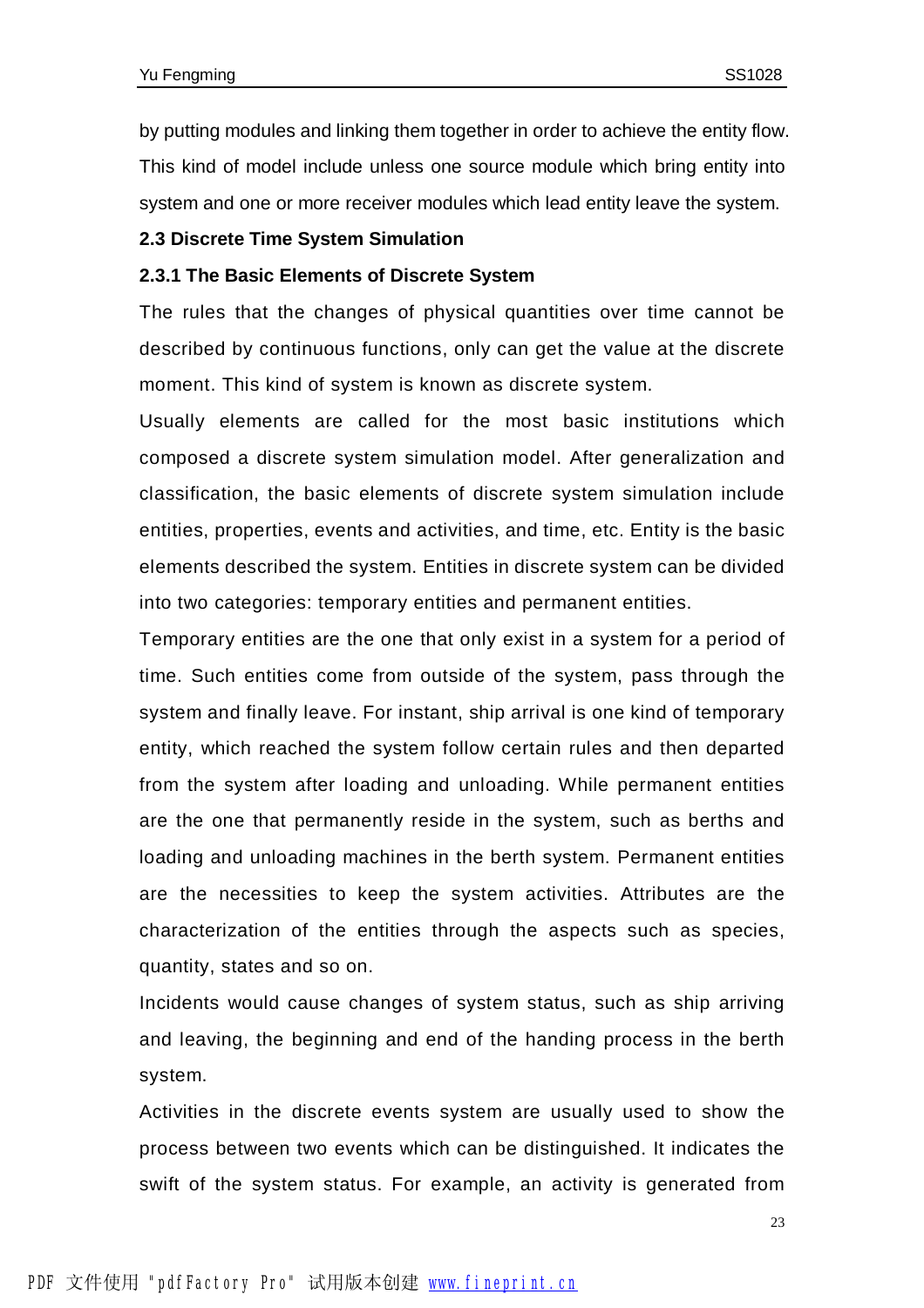by putting modules and linking them together in order to achieve the entity flow. This kind of model include unless one source module which bring entity into system and one or more receiver modules which lead entity leave the system.

## 2.3 Discrete Time System Simulation

### 2.3.1 The Basic Elements of Discrete System

The rules that the changes of physical quantities over time cannot be described by continuous functions, only can get the value at the discrete moment. This kind of system is known as discrete system.

Usually elements are called for the most basic institutions which composed a discrete system simulation model. After generalization and classification, the basic elements of discrete system simulation include entities, properties, events and activities, and time, etc. Entity is the basic elements described the system. Entities in discrete system can be divided into two categories: temporary entities and permanent entities.

Temporary entities are the one that only exist in a system for a period of time. Such entities come from outside of the system, pass through the system and finally leave. For instant, ship arrival is one kind of temporary entity, which reached the system follow certain rules and then departed from the system after loading and unloading. While permanent entities are the one that permanently reside in the system, such as berths and loading and unloading machines in the berth system. Permanent entities are the necessities to keep the system activities. Attributes are the characterization of the entities through the aspects such as species, quantity, states and so on.

Incidents would cause changes of system status, such as ship arriving and leaving, the beginning and end of the handing process in the berth system.

Activities in the discrete events system are usually used to show the process between two events which can be distinguished. It indicates the swift of the system status. For example, an activity is generated from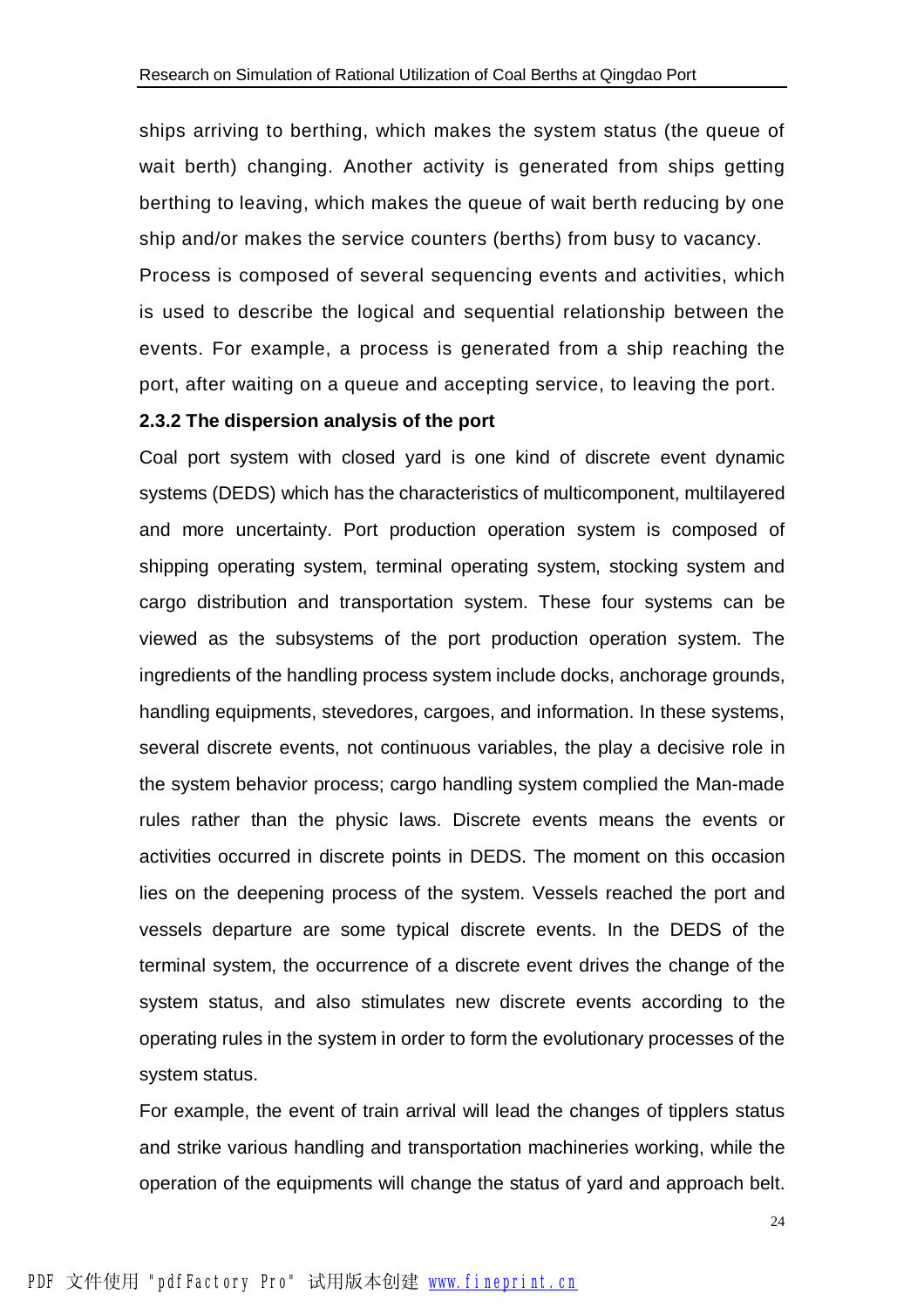ships arriving to berthing, which makes the system status (the queue of wait berth) changing. Another activity is generated from ships getting berthing to leaving, which makes the queue of wait berth reducing by one ship and/or makes the service counters (berths) from busy to vacancy.

Process is composed of several sequencing events and activities, which is used to describe the logical and sequential relationship between the events. For example, a process is generated from a ship reaching the port, after waiting on a queue and accepting service, to leaving the port.

### 2.3.2 The dispersion analysis of the port

Coal port system with closed yard is one kind of discrete event dynamic systems (DEDS) which has the characteristics of multicomponent, multilayered and more uncertainty. Port production operation system is composed of shipping operating system, terminal operating system, stocking system and cargo distribution and transportation system. These four systems can be viewed as the subsystems of the port production operation system. The ingredients of the handling process system include docks, anchorage grounds, handling equipments, stevedores, cargoes, and information. In these systems, several discrete events, not continuous variables, the play a decisive role in the system behavior process; cargo handling system complied the Man-made rules rather than the physic laws. Discrete events means the events or activities occurred in discrete points in DEDS. The moment on this occasion lies on the deepening process of the system. Vessels reached the port and vessels departure are some typical discrete events. In the DEDS of the terminal system, the occurrence of a discrete event drives the change of the system status, and also stimulates new discrete events according to the operating rules in the system in order to form the evolutionary processes of the system status.

For example, the event of train arrival will lead the changes of tipplers status and strike various handling and transportation machineries working, while the operation of the equipments will change the status of yard and approach belt.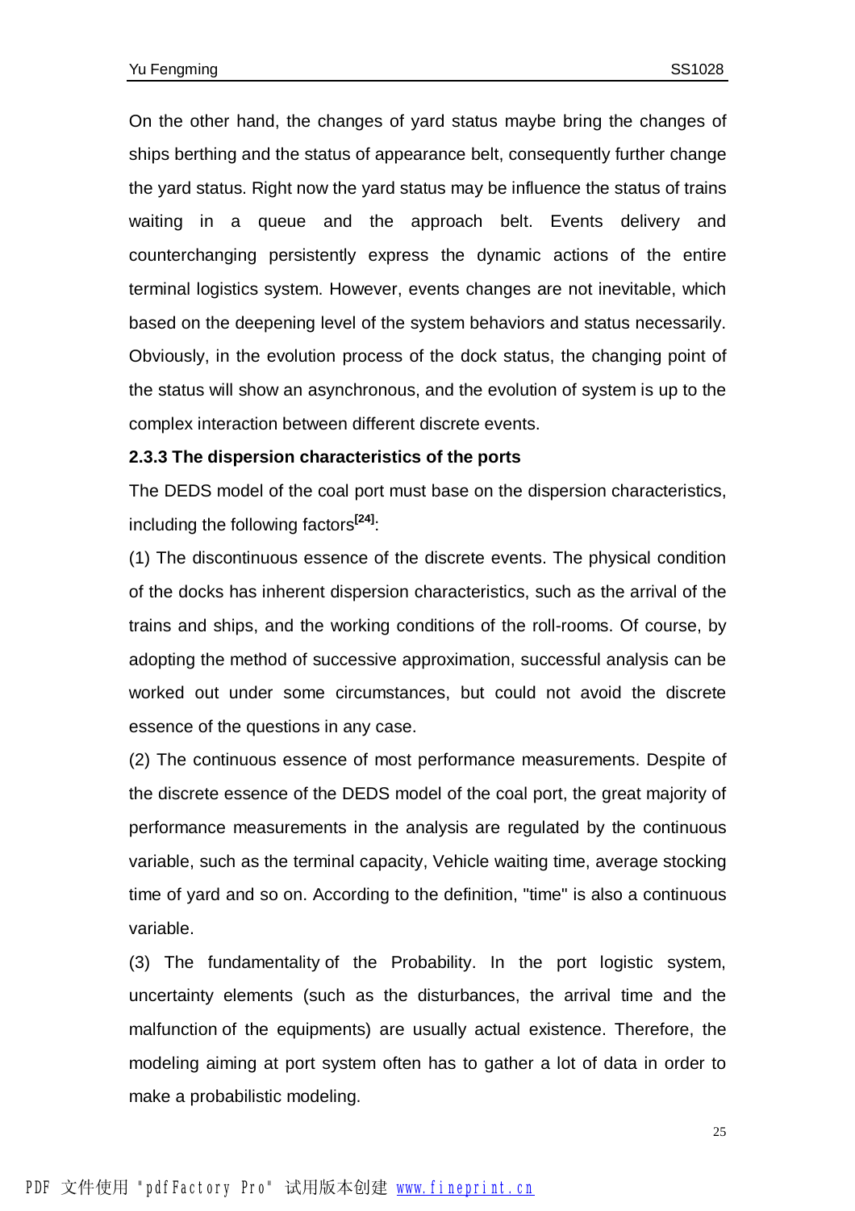On the other hand, the changes of yard status maybe bring the changes of ships berthing and the status of appearance belt, consequently further change the yard status. Right now the yard status may be influence the status of trains waiting in a queue and the approach belt. Events delivery and counterchanging persistently express the dynamic actions of the entire terminal logistics system. However, events changes are not inevitable, which based on the deepening level of the system behaviors and status necessarily. Obviously, in the evolution process of the dock status, the changing point of the status will show an asynchronous, and the evolution of system is up to the complex interaction between different discrete events.

### 2.3.3 The dispersion characteristics of the ports

The DEDS model of the coal port must base on the dispersion characteristics, including the following factors[24]:

(1) The discontinuous essence of the discrete events. The physical condition of the docks has inherent dispersion characteristics, such as the arrival of the trains and ships, and the working conditions of the roll-rooms. Of course, by adopting the method of successive approximation, successful analysis can be worked out under some circumstances, but could not avoid the discrete essence of the questions in any case.

(2) The continuous essence of most performance measurements. Despite of the discrete essence of the DEDS model of the coal port, the great majority of performance measurements in the analysis are regulated by the continuous variable, such as the terminal capacity, Vehicle waiting time, average stocking time of yard and so on. According to the definition, "time" is also a continuous variable.

(3) The fundamentality of the Probability. In the port logistic system, uncertainty elements (such as the disturbances, the arrival time and the malfunction of the equipments) are usually actual existence. Therefore, the modeling aiming at port system often has to gather a lot of data in order to make a probabilistic modeling.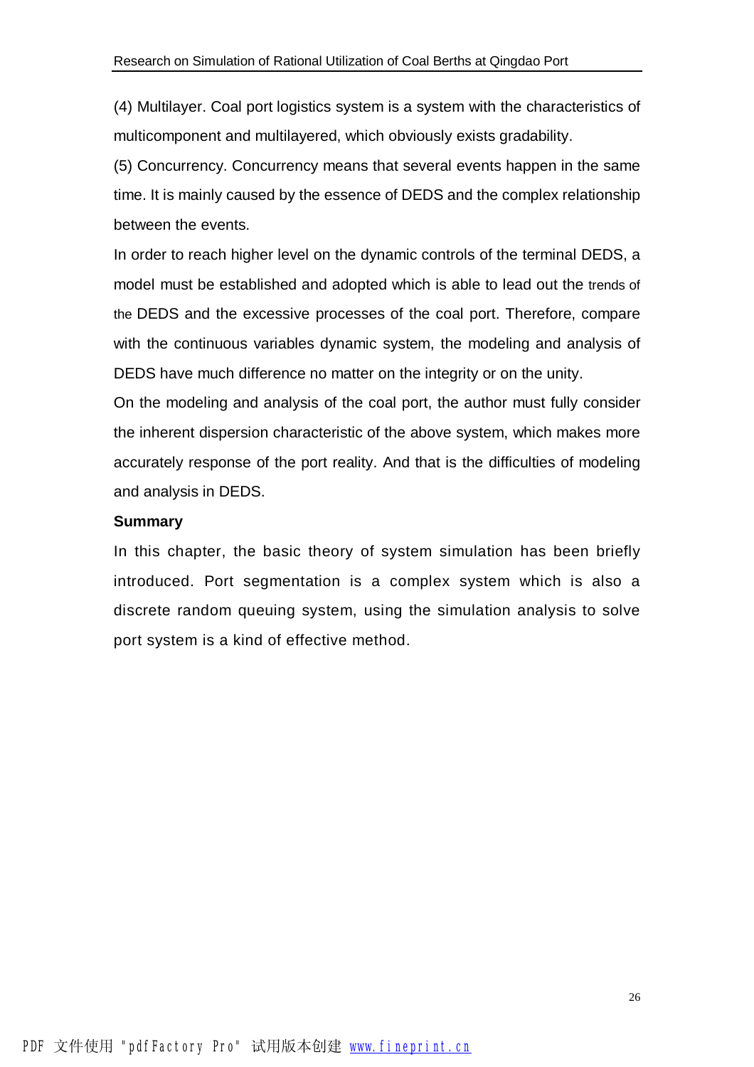(4) Multilayer. Coal port logistics system is a system with the characteristics of multicomponent and multilayered, which obviously exists gradability.

(5) Concurrency. Concurrency means that several events happen in the same time. It is mainly caused by the essence of DEDS and the complex relationship between the events.

In order to reach higher level on the dynamic controls of the terminal DEDS, a model must be established and adopted which is able to lead out the trends of the DEDS and the excessive processes of the coal port. Therefore, compare with the continuous variables dynamic system, the modeling and analysis of DEDS have much difference no matter on the integrity or on the unity.

On the modeling and analysis of the coal port, the author must fully consider the inherent dispersion characteristic of the above system, which makes more accurately response of the port reality. And that is the difficulties of modeling and analysis in DEDS.

**Summary**

In this chapter, the basic theory of system simulation has been briefly introduced. Port segmentation is a complex system which is also a discrete random queuing system, using the simulation analysis to solve port system is a kind of effective method.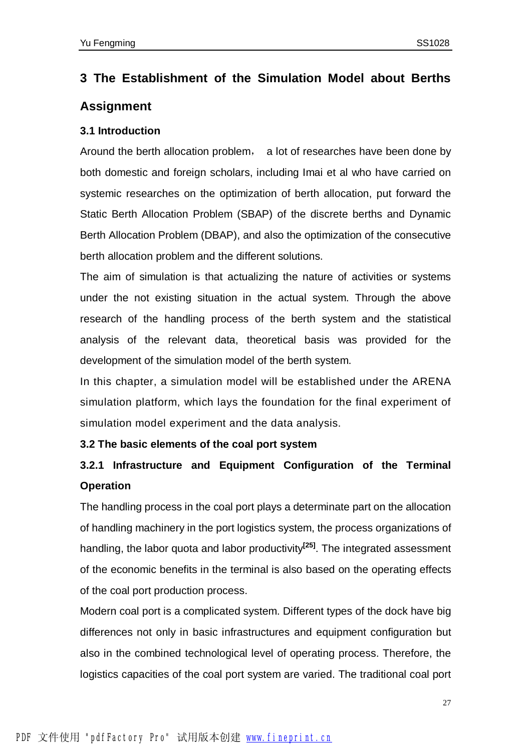# 3 The Establishment of the Simulation Model about Berths Assignment

## 3.1 Introduction

Around the berth allocation problem， a lot of researches have been done by both domestic and foreign scholars, including Imai et al who have carried on systemic researches on the optimization of berth allocation, put forward the Static Berth Allocation Problem (SBAP) of the discrete berths and Dynamic Berth Allocation Problem (DBAP), and also the optimization of the consecutive berth allocation problem and the different solutions.

The aim of simulation is that actualizing the nature of activities or systems under the not existing situation in the actual system. Through the above research of the handling process of the berth system and the statistical analysis of the relevant data, theoretical basis was provided for the development of the simulation model of the berth system.

In this chapter, a simulation model will be established under the ARENA simulation platform, which lays the foundation for the final experiment of simulation model experiment and the data analysis.

## 3.2 The basic elements of the coal port system

### 3.2.1 Infrastructure and Equipment Configuration of the Terminal Operation

The handling process in the coal port plays a determinate part on the allocation of handling machinery in the port logistics system, the process organizations of handling, the labor quota and labor productivity[25]. The integrated assessment of the economic benefits in the terminal is also based on the operating effects of the coal port production process.

Modern coal port is a complicated system. Different types of the dock have big differences not only in basic infrastructures and equipment configuration but also in the combined technological level of operating process. Therefore, the logistics capacities of the coal port system are varied. The traditional coal port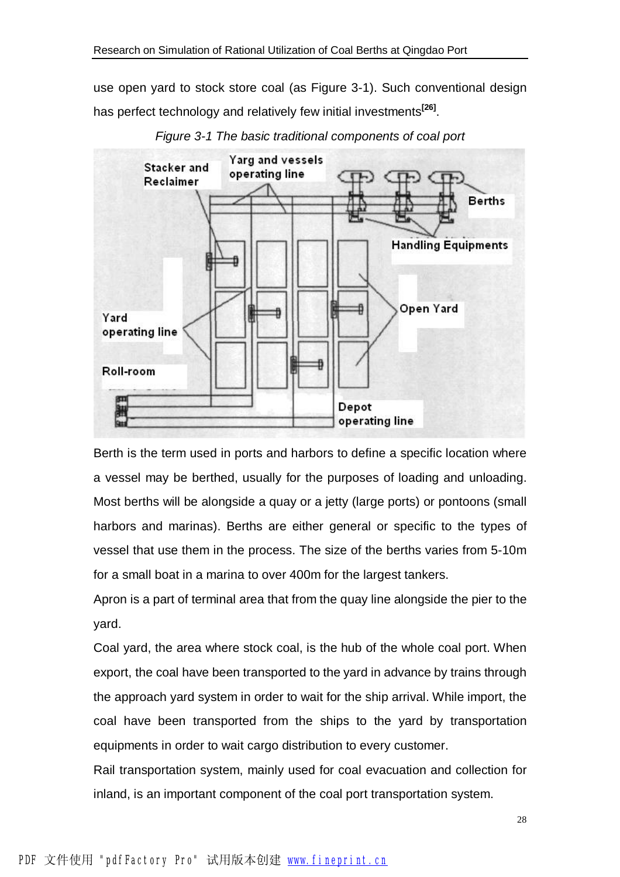use open yard to stock store coal (as Figure 3-1). Such conventional design has perfect technology and relatively few initial investments[26].

*Figure 3-1 The basic traditional components of coal port*

Berth is the term used in ports and harbors to define a specific location where a vessel may be berthed, usually for the purposes of loading and unloading. Most berths will be alongside a quay or a jetty (large ports) or pontoons (small harbors and marinas). Berths are either general or specific to the types of vessel that use them in the process. The size of the berths varies from 5-10m for a small boat in a marina to over 400m for the largest tankers.

Apron is a part of terminal area that from the quay line alongside the pier to the yard.

Coal yard, the area where stock coal, is the hub of the whole coal port. When export, the coal have been transported to the yard in advance by trains through the approach yard system in order to wait for the ship arrival. While import, the coal have been transported from the ships to the yard by transportation equipments in order to wait cargo distribution to every customer.

Rail transportation system, mainly used for coal evacuation and collection for inland, is an important component of the coal port transportation system.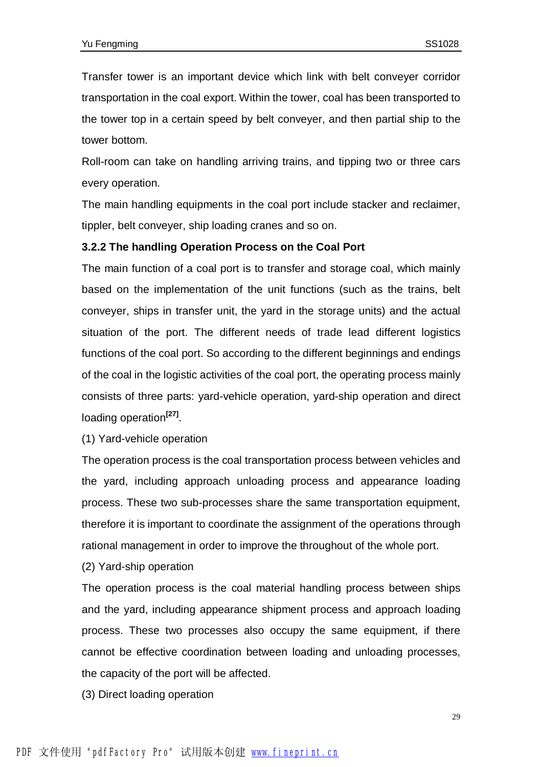Transfer tower is an important device which link with belt conveyer corridor transportation in the coal export. Within the tower, coal has been transported to the tower top in a certain speed by belt conveyer, and then partial ship to the tower bottom.

Roll-room can take on handling arriving trains, and tipping two or three cars every operation.

The main handling equipments in the coal port include stacker and reclaimer, tippler, belt conveyer, ship loading cranes and so on.

### 3.2.2 The handling Operation Process on the Coal Port

The main function of a coal port is to transfer and storage coal, which mainly based on the implementation of the unit functions (such as the trains, belt conveyer, ships in transfer unit, the yard in the storage units) and the actual situation of the port. The different needs of trade lead different logistics functions of the coal port. So according to the different beginnings and endings of the coal in the logistic activities of the coal port, the operating process mainly consists of three parts: yard-vehicle operation, yard-ship operation and direct loading operation[27].

(1) Yard-vehicle operation

The operation process is the coal transportation process between vehicles and the yard, including approach unloading process and appearance loading process. These two sub-processes share the same transportation equipment, therefore it is important to coordinate the assignment of the operations through rational management in order to improve the throughout of the whole port.

(2) Yard-ship operation

The operation process is the coal material handling process between ships and the yard, including appearance shipment process and approach loading process. These two processes also occupy the same equipment, if there cannot be effective coordination between loading and unloading processes, the capacity of the port will be affected.

(3) Direct loading operation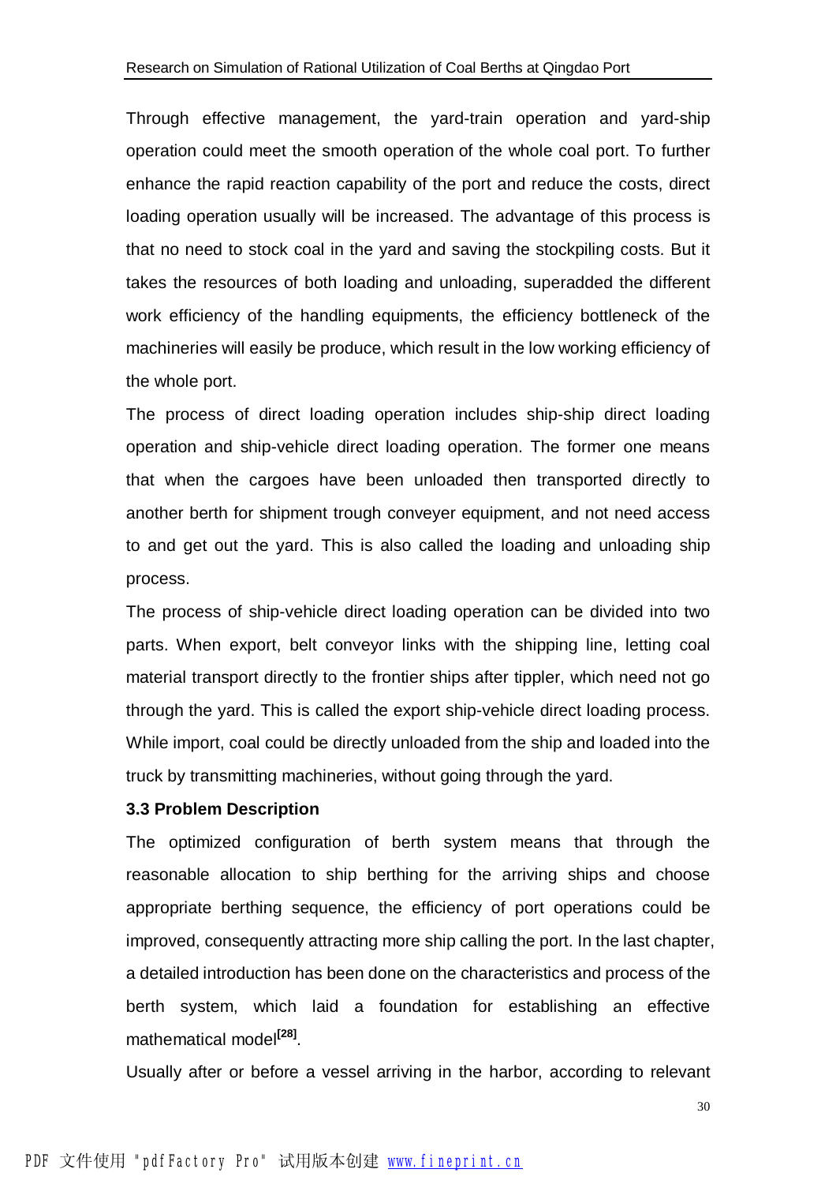Through effective management, the yard-train operation and yard-ship operation could meet the smooth operation of the whole coal port. To further enhance the rapid reaction capability of the port and reduce the costs, direct loading operation usually will be increased. The advantage of this process is that no need to stock coal in the yard and saving the stockpiling costs. But it takes the resources of both loading and unloading, superadded the different work efficiency of the handling equipments, the efficiency bottleneck of the machineries will easily be produce, which result in the low working efficiency of the whole port.

The process of direct loading operation includes ship-ship direct loading operation and ship-vehicle direct loading operation. The former one means that when the cargoes have been unloaded then transported directly to another berth for shipment trough conveyer equipment, and not need access to and get out the yard. This is also called the loading and unloading ship process.

The process of ship-vehicle direct loading operation can be divided into two parts. When export, belt conveyor links with the shipping line, letting coal material transport directly to the frontier ships after tippler, which need not go through the yard. This is called the export ship-vehicle direct loading process. While import, coal could be directly unloaded from the ship and loaded into the truck by transmitting machineries, without going through the yard.

### 3.3 Problem Description

The optimized configuration of berth system means that through the reasonable allocation to ship berthing for the arriving ships and choose appropriate berthing sequence, the efficiency of port operations could be improved, consequently attracting more ship calling the port. In the last chapter, a detailed introduction has been done on the characteristics and process of the berth system, which laid a foundation for establishing an effective mathematical model[28].

Usually after or before a vessel arriving in the harbor, according to relevant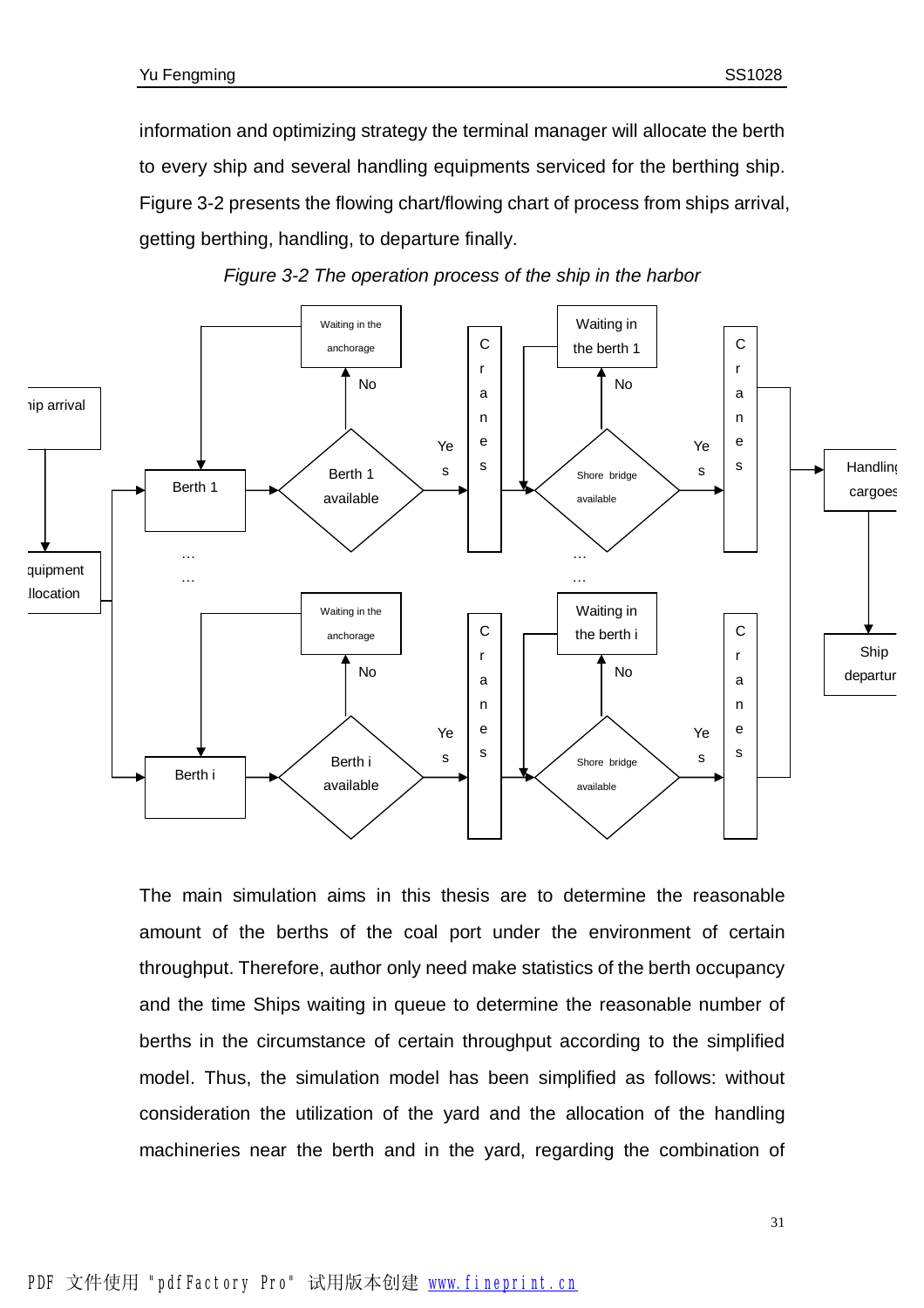information and optimizing strategy the terminal manager will allocate the berth to every ship and several handling equipments serviced for the berthing ship. Figure 3-2 presents the flowing chart/flowing chart of process from ships arrival, getting berthing, handling, to departure finally.

*Figure 3-2 The operation process of the ship in the harbor*

The main simulation aims in this thesis are to determine the reasonable amount of the berths of the coal port under the environment of certain throughput. Therefore, author only need make statistics of the berth occupancy and the time Ships waiting in queue to determine the reasonable number of berths in the circumstance of certain throughput according to the simplified model. Thus, the simulation model has been simplified as follows: without consideration the utilization of the yard and the allocation of the handling machineries near the berth and in the yard, regarding the combination of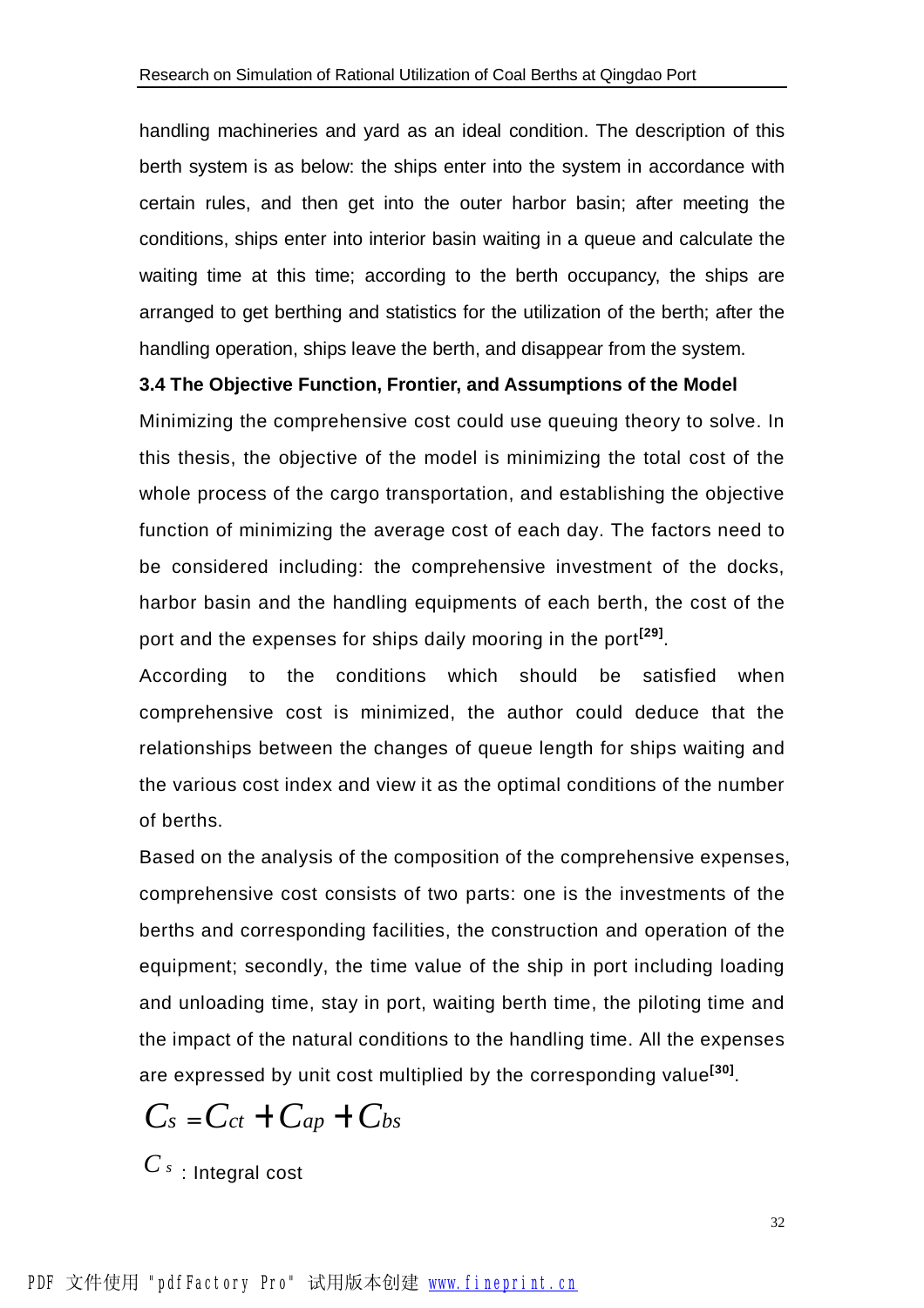handling machineries and yard as an ideal condition. The description of this berth system is as below: the ships enter into the system in accordance with certain rules, and then get into the outer harbor basin; after meeting the conditions, ships enter into interior basin waiting in a queue and calculate the waiting time at this time; according to the berth occupancy, the ships are arranged to get berthing and statistics for the utilization of the berth; after the handling operation, ships leave the berth, and disappear from the system.

### 3.4 The Objective Function, Frontier, and Assumptions of the Model

Minimizing the comprehensive cost could use queuing theory to solve. In this thesis, the objective of the model is minimizing the total cost of the whole process of the cargo transportation, and establishing the objective function of minimizing the average cost of each day. The factors need to be considered including: the comprehensive investment of the docks, harbor basin and the handling equipments of each berth, the cost of the port and the expenses for ships daily mooring in the port[29].

According to the conditions which should be satisfied when comprehensive cost is minimized, the author could deduce that the relationships between the changes of queue length for ships waiting and the various cost index and view it as the optimal conditions of the number of berths.

Based on the analysis of the composition of the comprehensive expenses, comprehensive cost consists of two parts: one is the investments of the berths and corresponding facilities, the construction and operation of the equipment; secondly, the time value of the ship in port including loading and unloading time, stay in port, waiting berth time, the piloting time and the impact of the natural conditions to the handling time. All the expenses are expressed by unit cost multiplied by the corresponding value[30].

$$C_s = C_{ct} + C_{ap} + C_{bs}$$

$C_s$ : Integral cost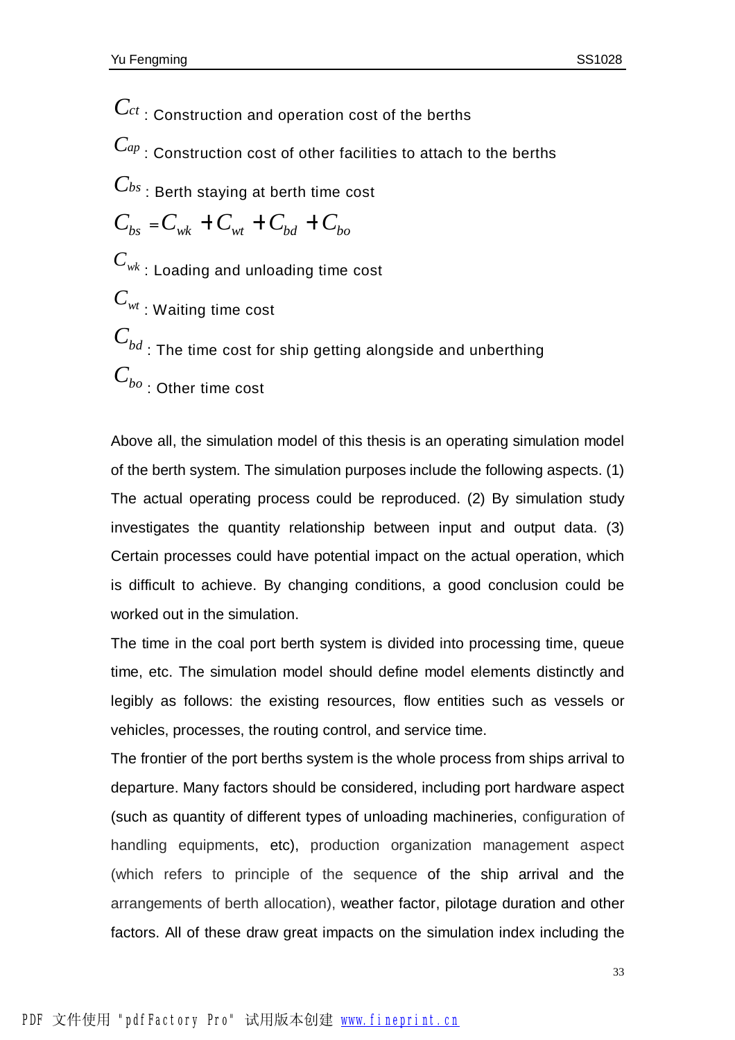$C_{ct}$ : Construction and operation cost of the berths

$C_{ap}$ : Construction cost of other facilities to attach to the berths

$C_{bs}$ : Berth staying at berth time cost

$$C_{bs} = C_{wk} + C_{wt} + C_{bd} + C_{bo}$$

$C_{wk}$ : Loading and unloading time cost

$C_{wt}$ : Waiting time cost

$C_{bd}$ : The time cost for ship getting alongside and unberthing

$C_{bo}$ : Other time cost

Above all, the simulation model of this thesis is an operating simulation model of the berth system. The simulation purposes include the following aspects. (1) The actual operating process could be reproduced. (2) By simulation study investigates the quantity relationship between input and output data. (3) Certain processes could have potential impact on the actual operation, which is difficult to achieve. By changing conditions, a good conclusion could be worked out in the simulation.

The time in the coal port berth system is divided into processing time, queue time, etc. The simulation model should define model elements distinctly and legibly as follows: the existing resources, flow entities such as vessels or vehicles, processes, the routing control, and service time.

The frontier of the port berths system is the whole process from ships arrival to departure. Many factors should be considered, including port hardware aspect (such as quantity of different types of unloading machineries, configuration of handling equipments, etc), production organization management aspect (which refers to principle of the sequence of the ship arrival and the arrangements of berth allocation), weather factor, pilotage duration and other factors. All of these draw great impacts on the simulation index including the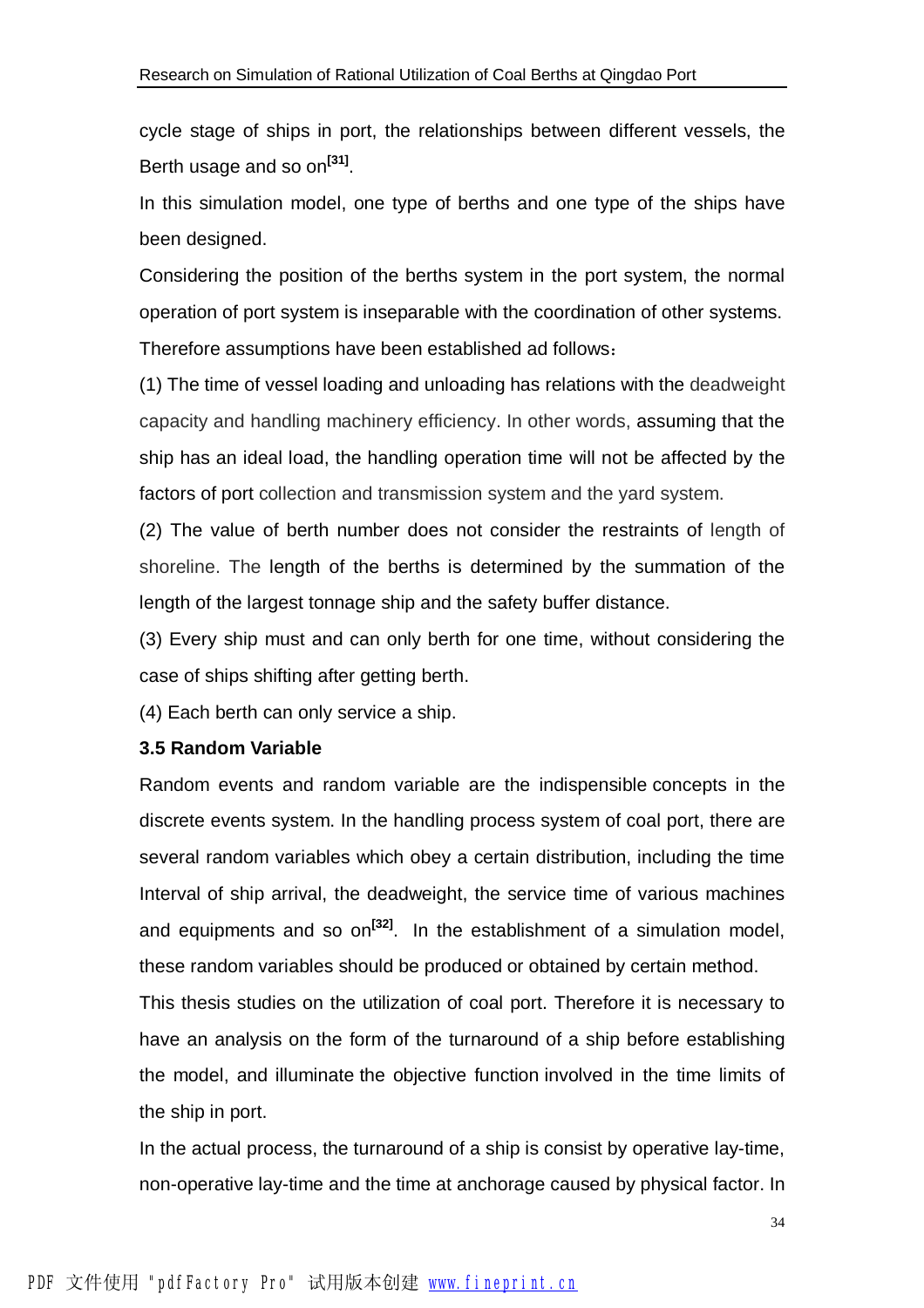cycle stage of ships in port, the relationships between different vessels, the Berth usage and so on[31].

In this simulation model, one type of berths and one type of the ships have been designed.

Considering the position of the berths system in the port system, the normal operation of port system is inseparable with the coordination of other systems. Therefore assumptions have been established ad follows：

(1) The time of vessel loading and unloading has relations with the deadweight capacity and handling machinery efficiency. In other words, assuming that the ship has an ideal load, the handling operation time will not be affected by the factors of port collection and transmission system and the yard system.

(2) The value of berth number does not consider the restraints of length of shoreline. The length of the berths is determined by the summation of the length of the largest tonnage ship and the safety buffer distance.

(3) Every ship must and can only berth for one time, without considering the case of ships shifting after getting berth.

(4) Each berth can only service a ship.

### 3.5 Random Variable

Random events and random variable are the indispensible concepts in the discrete events system. In the handling process system of coal port, there are several random variables which obey a certain distribution, including the time Interval of ship arrival, the deadweight, the service time of various machines and equipments and so on[32]. In the establishment of a simulation model, these random variables should be produced or obtained by certain method.

This thesis studies on the utilization of coal port. Therefore it is necessary to have an analysis on the form of the turnaround of a ship before establishing the model, and illuminate the objective function involved in the time limits of the ship in port.

In the actual process, the turnaround of a ship is consist by operative lay-time, non-operative lay-time and the time at anchorage caused by physical factor. In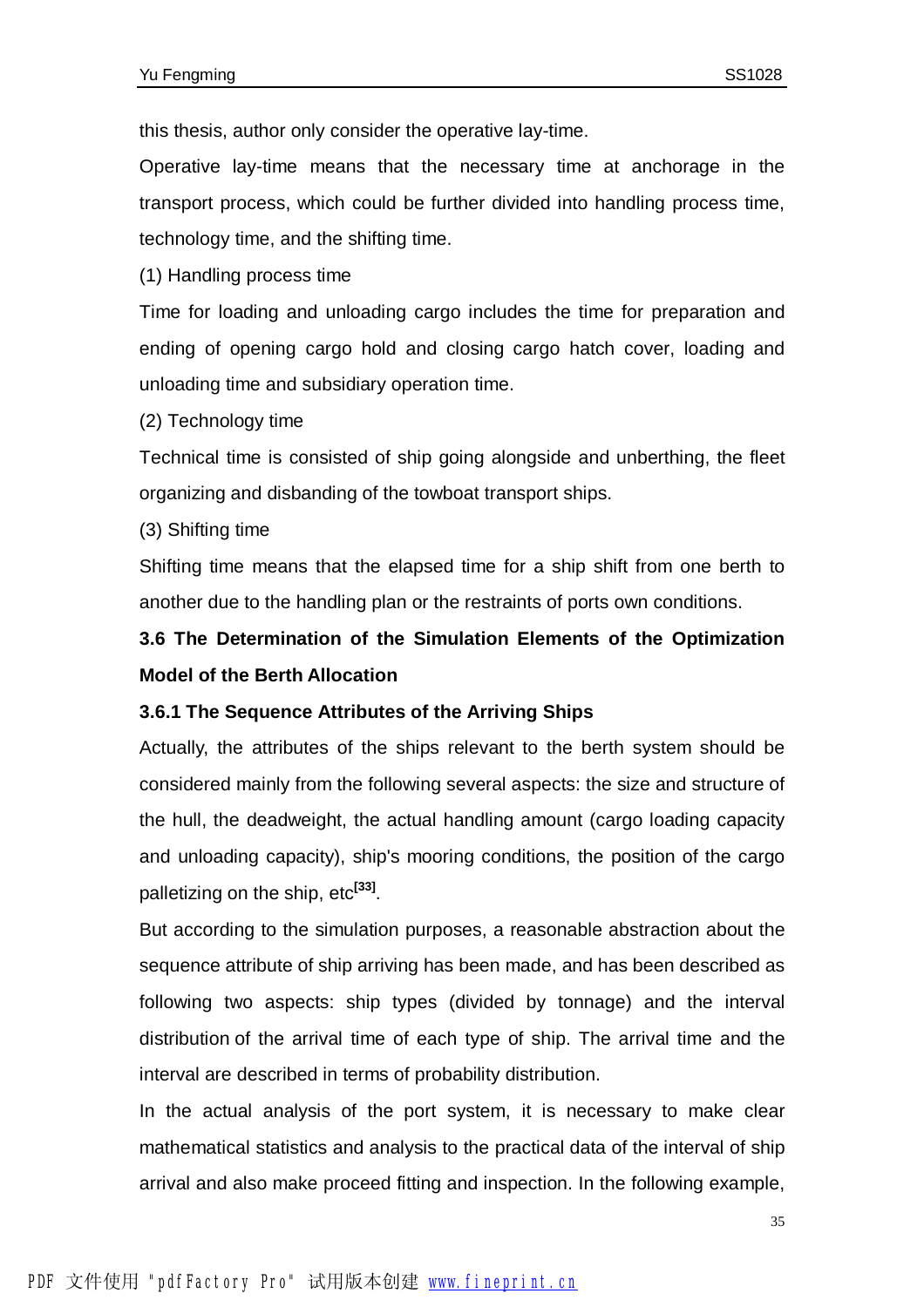this thesis, author only consider the operative lay-time.

Operative lay-time means that the necessary time at anchorage in the transport process, which could be further divided into handling process time, technology time, and the shifting time.

(1) Handling process time

Time for loading and unloading cargo includes the time for preparation and ending of opening cargo hold and closing cargo hatch cover, loading and unloading time and subsidiary operation time.

(2) Technology time

Technical time is consisted of ship going alongside and unberthing, the fleet organizing and disbanding of the towboat transport ships.

(3) Shifting time

Shifting time means that the elapsed time for a ship shift from one berth to another due to the handling plan or the restraints of ports own conditions.

## 3.6 The Determination of the Simulation Elements of the Optimization Model of the Berth Allocation

### 3.6.1 The Sequence Attributes of the Arriving Ships

Actually, the attributes of the ships relevant to the berth system should be considered mainly from the following several aspects: the size and structure of the hull, the deadweight, the actual handling amount (cargo loading capacity and unloading capacity), ship's mooring conditions, the position of the cargo palletizing on the ship, etc[33].

But according to the simulation purposes, a reasonable abstraction about the sequence attribute of ship arriving has been made, and has been described as following two aspects: ship types (divided by tonnage) and the interval distribution of the arrival time of each type of ship. The arrival time and the interval are described in terms of probability distribution.

In the actual analysis of the port system, it is necessary to make clear mathematical statistics and analysis to the practical data of the interval of ship arrival and also make proceed fitting and inspection. In the following example,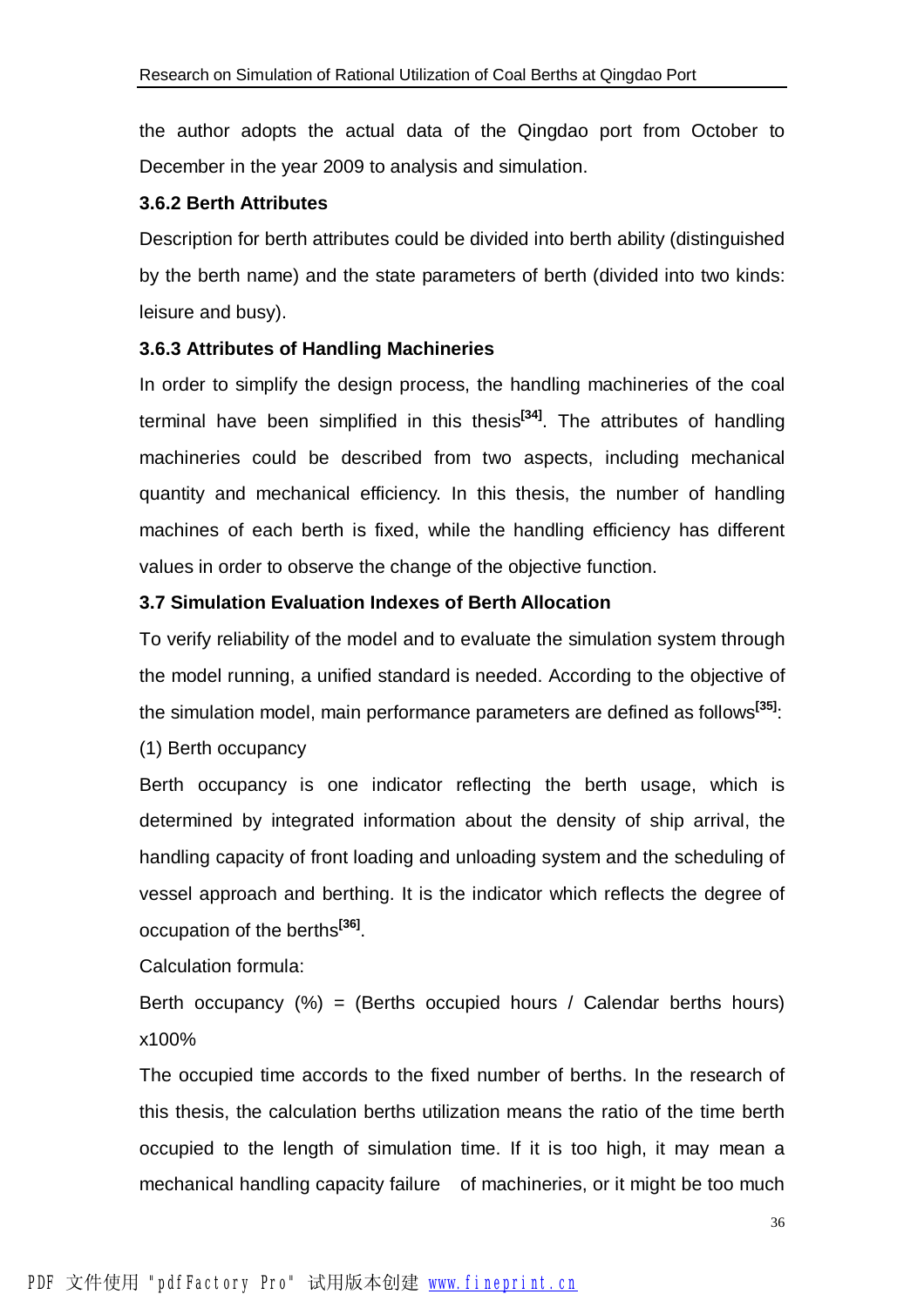the author adopts the actual data of the Qingdao port from October to December in the year 2009 to analysis and simulation.

### 3.6.2 Berth Attributes

Description for berth attributes could be divided into berth ability (distinguished by the berth name) and the state parameters of berth (divided into two kinds: leisure and busy).

### 3.6.3 Attributes of Handling Machineries

In order to simplify the design process, the handling machineries of the coal terminal have been simplified in this thesis[34]. The attributes of handling machineries could be described from two aspects, including mechanical quantity and mechanical efficiency. In this thesis, the number of handling machines of each berth is fixed, while the handling efficiency has different values in order to observe the change of the objective function.

## 3.7 Simulation Evaluation Indexes of Berth Allocation

To verify reliability of the model and to evaluate the simulation system through the model running, a unified standard is needed. According to the objective of the simulation model, main performance parameters are defined as follows[35]:

(1) Berth occupancy

Berth occupancy is one indicator reflecting the berth usage, which is determined by integrated information about the density of ship arrival, the handling capacity of front loading and unloading system and the scheduling of vessel approach and berthing. It is the indicator which reflects the degree of occupation of the berths[36].

Calculation formula:

Berth occupancy (%) = (Berths occupied hours / Calendar berths hours) x100%

The occupied time accords to the fixed number of berths. In the research of this thesis, the calculation berths utilization means the ratio of the time berth occupied to the length of simulation time. If it is too high, it may mean a mechanical handling capacity failure of machineries, or it might be too much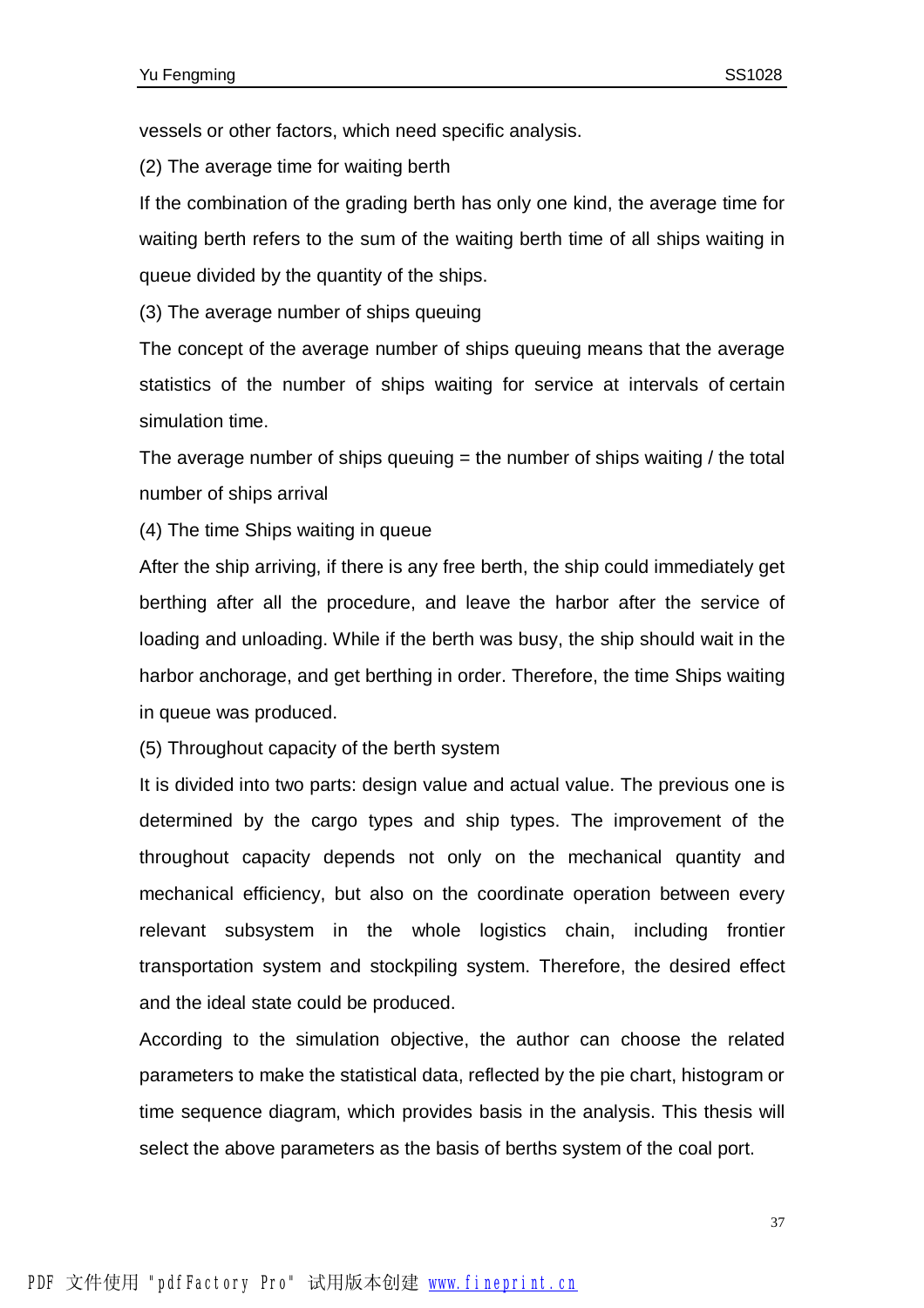vessels or other factors, which need specific analysis.

(2) The average time for waiting berth

If the combination of the grading berth has only one kind, the average time for waiting berth refers to the sum of the waiting berth time of all ships waiting in queue divided by the quantity of the ships.

(3) The average number of ships queuing

The concept of the average number of ships queuing means that the average statistics of the number of ships waiting for service at intervals of certain simulation time.

The average number of ships queuing = the number of ships waiting / the total number of ships arrival

(4) The time Ships waiting in queue

After the ship arriving, if there is any free berth, the ship could immediately get berthing after all the procedure, and leave the harbor after the service of loading and unloading. While if the berth was busy, the ship should wait in the harbor anchorage, and get berthing in order. Therefore, the time Ships waiting in queue was produced.

(5) Throughout capacity of the berth system

It is divided into two parts: design value and actual value. The previous one is determined by the cargo types and ship types. The improvement of the throughout capacity depends not only on the mechanical quantity and mechanical efficiency, but also on the coordinate operation between every relevant subsystem in the whole logistics chain, including frontier transportation system and stockpiling system. Therefore, the desired effect and the ideal state could be produced.

According to the simulation objective, the author can choose the related parameters to make the statistical data, reflected by the pie chart, histogram or time sequence diagram, which provides basis in the analysis. This thesis will select the above parameters as the basis of berths system of the coal port.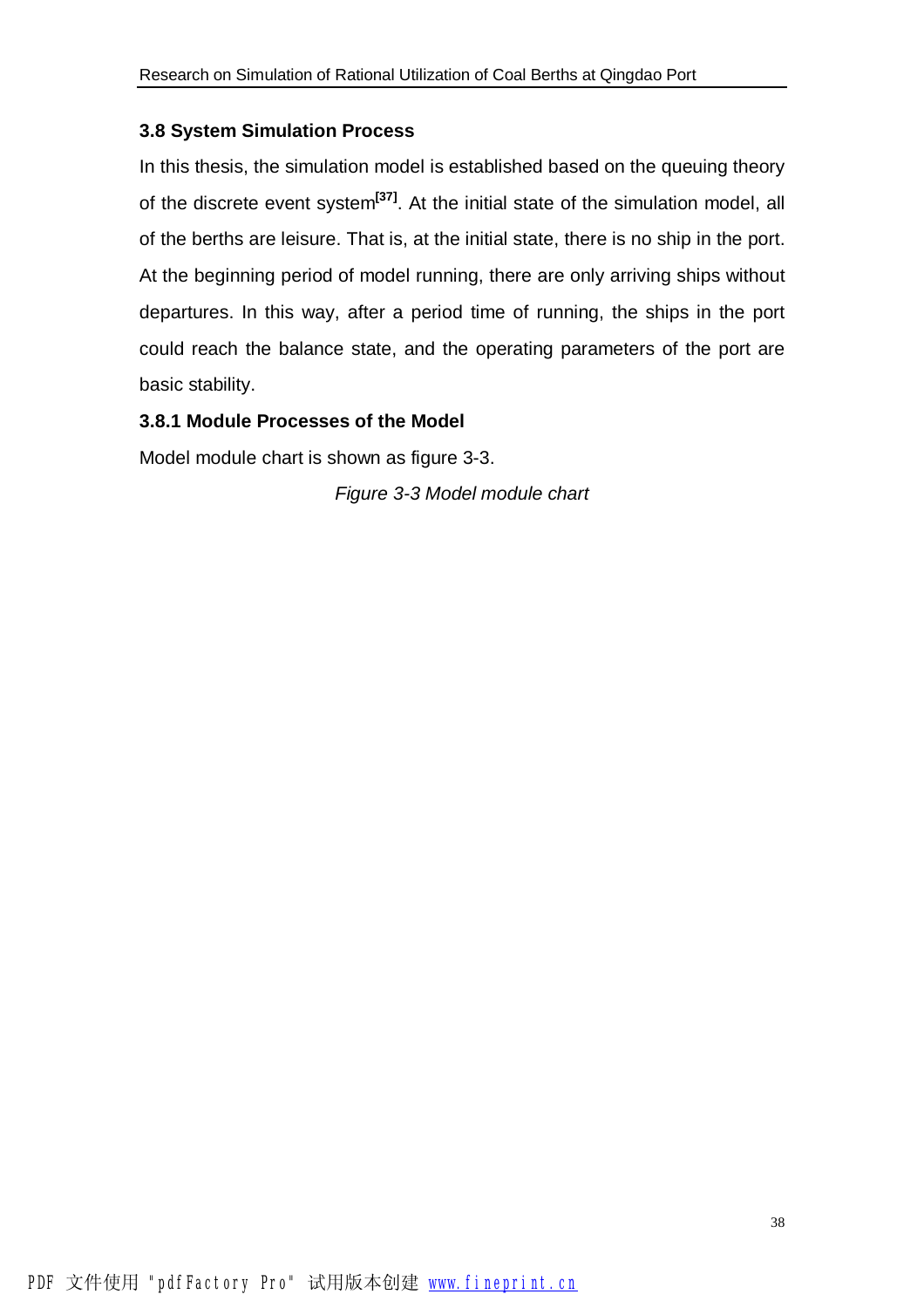### 3.8 System Simulation Process

In this thesis, the simulation model is established based on the queuing theory of the discrete event system[37]. At the initial state of the simulation model, all of the berths are leisure. That is, at the initial state, there is no ship in the port. At the beginning period of model running, there are only arriving ships without departures. In this way, after a period time of running, the ships in the port could reach the balance state, and the operating parameters of the port are basic stability.

#### 3.8.1 Module Processes of the Model

Model module chart is shown as figure 3-3.

*Figure 3-3 Model module chart*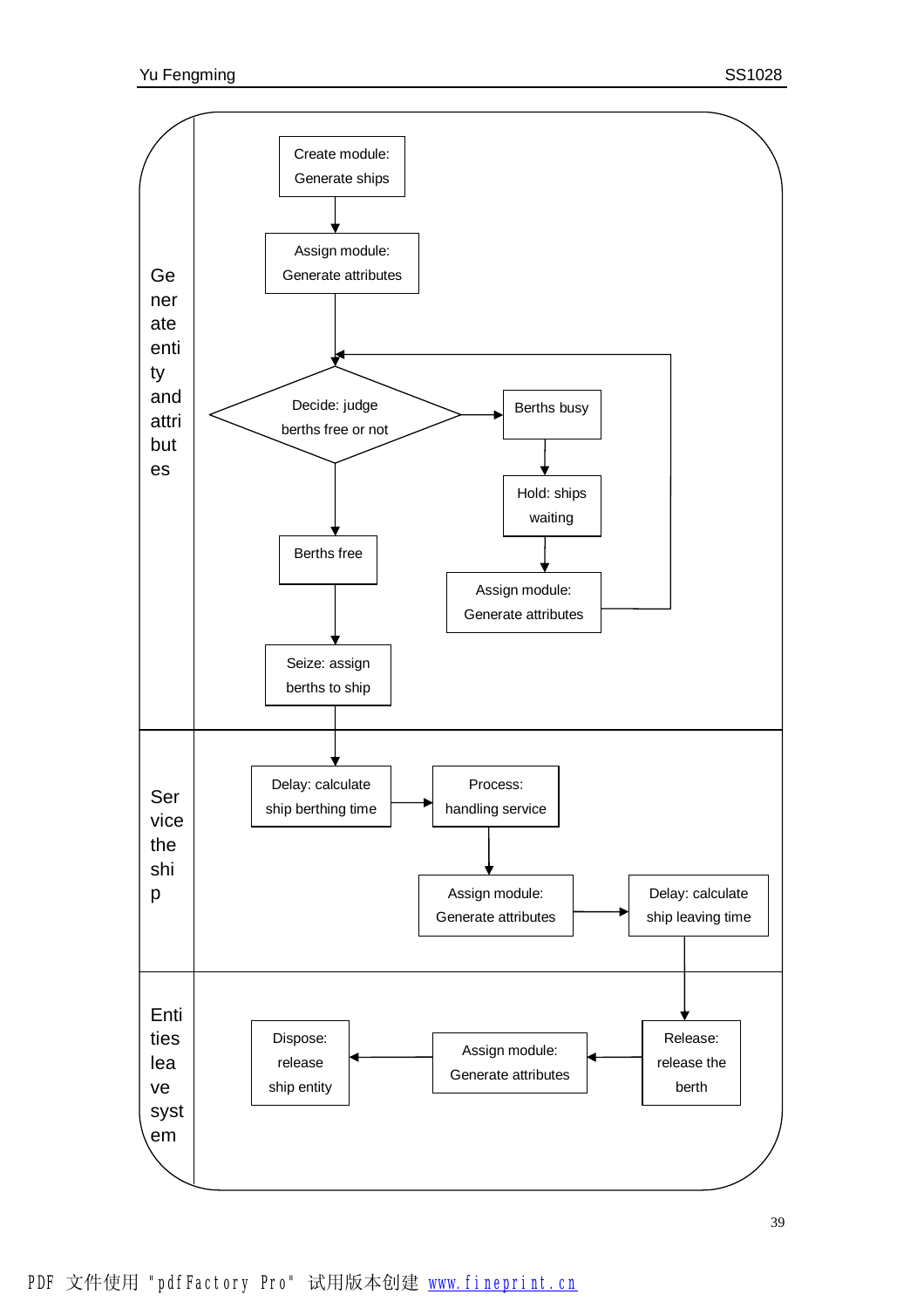**Generate entity and attributes**

Create module: Generate ships

Assign module: Generate attributes

Decide: judge berths free or not

Berths busy

Hold: ships waiting

Assign module: Generate attributes

Berths free

Seize: assign berths to ship

**Service the ship**

Delay: calculate ship berthing time

Process: handling service

Assign module: Generate attributes

Delay: calculate ship leaving time

**Entities leave system**

Release: release the berth

Assign module: Generate attributes

Dispose: release ship entity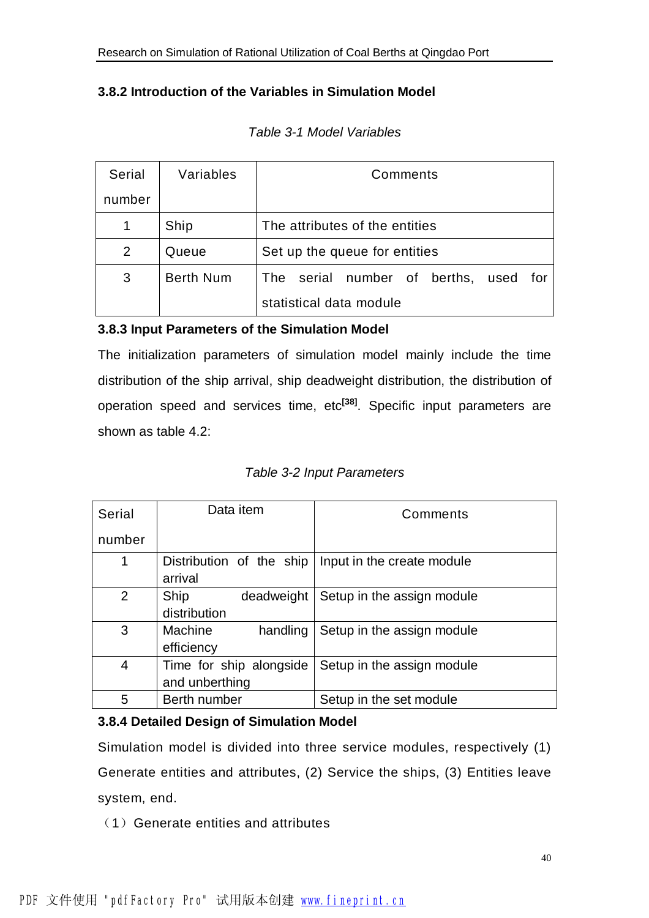### 3.8.2 Introduction of the Variables in Simulation Model

*Table 3-1 Model Variables*

| Serial number | Variables | Comments |
|---|---|---|
| 1 | Ship | The attributes of the entities |
| 2 | Queue | Set up the queue for entities |
| 3 | Berth Num | The serial number of berths, used for statistical data module |

### 3.8.3 Input Parameters of the Simulation Model

The initialization parameters of simulation model mainly include the time distribution of the ship arrival, ship deadweight distribution, the distribution of operation speed and services time, etc[38]. Specific input parameters are shown as table 4.2:

*Table 3-2 Input Parameters*

| Serial number | Data item | Comments |
|---|---|---|
| 1 | Distribution of the ship arrival | Input in the create module |
| 2 | Ship deadweight distribution | Setup in the assign module |
| 3 | Machine handling efficiency | Setup in the assign module |
| 4 | Time for ship alongside and unberthing | Setup in the assign module |
| 5 | Berth number | Setup in the set module |

### 3.8.4 Detailed Design of Simulation Model

Simulation model is divided into three service modules, respectively (1) Generate entities and attributes, (2) Service the ships, (3) Entities leave system, end.

（1）Generate entities and attributes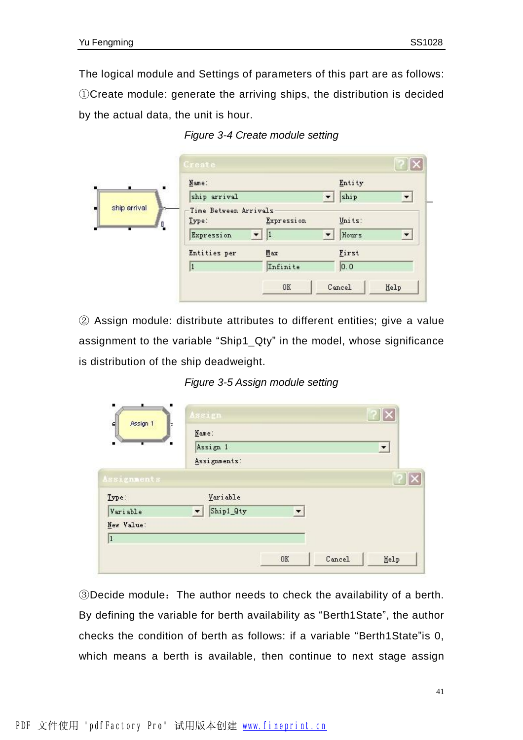The logical module and Settings of parameters of this part are as follows:

①Create module: generate the arriving ships, the distribution is decided by the actual data, the unit is hour.

*Figure 3-4 Create module setting*

② Assign module: distribute attributes to different entities; give a value assignment to the variable “Ship1_Qty” in the model, whose significance is distribution of the ship deadweight.

*Figure 3-5 Assign module setting*

③Decide module：The author needs to check the availability of a berth. By defining the variable for berth availability as “Berth1State”, the author checks the condition of berth as follows: if a variable “Berth1State”is 0, which means a berth is available, then continue to next stage assign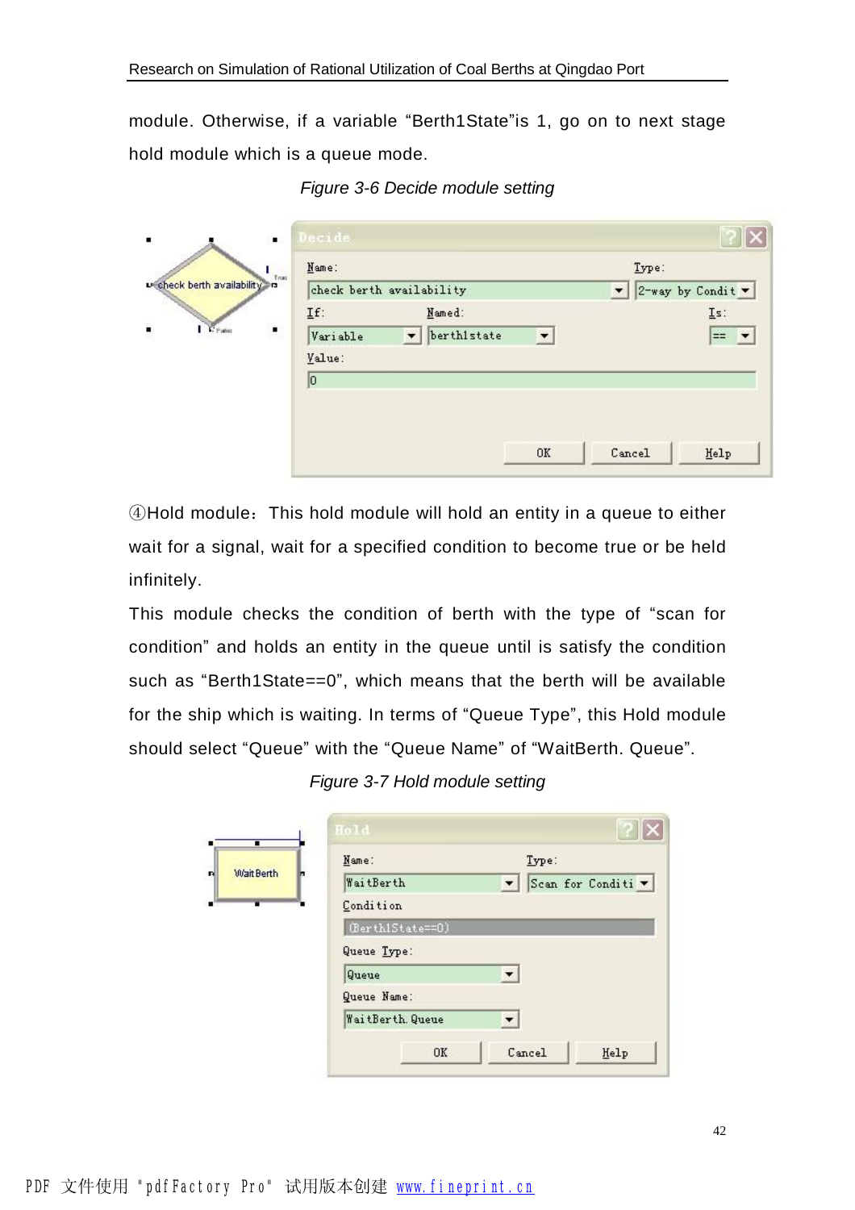module. Otherwise, if a variable "Berth1State"is 1, go on to next stage hold module which is a queue mode.

*Figure 3-6 Decide module setting*

④Hold module：This hold module will hold an entity in a queue to either wait for a signal, wait for a specified condition to become true or be held infinitely.

This module checks the condition of berth with the type of "scan for condition" and holds an entity in the queue until is satisfy the condition such as "Berth1State==0", which means that the berth will be available for the ship which is waiting. In terms of "Queue Type", this Hold module should select "Queue" with the "Queue Name" of "WaitBerth. Queue".

*Figure 3-7 Hold module setting*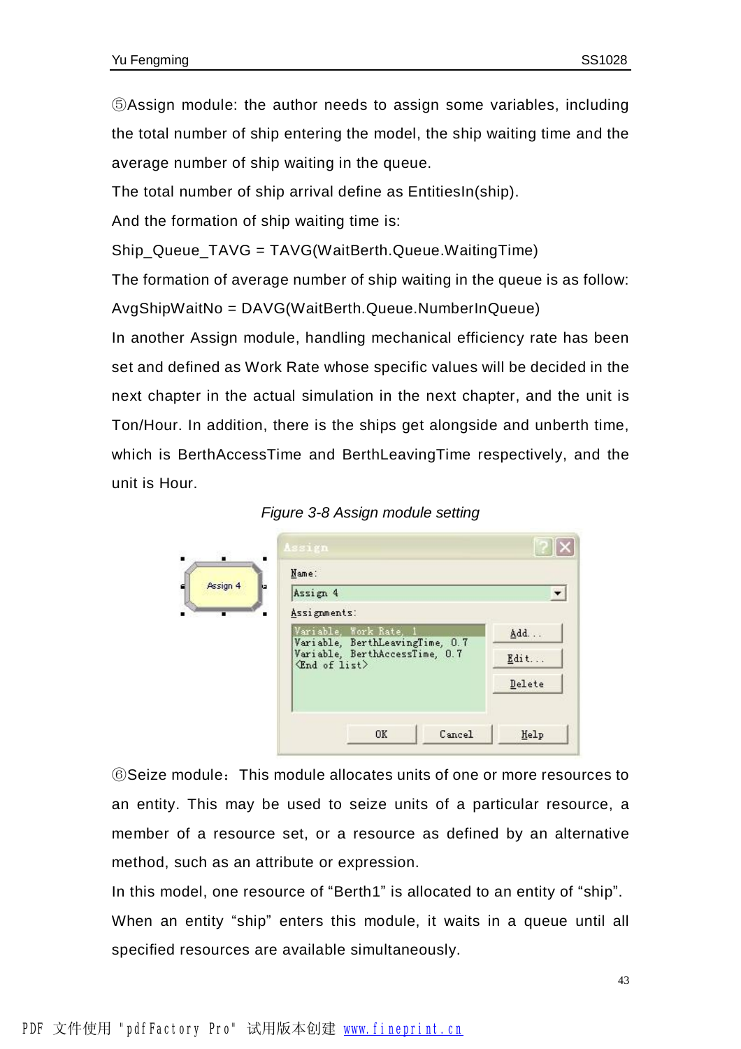⑤Assign module: the author needs to assign some variables, including the total number of ship entering the model, the ship waiting time and the average number of ship waiting in the queue.

The total number of ship arrival define as EntitiesIn(ship).

And the formation of ship waiting time is:

Ship_Queue_TAVG = TAVG(WaitBerth.Queue.WaitingTime)

The formation of average number of ship waiting in the queue is as follow:

AvgShipWaitNo = DAVG(WaitBerth.Queue.NumberInQueue)

In another Assign module, handling mechanical efficiency rate has been set and defined as Work Rate whose specific values will be decided in the next chapter in the actual simulation in the next chapter, and the unit is Ton/Hour. In addition, there is the ships get alongside and unberth time, which is BerthAccessTime and BerthLeavingTime respectively, and the unit is Hour.

*Figure 3-8 Assign module setting*

⑥Seize module：This module allocates units of one or more resources to an entity. This may be used to seize units of a particular resource, a member of a resource set, or a resource as defined by an alternative method, such as an attribute or expression.

In this model, one resource of “Berth1” is allocated to an entity of “ship”.

When an entity “ship” enters this module, it waits in a queue until all specified resources are available simultaneously.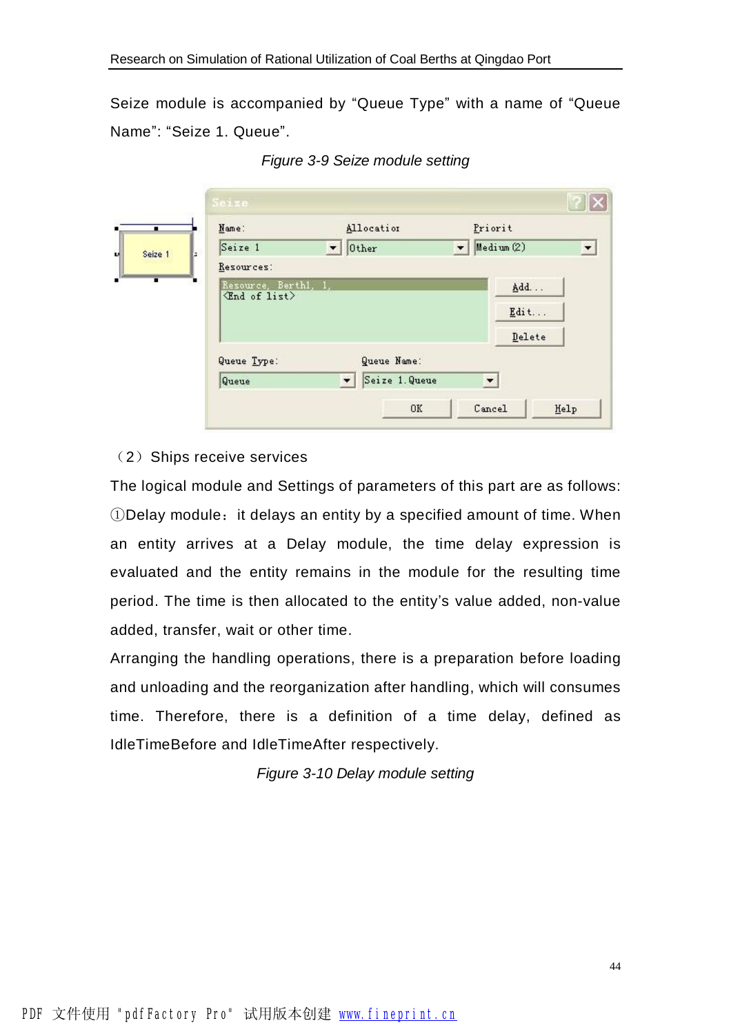Seize module is accompanied by "Queue Type" with a name of "Queue Name": "Seize 1. Queue".

*Figure 3-9 Seize module setting*

（2）Ships receive services

The logical module and Settings of parameters of this part are as follows:

①Delay module：it delays an entity by a specified amount of time. When an entity arrives at a Delay module, the time delay expression is evaluated and the entity remains in the module for the resulting time period. The time is then allocated to the entity's value added, non-value added, transfer, wait or other time.

Arranging the handling operations, there is a preparation before loading and unloading and the reorganization after handling, which will consumes time. Therefore, there is a definition of a time delay, defined as IdleTimeBefore and IdleTimeAfter respectively.

*Figure 3-10 Delay module setting*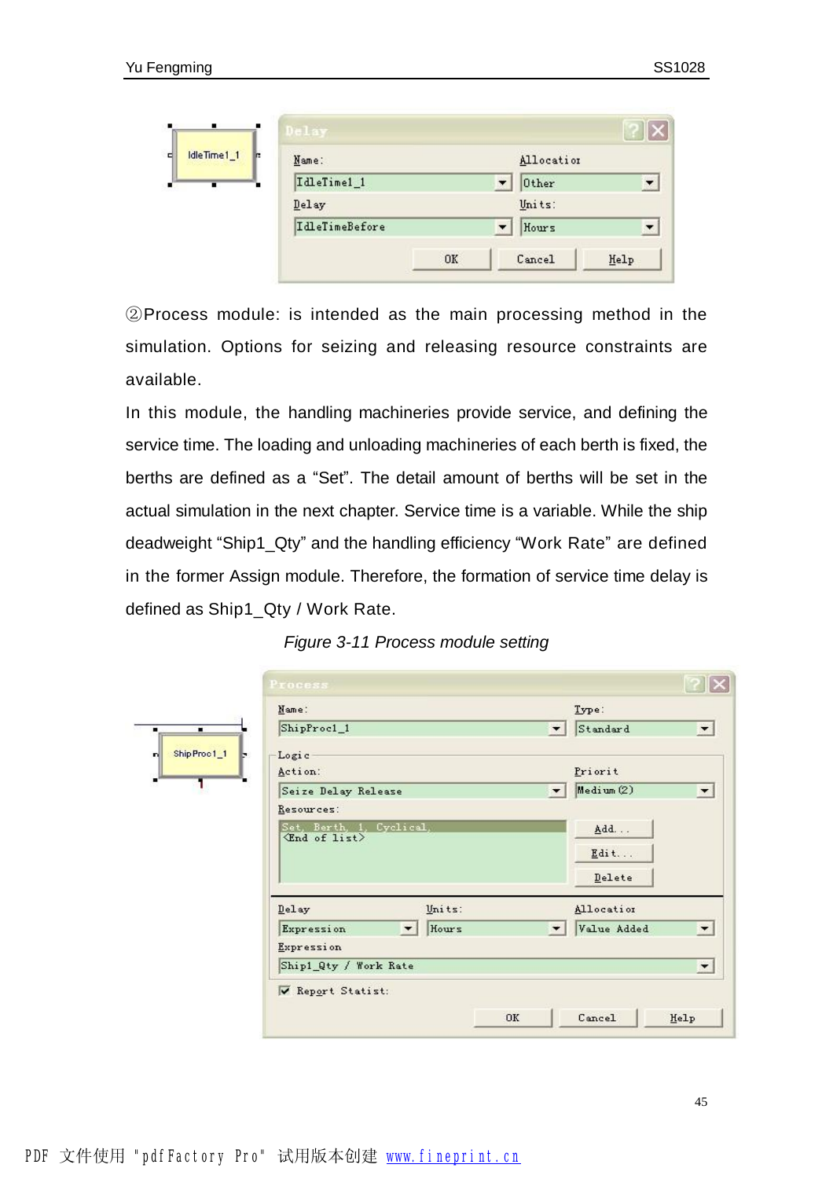②Process module: is intended as the main processing method in the simulation. Options for seizing and releasing resource constraints are available.

In this module, the handling machineries provide service, and defining the service time. The loading and unloading machineries of each berth is fixed, the berths are defined as a “Set”. The detail amount of berths will be set in the actual simulation in the next chapter. Service time is a variable. While the ship deadweight “Ship1_Qty” and the handling efficiency “Work Rate” are defined in the former Assign module. Therefore, the formation of service time delay is defined as Ship1_Qty / Work Rate.

*Figure 3-11 Process module setting*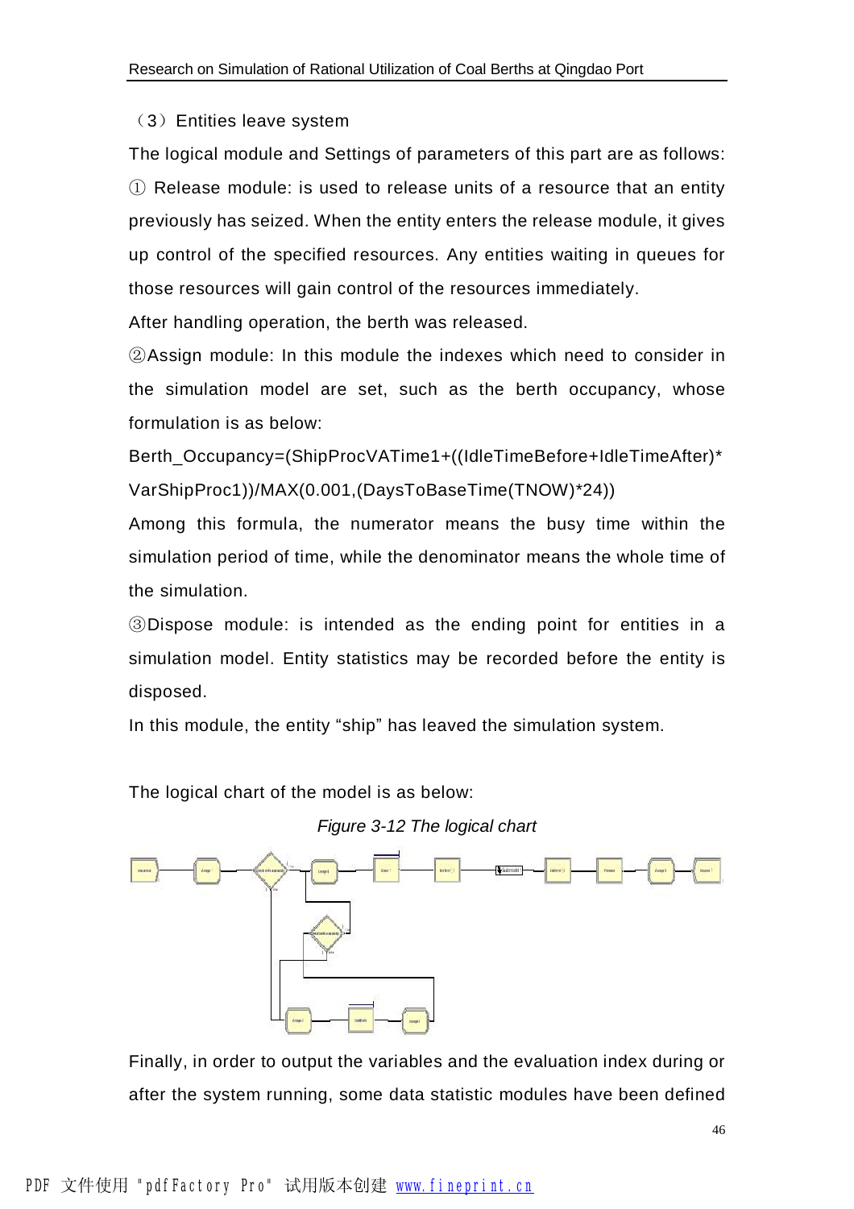（3）Entities leave system

The logical module and Settings of parameters of this part are as follows:

① Release module: is used to release units of a resource that an entity previously has seized. When the entity enters the release module, it gives up control of the specified resources. Any entities waiting in queues for those resources will gain control of the resources immediately.

After handling operation, the berth was released.

②Assign module: In this module the indexes which need to consider in the simulation model are set, such as the berth occupancy, whose formulation is as below:

Berth_Occupancy=(ShipProcVATime1+((IdleTimeBefore+IdleTimeAfter)*VarShipProc1))/MAX(0.001,(DaysToBaseTime(TNOW)*24))

Among this formula, the numerator means the busy time within the simulation period of time, while the denominator means the whole time of the simulation.

③Dispose module: is intended as the ending point for entities in a simulation model. Entity statistics may be recorded before the entity is disposed.

In this module, the entity “ship” has leaved the simulation system.

The logical chart of the model is as below:

*Figure 3-12 The logical chart*

Finally, in order to output the variables and the evaluation index during or after the system running, some data statistic modules have been defined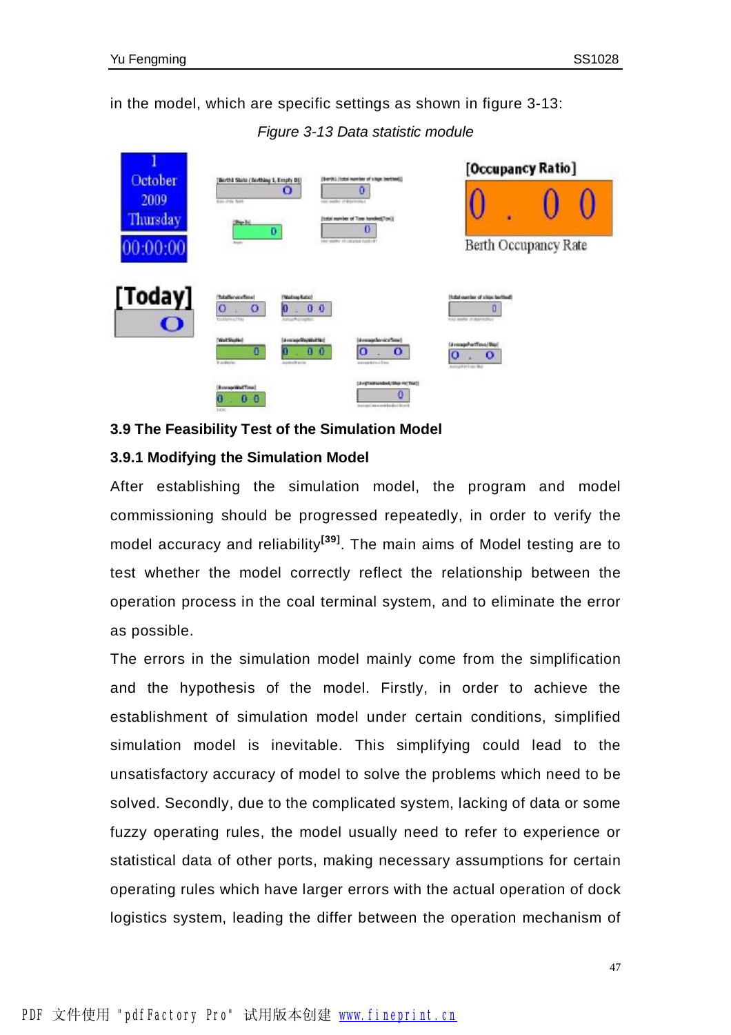in the model, which are specific settings as shown in figure 3-13:

*Figure 3-13 Data statistic module*

### 3.9 The Feasibility Test of the Simulation Model

### 3.9.1 Modifying the Simulation Model

After establishing the simulation model, the program and model commissioning should be progressed repeatedly, in order to verify the model accuracy and reliability[39]. The main aims of Model testing are to test whether the model correctly reflect the relationship between the operation process in the coal terminal system, and to eliminate the error as possible.

The errors in the simulation model mainly come from the simplification and the hypothesis of the model. Firstly, in order to achieve the establishment of simulation model under certain conditions, simplified simulation model is inevitable. This simplifying could lead to the unsatisfactory accuracy of model to solve the problems which need to be solved. Secondly, due to the complicated system, lacking of data or some fuzzy operating rules, the model usually need to refer to experience or statistical data of other ports, making necessary assumptions for certain operating rules which have larger errors with the actual operation of dock logistics system, leading the differ between the operation mechanism of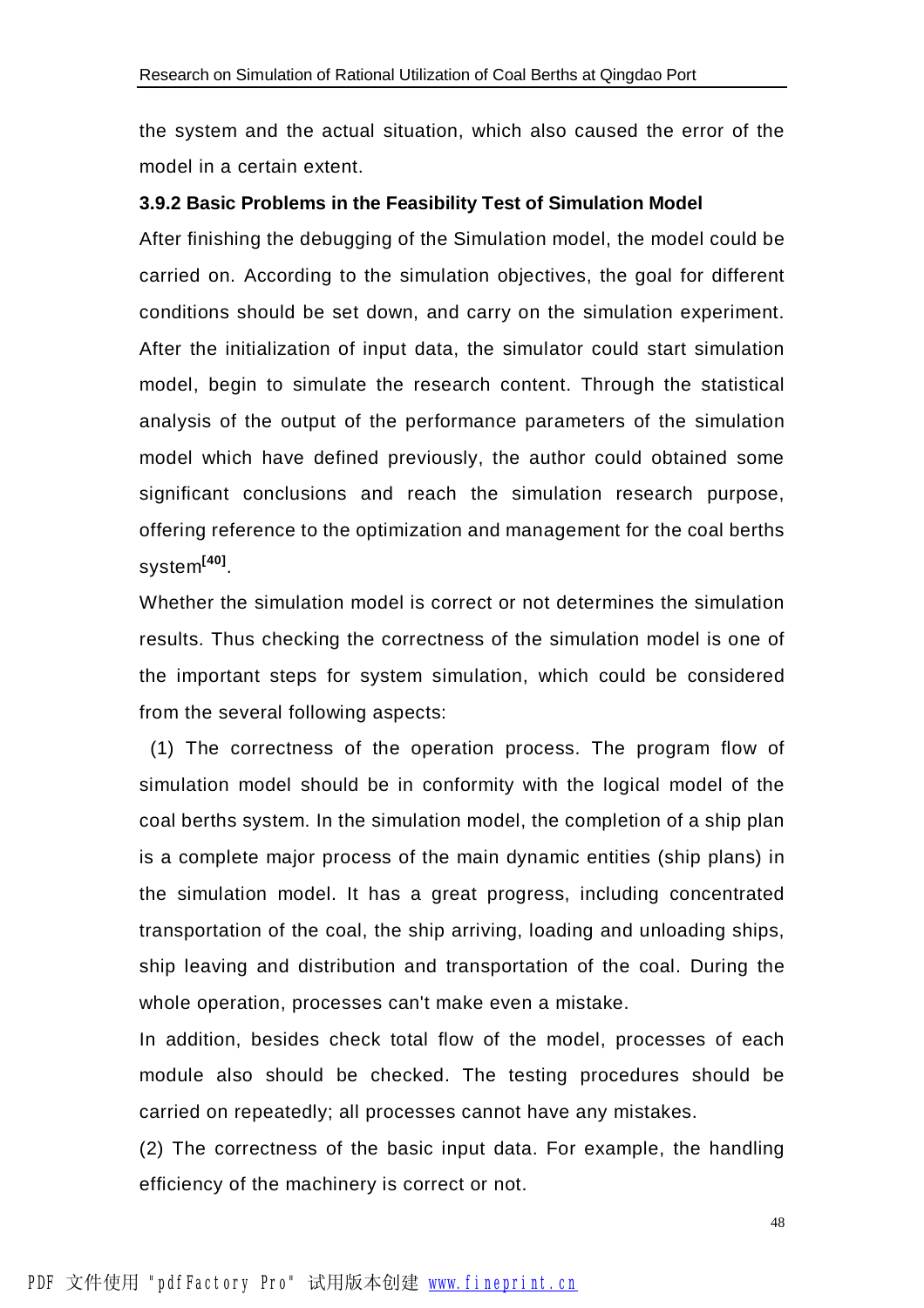the system and the actual situation, which also caused the error of the model in a certain extent.

### 3.9.2 Basic Problems in the Feasibility Test of Simulation Model

After finishing the debugging of the Simulation model, the model could be carried on. According to the simulation objectives, the goal for different conditions should be set down, and carry on the simulation experiment. After the initialization of input data, the simulator could start simulation model, begin to simulate the research content. Through the statistical analysis of the output of the performance parameters of the simulation model which have defined previously, the author could obtained some significant conclusions and reach the simulation research purpose, offering reference to the optimization and management for the coal berths system[40].

Whether the simulation model is correct or not determines the simulation results. Thus checking the correctness of the simulation model is one of the important steps for system simulation, which could be considered from the several following aspects:

(1) The correctness of the operation process. The program flow of simulation model should be in conformity with the logical model of the coal berths system. In the simulation model, the completion of a ship plan is a complete major process of the main dynamic entities (ship plans) in the simulation model. It has a great progress, including concentrated transportation of the coal, the ship arriving, loading and unloading ships, ship leaving and distribution and transportation of the coal. During the whole operation, processes can't make even a mistake.

In addition, besides check total flow of the model, processes of each module also should be checked. The testing procedures should be carried on repeatedly; all processes cannot have any mistakes.

(2) The correctness of the basic input data. For example, the handling efficiency of the machinery is correct or not.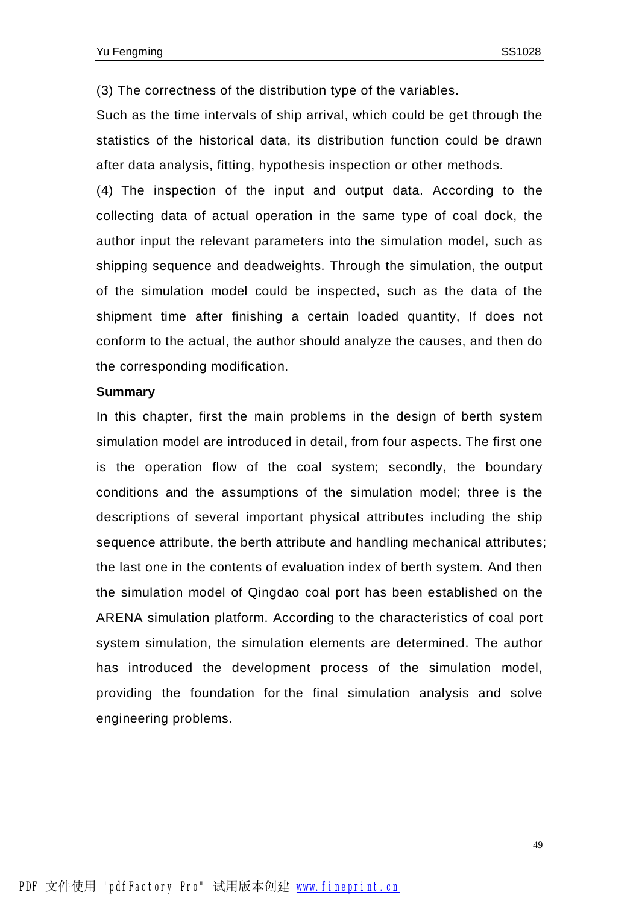(3) The correctness of the distribution type of the variables.

Such as the time intervals of ship arrival, which could be get through the statistics of the historical data, its distribution function could be drawn after data analysis, fitting, hypothesis inspection or other methods.

(4) The inspection of the input and output data. According to the collecting data of actual operation in the same type of coal dock, the author input the relevant parameters into the simulation model, such as shipping sequence and deadweights. Through the simulation, the output of the simulation model could be inspected, such as the data of the shipment time after finishing a certain loaded quantity, If does not conform to the actual, the author should analyze the causes, and then do the corresponding modification.

**Summary**

In this chapter, first the main problems in the design of berth system simulation model are introduced in detail, from four aspects. The first one is the operation flow of the coal system; secondly, the boundary conditions and the assumptions of the simulation model; three is the descriptions of several important physical attributes including the ship sequence attribute, the berth attribute and handling mechanical attributes; the last one in the contents of evaluation index of berth system. And then the simulation model of Qingdao coal port has been established on the ARENA simulation platform. According to the characteristics of coal port system simulation, the simulation elements are determined. The author has introduced the development process of the simulation model, providing the foundation for the final simulation analysis and solve engineering problems.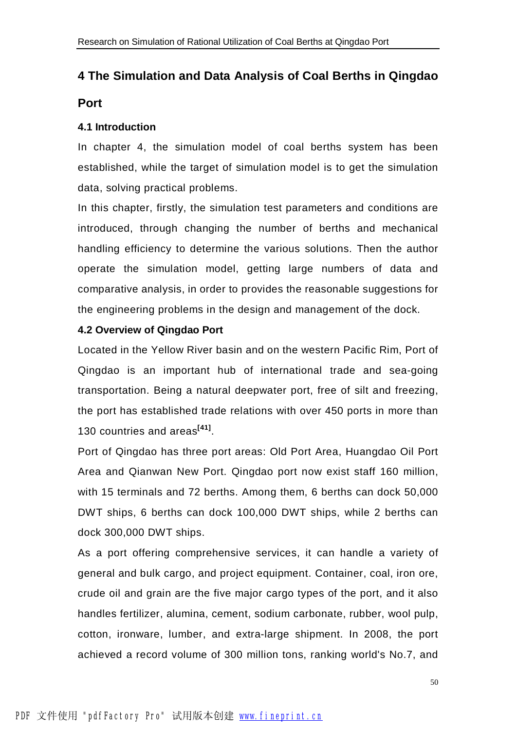# 4 The Simulation and Data Analysis of Coal Berths in Qingdao Port

## 4.1 Introduction

In chapter 4, the simulation model of coal berths system has been established, while the target of simulation model is to get the simulation data, solving practical problems.

In this chapter, firstly, the simulation test parameters and conditions are introduced, through changing the number of berths and mechanical handling efficiency to determine the various solutions. Then the author operate the simulation model, getting large numbers of data and comparative analysis, in order to provides the reasonable suggestions for the engineering problems in the design and management of the dock.

## 4.2 Overview of Qingdao Port

Located in the Yellow River basin and on the western Pacific Rim, Port of Qingdao is an important hub of international trade and sea-going transportation. Being a natural deepwater port, free of silt and freezing, the port has established trade relations with over 450 ports in more than 130 countries and areas[41].

Port of Qingdao has three port areas: Old Port Area, Huangdao Oil Port Area and Qianwan New Port. Qingdao port now exist staff 160 million, with 15 terminals and 72 berths. Among them, 6 berths can dock 50,000 DWT ships, 6 berths can dock 100,000 DWT ships, while 2 berths can dock 300,000 DWT ships.

As a port offering comprehensive services, it can handle a variety of general and bulk cargo, and project equipment. Container, coal, iron ore, crude oil and grain are the five major cargo types of the port, and it also handles fertilizer, alumina, cement, sodium carbonate, rubber, wool pulp, cotton, ironware, lumber, and extra-large shipment. In 2008, the port achieved a record volume of 300 million tons, ranking world's No.7, and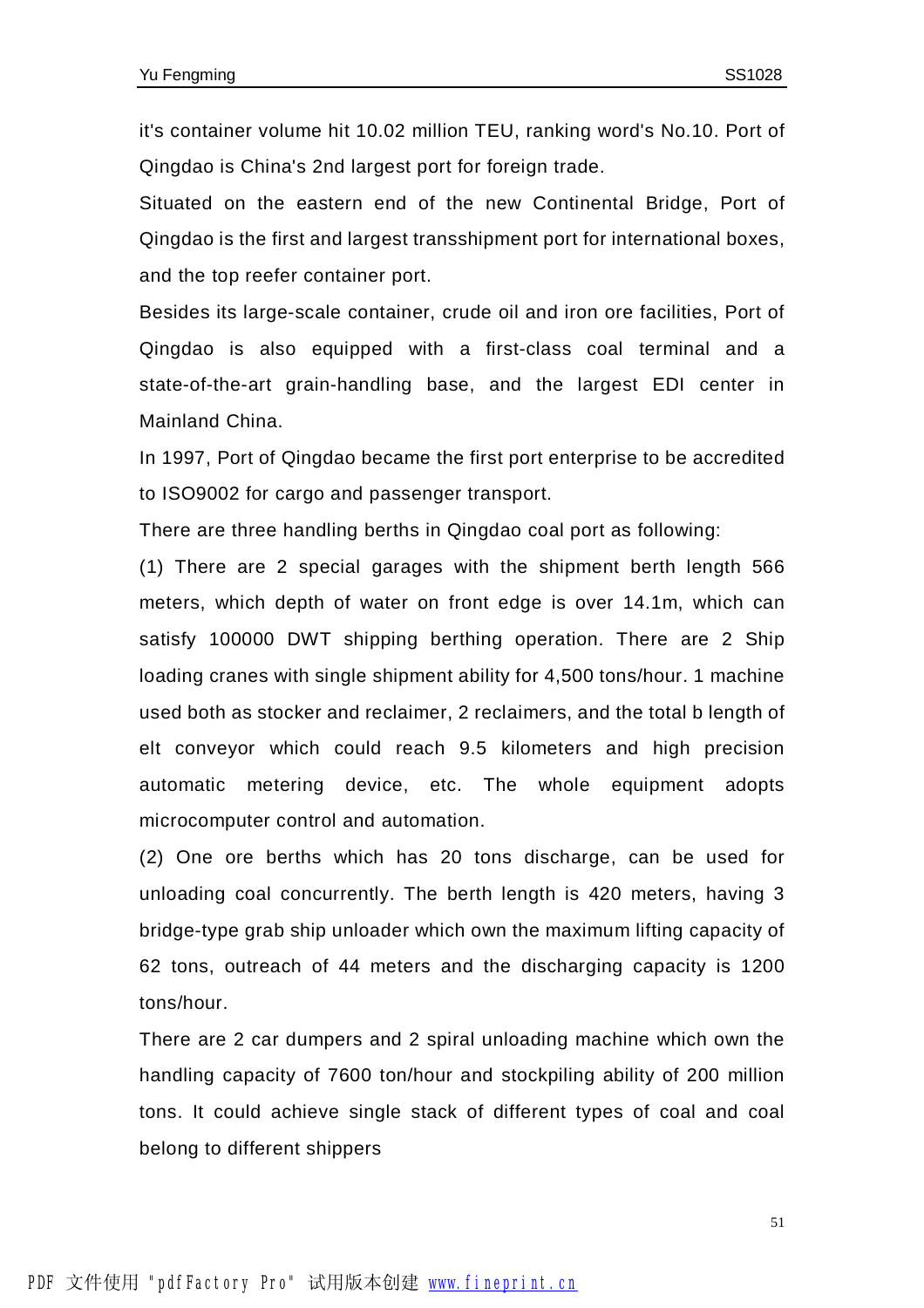it's container volume hit 10.02 million TEU, ranking word's No.10. Port of Qingdao is China's 2nd largest port for foreign trade.

Situated on the eastern end of the new Continental Bridge, Port of Qingdao is the first and largest transshipment port for international boxes, and the top reefer container port.

Besides its large-scale container, crude oil and iron ore facilities, Port of Qingdao is also equipped with a first-class coal terminal and a state-of-the-art grain-handling base, and the largest EDI center in Mainland China.

In 1997, Port of Qingdao became the first port enterprise to be accredited to ISO9002 for cargo and passenger transport.

There are three handling berths in Qingdao coal port as following:

(1) There are 2 special garages with the shipment berth length 566 meters, which depth of water on front edge is over 14.1m, which can satisfy 100000 DWT shipping berthing operation. There are 2 Ship loading cranes with single shipment ability for 4,500 tons/hour. 1 machine used both as stocker and reclaimer, 2 reclaimers, and the total b length of elt conveyor which could reach 9.5 kilometers and high precision automatic metering device, etc. The whole equipment adopts microcomputer control and automation.

(2) One ore berths which has 20 tons discharge, can be used for unloading coal concurrently. The berth length is 420 meters, having 3 bridge-type grab ship unloader which own the maximum lifting capacity of 62 tons, outreach of 44 meters and the discharging capacity is 1200 tons/hour.

There are 2 car dumpers and 2 spiral unloading machine which own the handling capacity of 7600 ton/hour and stockpiling ability of 200 million tons. It could achieve single stack of different types of coal and coal belong to different shippers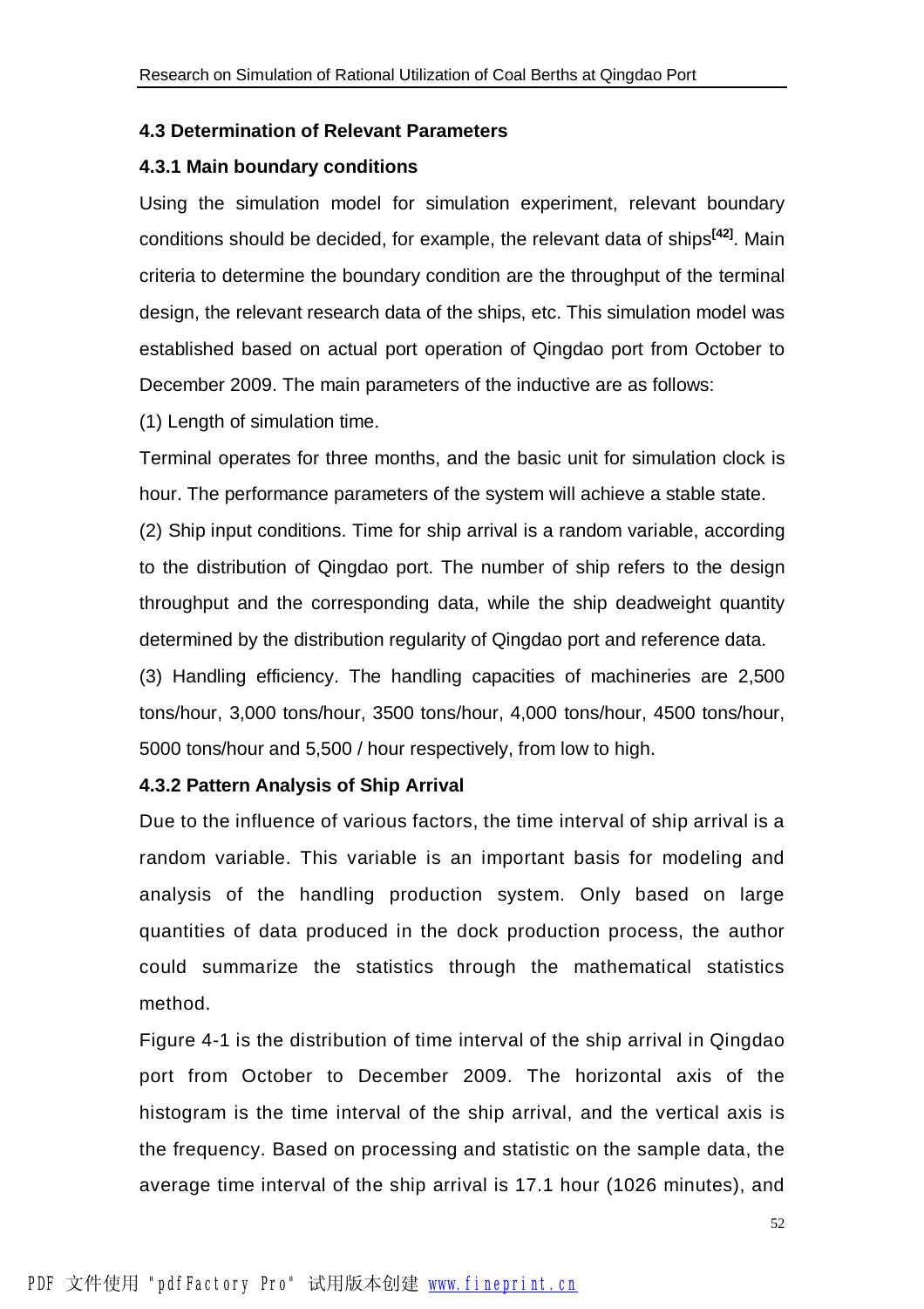### 4.3 Determination of Relevant Parameters

#### 4.3.1 Main boundary conditions

Using the simulation model for simulation experiment, relevant boundary conditions should be decided, for example, the relevant data of ships[42]. Main criteria to determine the boundary condition are the throughput of the terminal design, the relevant research data of the ships, etc. This simulation model was established based on actual port operation of Qingdao port from October to December 2009. The main parameters of the inductive are as follows:

(1) Length of simulation time.

Terminal operates for three months, and the basic unit for simulation clock is hour. The performance parameters of the system will achieve a stable state.

(2) Ship input conditions. Time for ship arrival is a random variable, according to the distribution of Qingdao port. The number of ship refers to the design throughput and the corresponding data, while the ship deadweight quantity determined by the distribution regularity of Qingdao port and reference data.

(3) Handling efficiency. The handling capacities of machineries are 2,500 tons/hour, 3,000 tons/hour, 3500 tons/hour, 4,000 tons/hour, 4500 tons/hour, 5000 tons/hour and 5,500 / hour respectively, from low to high.

#### 4.3.2 Pattern Analysis of Ship Arrival

Due to the influence of various factors, the time interval of ship arrival is a random variable. This variable is an important basis for modeling and analysis of the handling production system. Only based on large quantities of data produced in the dock production process, the author could summarize the statistics through the mathematical statistics method.

Figure 4-1 is the distribution of time interval of the ship arrival in Qingdao port from October to December 2009. The horizontal axis of the histogram is the time interval of the ship arrival, and the vertical axis is the frequency. Based on processing and statistic on the sample data, the average time interval of the ship arrival is 17.1 hour (1026 minutes), and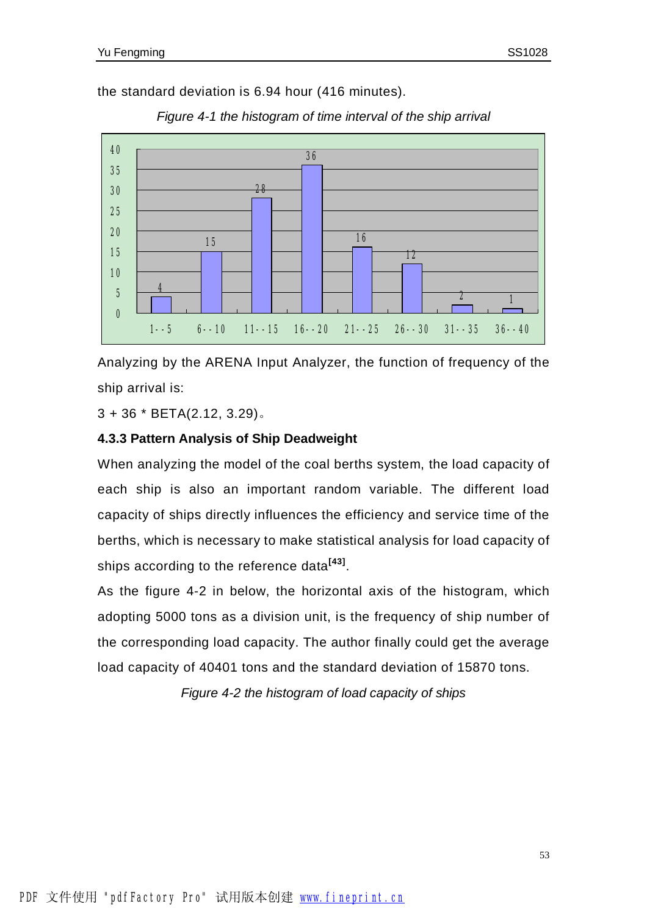the standard deviation is 6.94 hour (416 minutes).

*Figure 4-1 the histogram of time interval of the ship arrival*

| Interval | Frequency |
|---|---|
| 1--5 | 4 |
| 6--10 | 15 |
| 11--15 | 28 |
| 16--20 | 36 |
| 21--25 | 16 |
| 26--30 | 12 |
| 31--35 | 2 |
| 36--40 | 1 |

Analyzing by the ARENA Input Analyzer, the function of frequency of the ship arrival is:

3 + 36 * BETA(2.12, 3.29)。

### 4.3.3 Pattern Analysis of Ship Deadweight

When analyzing the model of the coal berths system, the load capacity of each ship is also an important random variable. The different load capacity of ships directly influences the efficiency and service time of the berths, which is necessary to make statistical analysis for load capacity of ships according to the reference data[43].

As the figure 4-2 in below, the horizontal axis of the histogram, which adopting 5000 tons as a division unit, is the frequency of ship number of the corresponding load capacity. The author finally could get the average load capacity of 40401 tons and the standard deviation of 15870 tons.

*Figure 4-2 the histogram of load capacity of ships*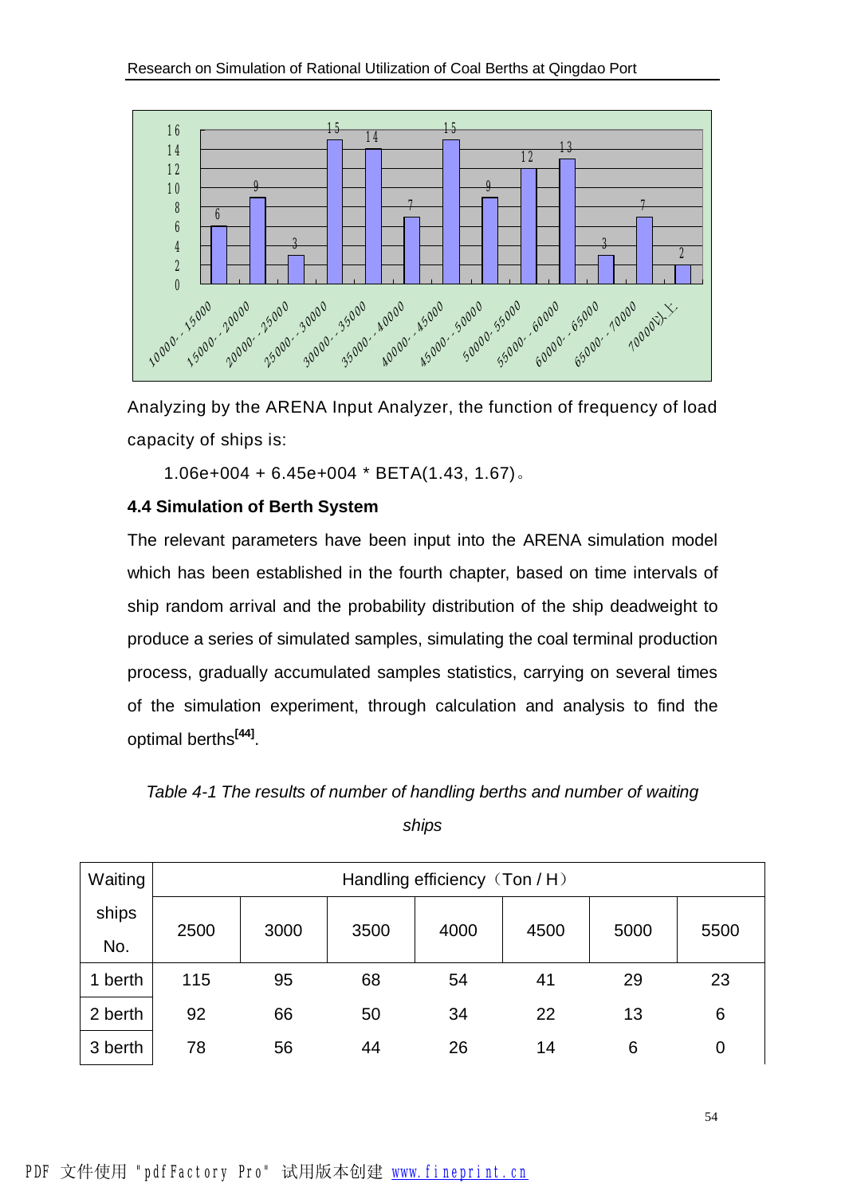Analyzing by the ARENA Input Analyzer, the function of frequency of load capacity of ships is:

1.06e+004 + 6.45e+004 * BETA(1.43, 1.67)。

### 4.4 Simulation of Berth System

The relevant parameters have been input into the ARENA simulation model which has been established in the fourth chapter, based on time intervals of ship random arrival and the probability distribution of the ship deadweight to produce a series of simulated samples, simulating the coal terminal production process, gradually accumulated samples statistics, carrying on several times of the simulation experiment, through calculation and analysis to find the optimal berths[44].

*Table 4-1 The results of number of handling berths and number of waiting ships*

| Waiting ships No. | Handling efficiency（Ton / H） | | | | | | |
|---|---|---|---|---|---|---|---|
| | 2500 | 3000 | 3500 | 4000 | 4500 | 5000 | 5500 |
| 1 berth | 115 | 95 | 68 | 54 | 41 | 29 | 23 |
| 2 berth | 92 | 66 | 50 | 34 | 22 | 13 | 6 |
| 3 berth | 78 | 56 | 44 | 26 | 14 | 6 | 0 |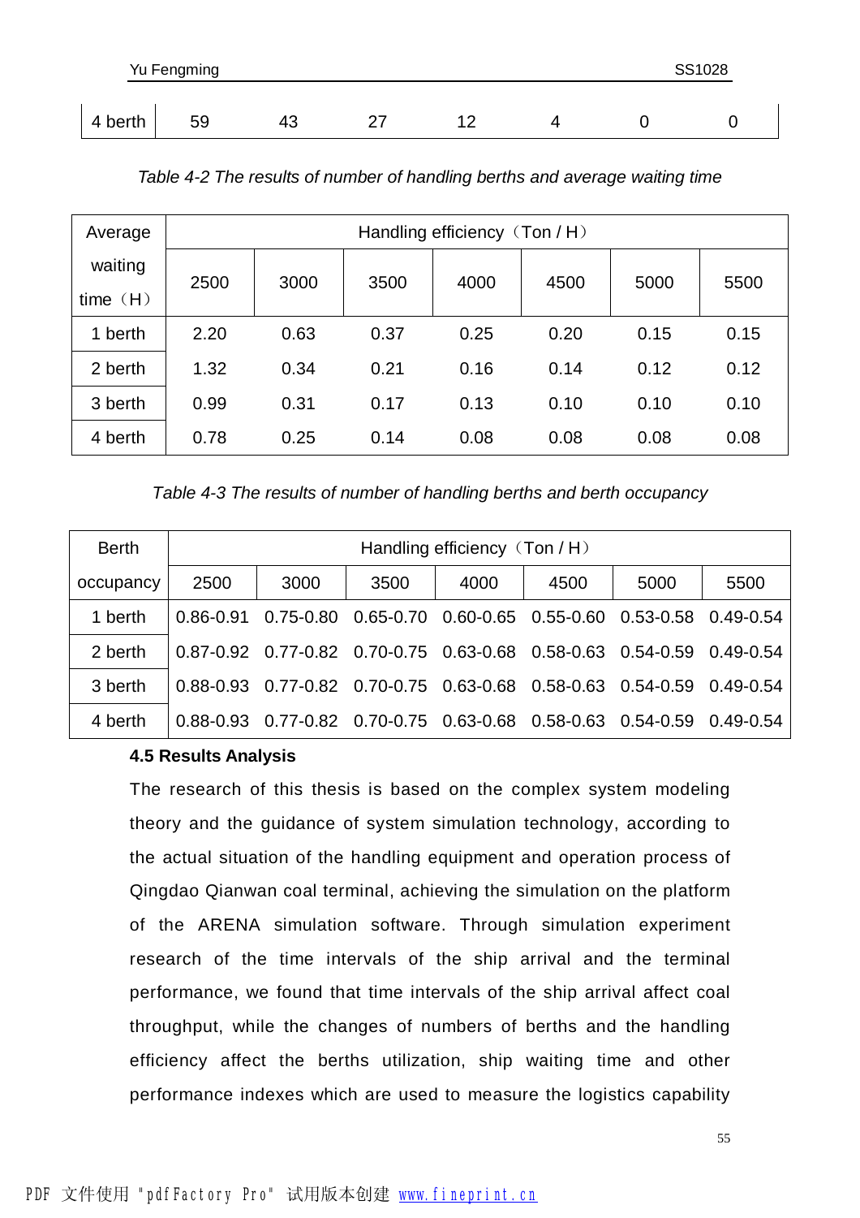| 4 berth | 59 | 43 | 27 | 12 | 4 | 0 | 0 |
|---|---|---|---|---|---|---|---|

*Table 4-2 The results of number of handling berths and average waiting time*

| Average waiting time（H） | Handling efficiency（Ton / H） | | | | | | |
|---|---|---|---|---|---|---|---|
| | 2500 | 3000 | 3500 | 4000 | 4500 | 5000 | 5500 |
| 1 berth | 2.20 | 0.63 | 0.37 | 0.25 | 0.20 | 0.15 | 0.15 |
| 2 berth | 1.32 | 0.34 | 0.21 | 0.16 | 0.14 | 0.12 | 0.12 |
| 3 berth | 0.99 | 0.31 | 0.17 | 0.13 | 0.10 | 0.10 | 0.10 |
| 4 berth | 0.78 | 0.25 | 0.14 | 0.08 | 0.08 | 0.08 | 0.08 |

*Table 4-3 The results of number of handling berths and berth occupancy*

| Berth occupancy | Handling efficiency（Ton / H） | | | | | | |
|---|---|---|---|---|---|---|---|
| | 2500 | 3000 | 3500 | 4000 | 4500 | 5000 | 5500 |
| 1 berth | 0.86-0.91 | 0.75-0.80 | 0.65-0.70 | 0.60-0.65 | 0.55-0.60 | 0.53-0.58 | 0.49-0.54 |
| 2 berth | 0.87-0.92 | 0.77-0.82 | 0.70-0.75 | 0.63-0.68 | 0.58-0.63 | 0.54-0.59 | 0.49-0.54 |
| 3 berth | 0.88-0.93 | 0.77-0.82 | 0.70-0.75 | 0.63-0.68 | 0.58-0.63 | 0.54-0.59 | 0.49-0.54 |
| 4 berth | 0.88-0.93 | 0.77-0.82 | 0.70-0.75 | 0.63-0.68 | 0.58-0.63 | 0.54-0.59 | 0.49-0.54 |

### 4.5 Results Analysis

The research of this thesis is based on the complex system modeling theory and the guidance of system simulation technology, according to the actual situation of the handling equipment and operation process of Qingdao Qianwan coal terminal, achieving the simulation on the platform of the ARENA simulation software. Through simulation experiment research of the time intervals of the ship arrival and the terminal performance, we found that time intervals of the ship arrival affect coal throughput, while the changes of numbers of berths and the handling efficiency affect the berths utilization, ship waiting time and other performance indexes which are used to measure the logistics capability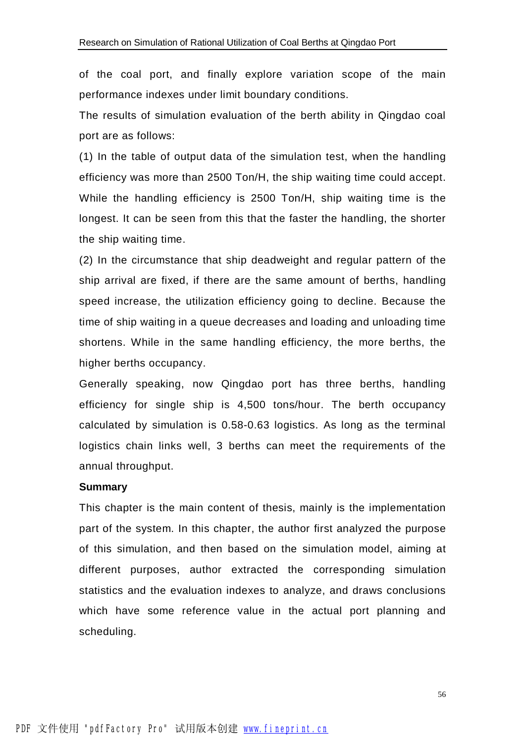of the coal port, and finally explore variation scope of the main performance indexes under limit boundary conditions.

The results of simulation evaluation of the berth ability in Qingdao coal port are as follows:

(1) In the table of output data of the simulation test, when the handling efficiency was more than 2500 Ton/H, the ship waiting time could accept. While the handling efficiency is 2500 Ton/H, ship waiting time is the longest. It can be seen from this that the faster the handling, the shorter the ship waiting time.

(2) In the circumstance that ship deadweight and regular pattern of the ship arrival are fixed, if there are the same amount of berths, handling speed increase, the utilization efficiency going to decline. Because the time of ship waiting in a queue decreases and loading and unloading time shortens. While in the same handling efficiency, the more berths, the higher berths occupancy.

Generally speaking, now Qingdao port has three berths, handling efficiency for single ship is 4,500 tons/hour. The berth occupancy calculated by simulation is 0.58-0.63 logistics. As long as the terminal logistics chain links well, 3 berths can meet the requirements of the annual throughput.

**Summary**

This chapter is the main content of thesis, mainly is the implementation part of the system. In this chapter, the author first analyzed the purpose of this simulation, and then based on the simulation model, aiming at different purposes, author extracted the corresponding simulation statistics and the evaluation indexes to analyze, and draws conclusions which have some reference value in the actual port planning and scheduling.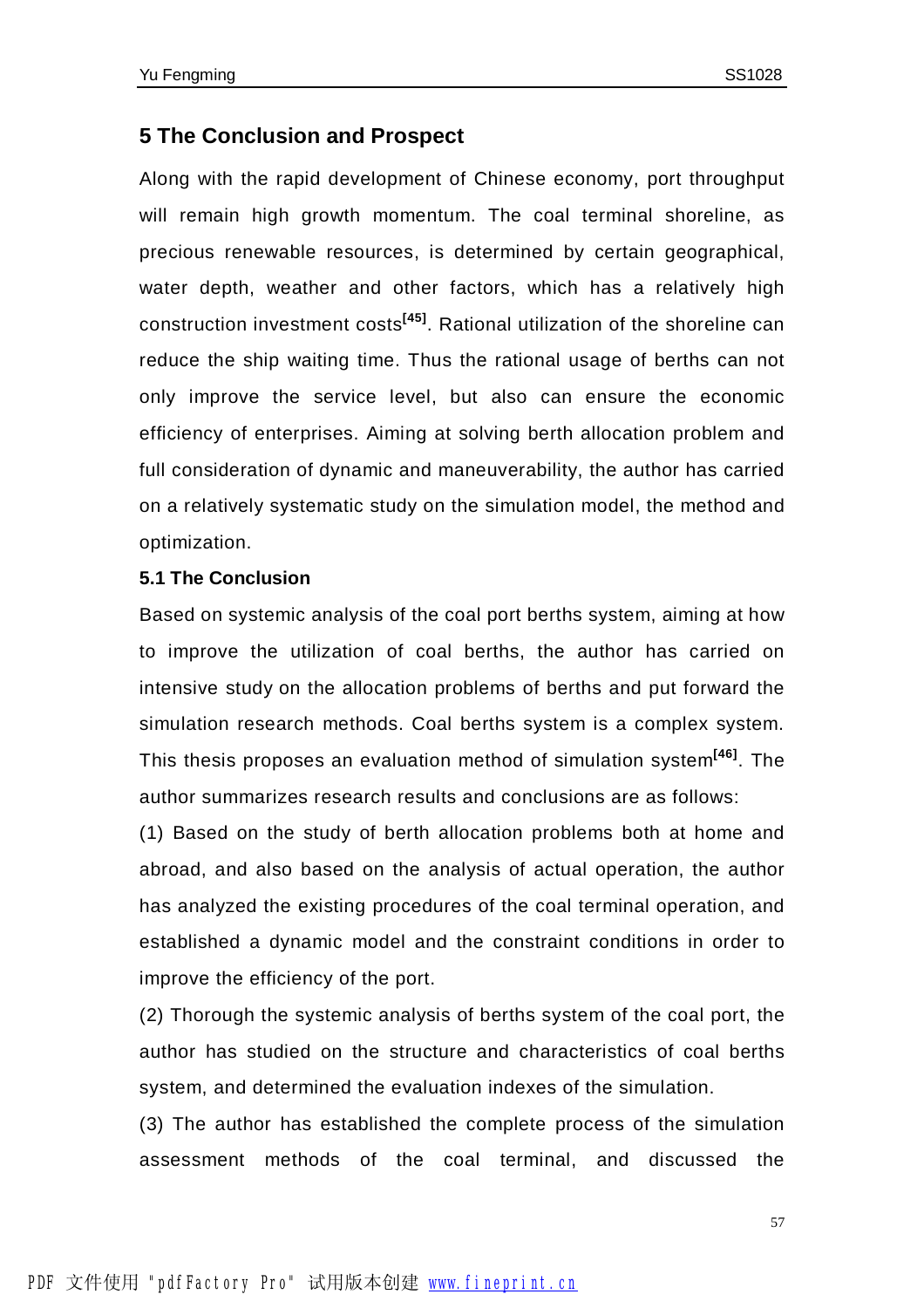## 5 The Conclusion and Prospect

Along with the rapid development of Chinese economy, port throughput will remain high growth momentum. The coal terminal shoreline, as precious renewable resources, is determined by certain geographical, water depth, weather and other factors, which has a relatively high construction investment costs[45]. Rational utilization of the shoreline can reduce the ship waiting time. Thus the rational usage of berths can not only improve the service level, but also can ensure the economic efficiency of enterprises. Aiming at solving berth allocation problem and full consideration of dynamic and maneuverability, the author has carried on a relatively systematic study on the simulation model, the method and optimization.

### 5.1 The Conclusion

Based on systemic analysis of the coal port berths system, aiming at how to improve the utilization of coal berths, the author has carried on intensive study on the allocation problems of berths and put forward the simulation research methods. Coal berths system is a complex system. This thesis proposes an evaluation method of simulation system[46]. The author summarizes research results and conclusions are as follows:

(1) Based on the study of berth allocation problems both at home and abroad, and also based on the analysis of actual operation, the author has analyzed the existing procedures of the coal terminal operation, and established a dynamic model and the constraint conditions in order to improve the efficiency of the port.

(2) Thorough the systemic analysis of berths system of the coal port, the author has studied on the structure and characteristics of coal berths system, and determined the evaluation indexes of the simulation.

(3) The author has established the complete process of the simulation assessment methods of the coal terminal, and discussed the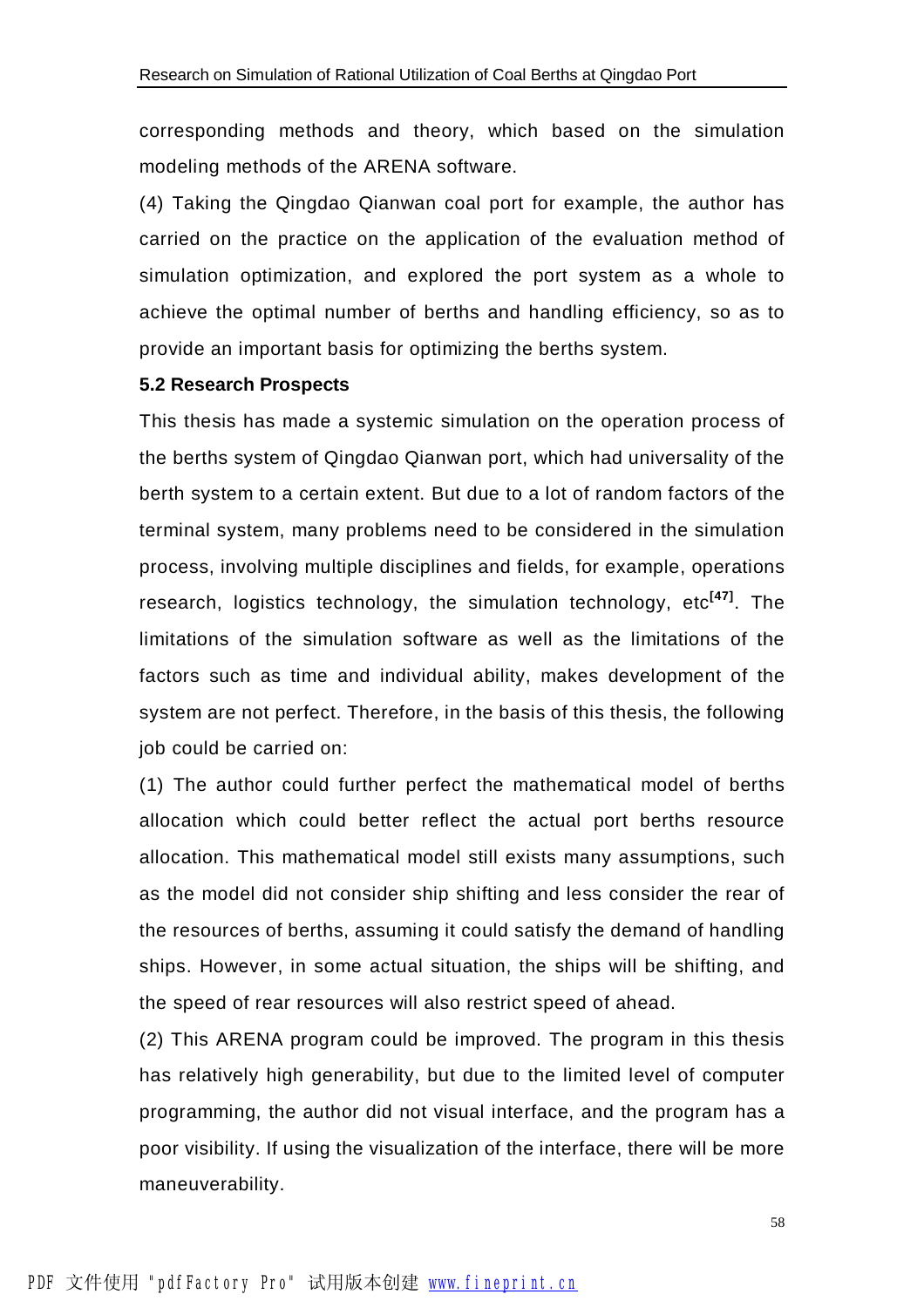corresponding methods and theory, which based on the simulation modeling methods of the ARENA software.

(4) Taking the Qingdao Qianwan coal port for example, the author has carried on the practice on the application of the evaluation method of simulation optimization, and explored the port system as a whole to achieve the optimal number of berths and handling efficiency, so as to provide an important basis for optimizing the berths system.

**5.2 Research Prospects**

This thesis has made a systemic simulation on the operation process of the berths system of Qingdao Qianwan port, which had universality of the berth system to a certain extent. But due to a lot of random factors of the terminal system, many problems need to be considered in the simulation process, involving multiple disciplines and fields, for example, operations research, logistics technology, the simulation technology, etc[47]. The limitations of the simulation software as well as the limitations of the factors such as time and individual ability, makes development of the system are not perfect. Therefore, in the basis of this thesis, the following job could be carried on:

(1) The author could further perfect the mathematical model of berths allocation which could better reflect the actual port berths resource allocation. This mathematical model still exists many assumptions, such as the model did not consider ship shifting and less consider the rear of the resources of berths, assuming it could satisfy the demand of handling ships. However, in some actual situation, the ships will be shifting, and the speed of rear resources will also restrict speed of ahead.

(2) This ARENA program could be improved. The program in this thesis has relatively high generability, but due to the limited level of computer programming, the author did not visual interface, and the program has a poor visibility. If using the visualization of the interface, there will be more maneuverability.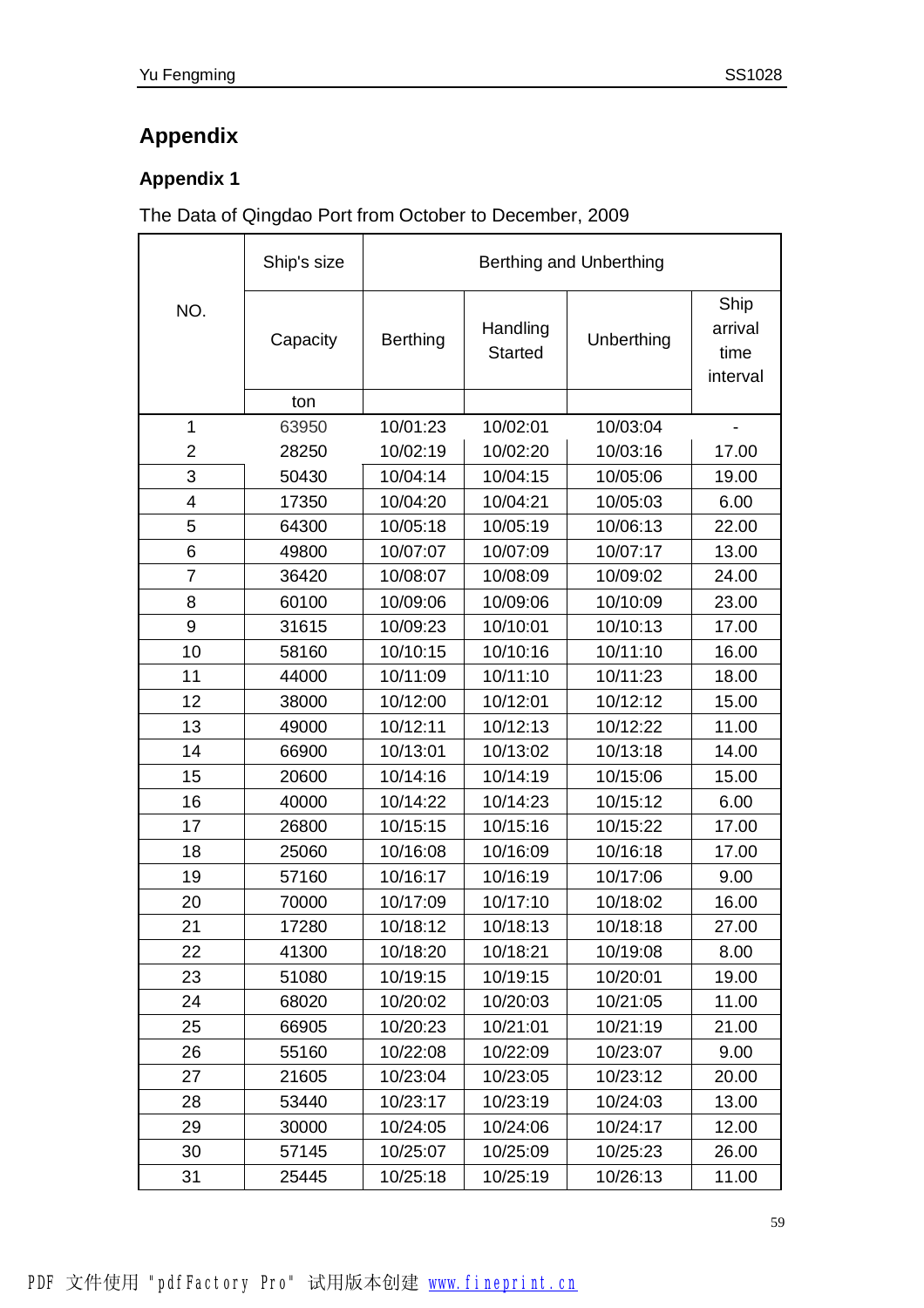# Appendix

## Appendix 1

The Data of Qingdao Port from October to December, 2009

| NO. | Ship's size | Berthing and Unberthing | | | |
|---|---|---|---|---|---|
| | Capacity | Berthing | Handling Started | Unberthing | Ship arrival time interval |
| | ton | | | | |
| 1 | 63950 | 10/01:23 | 10/02:01 | 10/03:04 | - |
| 2 | 28250 | 10/02:19 | 10/02:20 | 10/03:16 | 17.00 |
| 3 | 50430 | 10/04:14 | 10/04:15 | 10/05:06 | 19.00 |
| 4 | 17350 | 10/04:20 | 10/04:21 | 10/05:03 | 6.00 |
| 5 | 64300 | 10/05:18 | 10/05:19 | 10/06:13 | 22.00 |
| 6 | 49800 | 10/07:07 | 10/07:09 | 10/07:17 | 13.00 |
| 7 | 36420 | 10/08:07 | 10/08:09 | 10/09:02 | 24.00 |
| 8 | 60100 | 10/09:06 | 10/09:06 | 10/10:09 | 23.00 |
| 9 | 31615 | 10/09:23 | 10/10:01 | 10/10:13 | 17.00 |
| 10 | 58160 | 10/10:15 | 10/10:16 | 10/11:10 | 16.00 |
| 11 | 44000 | 10/11:09 | 10/11:10 | 10/11:23 | 18.00 |
| 12 | 38000 | 10/12:00 | 10/12:01 | 10/12:12 | 15.00 |
| 13 | 49000 | 10/12:11 | 10/12:13 | 10/12:22 | 11.00 |
| 14 | 66900 | 10/13:01 | 10/13:02 | 10/13:18 | 14.00 |
| 15 | 20600 | 10/14:16 | 10/14:19 | 10/15:06 | 15.00 |
| 16 | 40000 | 10/14:22 | 10/14:23 | 10/15:12 | 6.00 |
| 17 | 26800 | 10/15:15 | 10/15:16 | 10/15:22 | 17.00 |
| 18 | 25060 | 10/16:08 | 10/16:09 | 10/16:18 | 17.00 |
| 19 | 57160 | 10/16:17 | 10/16:19 | 10/17:06 | 9.00 |
| 20 | 70000 | 10/17:09 | 10/17:10 | 10/18:02 | 16.00 |
| 21 | 17280 | 10/18:12 | 10/18:13 | 10/18:18 | 27.00 |
| 22 | 41300 | 10/18:20 | 10/18:21 | 10/19:08 | 8.00 |
| 23 | 51080 | 10/19:15 | 10/19:15 | 10/20:01 | 19.00 |
| 24 | 68020 | 10/20:02 | 10/20:03 | 10/21:05 | 11.00 |
| 25 | 66905 | 10/20:23 | 10/21:01 | 10/21:19 | 21.00 |
| 26 | 55160 | 10/22:08 | 10/22:09 | 10/23:07 | 9.00 |
| 27 | 21605 | 10/23:04 | 10/23:05 | 10/23:12 | 20.00 |
| 28 | 53440 | 10/23:17 | 10/23:19 | 10/24:03 | 13.00 |
| 29 | 30000 | 10/24:05 | 10/24:06 | 10/24:17 | 12.00 |
| 30 | 57145 | 10/25:07 | 10/25:09 | 10/25:23 | 26.00 |
| 31 | 25445 | 10/25:18 | 10/25:19 | 10/26:13 | 11.00 |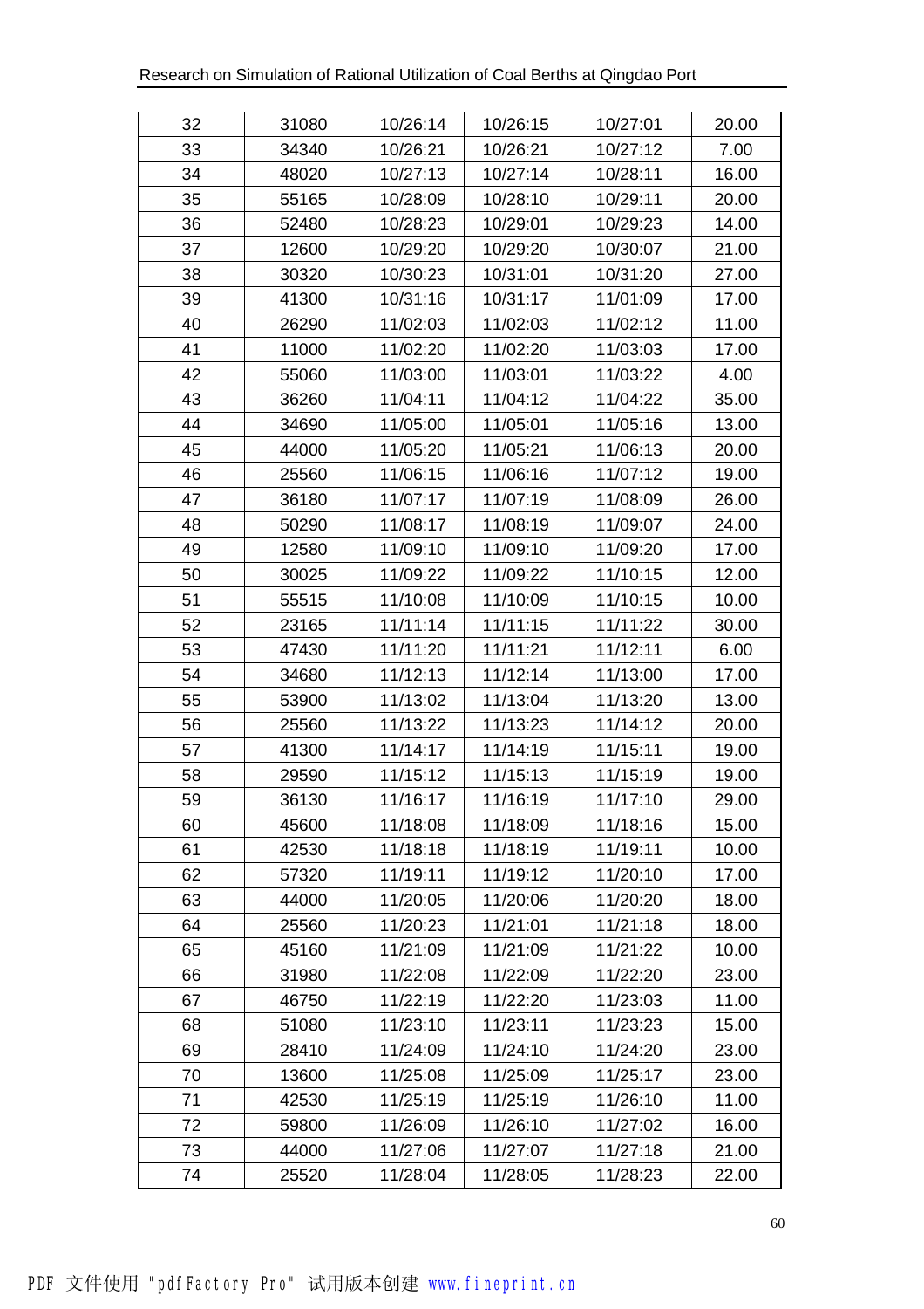| 32 | 31080 | 10/26:14 | 10/26:15 | 10/27:01 | 20.00 |
|---|---|---|---|---|---|
| 33 | 34340 | 10/26:21 | 10/26:21 | 10/27:12 | 7.00 |
| 34 | 48020 | 10/27:13 | 10/27:14 | 10/28:11 | 16.00 |
| 35 | 55165 | 10/28:09 | 10/28:10 | 10/29:11 | 20.00 |
| 36 | 52480 | 10/28:23 | 10/29:01 | 10/29:23 | 14.00 |
| 37 | 12600 | 10/29:20 | 10/29:20 | 10/30:07 | 21.00 |
| 38 | 30320 | 10/30:23 | 10/31:01 | 10/31:20 | 27.00 |
| 39 | 41300 | 10/31:16 | 10/31:17 | 11/01:09 | 17.00 |
| 40 | 26290 | 11/02:03 | 11/02:03 | 11/02:12 | 11.00 |
| 41 | 11000 | 11/02:20 | 11/02:20 | 11/03:03 | 17.00 |
| 42 | 55060 | 11/03:00 | 11/03:01 | 11/03:22 | 4.00 |
| 43 | 36260 | 11/04:11 | 11/04:12 | 11/04:22 | 35.00 |
| 44 | 34690 | 11/05:00 | 11/05:01 | 11/05:16 | 13.00 |
| 45 | 44000 | 11/05:20 | 11/05:21 | 11/06:13 | 20.00 |
| 46 | 25560 | 11/06:15 | 11/06:16 | 11/07:12 | 19.00 |
| 47 | 36180 | 11/07:17 | 11/07:19 | 11/08:09 | 26.00 |
| 48 | 50290 | 11/08:17 | 11/08:19 | 11/09:07 | 24.00 |
| 49 | 12580 | 11/09:10 | 11/09:10 | 11/09:20 | 17.00 |
| 50 | 30025 | 11/09:22 | 11/09:22 | 11/10:15 | 12.00 |
| 51 | 55515 | 11/10:08 | 11/10:09 | 11/10:15 | 10.00 |
| 52 | 23165 | 11/11:14 | 11/11:15 | 11/11:22 | 30.00 |
| 53 | 47430 | 11/11:20 | 11/11:21 | 11/12:11 | 6.00 |
| 54 | 34680 | 11/12:13 | 11/12:14 | 11/13:00 | 17.00 |
| 55 | 53900 | 11/13:02 | 11/13:04 | 11/13:20 | 13.00 |
| 56 | 25560 | 11/13:22 | 11/13:23 | 11/14:12 | 20.00 |
| 57 | 41300 | 11/14:17 | 11/14:19 | 11/15:11 | 19.00 |
| 58 | 29590 | 11/15:12 | 11/15:13 | 11/15:19 | 19.00 |
| 59 | 36130 | 11/16:17 | 11/16:19 | 11/17:10 | 29.00 |
| 60 | 45600 | 11/18:08 | 11/18:09 | 11/18:16 | 15.00 |
| 61 | 42530 | 11/18:18 | 11/18:19 | 11/19:11 | 10.00 |
| 62 | 57320 | 11/19:11 | 11/19:12 | 11/20:10 | 17.00 |
| 63 | 44000 | 11/20:05 | 11/20:06 | 11/20:20 | 18.00 |
| 64 | 25560 | 11/20:23 | 11/21:01 | 11/21:18 | 18.00 |
| 65 | 45160 | 11/21:09 | 11/21:09 | 11/21:22 | 10.00 |
| 66 | 31980 | 11/22:08 | 11/22:09 | 11/22:20 | 23.00 |
| 67 | 46750 | 11/22:19 | 11/22:20 | 11/23:03 | 11.00 |
| 68 | 51080 | 11/23:10 | 11/23:11 | 11/23:23 | 15.00 |
| 69 | 28410 | 11/24:09 | 11/24:10 | 11/24:20 | 23.00 |
| 70 | 13600 | 11/25:08 | 11/25:09 | 11/25:17 | 23.00 |
| 71 | 42530 | 11/25:19 | 11/25:19 | 11/26:10 | 11.00 |
| 72 | 59800 | 11/26:09 | 11/26:10 | 11/27:02 | 16.00 |
| 73 | 44000 | 11/27:06 | 11/27:07 | 11/27:18 | 21.00 |
| 74 | 25520 | 11/28:04 | 11/28:05 | 11/28:23 | 22.00 |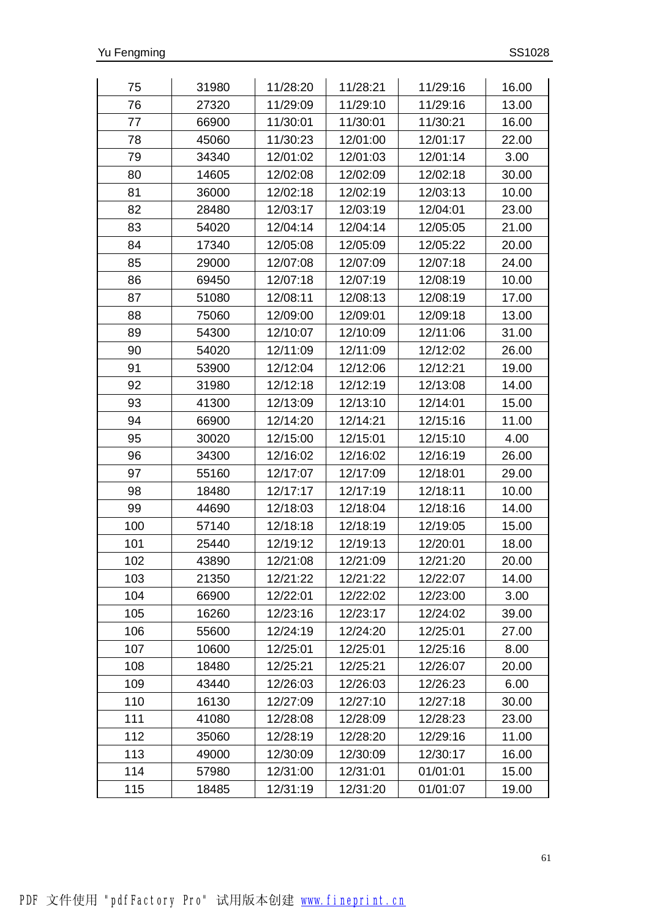| 75 | 31980 | 11/28:20 | 11/28:21 | 11/29:16 | 16.00 |
|---|---|---|---|---|---|
| 76 | 27320 | 11/29:09 | 11/29:10 | 11/29:16 | 13.00 |
| 77 | 66900 | 11/30:01 | 11/30:01 | 11/30:21 | 16.00 |
| 78 | 45060 | 11/30:23 | 12/01:00 | 12/01:17 | 22.00 |
| 79 | 34340 | 12/01:02 | 12/01:03 | 12/01:14 | 3.00 |
| 80 | 14605 | 12/02:08 | 12/02:09 | 12/02:18 | 30.00 |
| 81 | 36000 | 12/02:18 | 12/02:19 | 12/03:13 | 10.00 |
| 82 | 28480 | 12/03:17 | 12/03:19 | 12/04:01 | 23.00 |
| 83 | 54020 | 12/04:14 | 12/04:14 | 12/05:05 | 21.00 |
| 84 | 17340 | 12/05:08 | 12/05:09 | 12/05:22 | 20.00 |
| 85 | 29000 | 12/07:08 | 12/07:09 | 12/07:18 | 24.00 |
| 86 | 69450 | 12/07:18 | 12/07:19 | 12/08:19 | 10.00 |
| 87 | 51080 | 12/08:11 | 12/08:13 | 12/08:19 | 17.00 |
| 88 | 75060 | 12/09:00 | 12/09:01 | 12/09:18 | 13.00 |
| 89 | 54300 | 12/10:07 | 12/10:09 | 12/11:06 | 31.00 |
| 90 | 54020 | 12/11:09 | 12/11:09 | 12/12:02 | 26.00 |
| 91 | 53900 | 12/12:04 | 12/12:06 | 12/12:21 | 19.00 |
| 92 | 31980 | 12/12:18 | 12/12:19 | 12/13:08 | 14.00 |
| 93 | 41300 | 12/13:09 | 12/13:10 | 12/14:01 | 15.00 |
| 94 | 66900 | 12/14:20 | 12/14:21 | 12/15:16 | 11.00 |
| 95 | 30020 | 12/15:00 | 12/15:01 | 12/15:10 | 4.00 |
| 96 | 34300 | 12/16:02 | 12/16:02 | 12/16:19 | 26.00 |
| 97 | 55160 | 12/17:07 | 12/17:09 | 12/18:01 | 29.00 |
| 98 | 18480 | 12/17:17 | 12/17:19 | 12/18:11 | 10.00 |
| 99 | 44690 | 12/18:03 | 12/18:04 | 12/18:16 | 14.00 |
| 100 | 57140 | 12/18:18 | 12/18:19 | 12/19:05 | 15.00 |
| 101 | 25440 | 12/19:12 | 12/19:13 | 12/20:01 | 18.00 |
| 102 | 43890 | 12/21:08 | 12/21:09 | 12/21:20 | 20.00 |
| 103 | 21350 | 12/21:22 | 12/21:22 | 12/22:07 | 14.00 |
| 104 | 66900 | 12/22:01 | 12/22:02 | 12/23:00 | 3.00 |
| 105 | 16260 | 12/23:16 | 12/23:17 | 12/24:02 | 39.00 |
| 106 | 55600 | 12/24:19 | 12/24:20 | 12/25:01 | 27.00 |
| 107 | 10600 | 12/25:01 | 12/25:01 | 12/25:16 | 8.00 |
| 108 | 18480 | 12/25:21 | 12/25:21 | 12/26:07 | 20.00 |
| 109 | 43440 | 12/26:03 | 12/26:03 | 12/26:23 | 6.00 |
| 110 | 16130 | 12/27:09 | 12/27:10 | 12/27:18 | 30.00 |
| 111 | 41080 | 12/28:08 | 12/28:09 | 12/28:23 | 23.00 |
| 112 | 35060 | 12/28:19 | 12/28:20 | 12/29:16 | 11.00 |
| 113 | 49000 | 12/30:09 | 12/30:09 | 12/30:17 | 16.00 |
| 114 | 57980 | 12/31:00 | 12/31:01 | 01/01:01 | 15.00 |
| 115 | 18485 | 12/31:19 | 12/31:20 | 01/01:07 | 19.00 |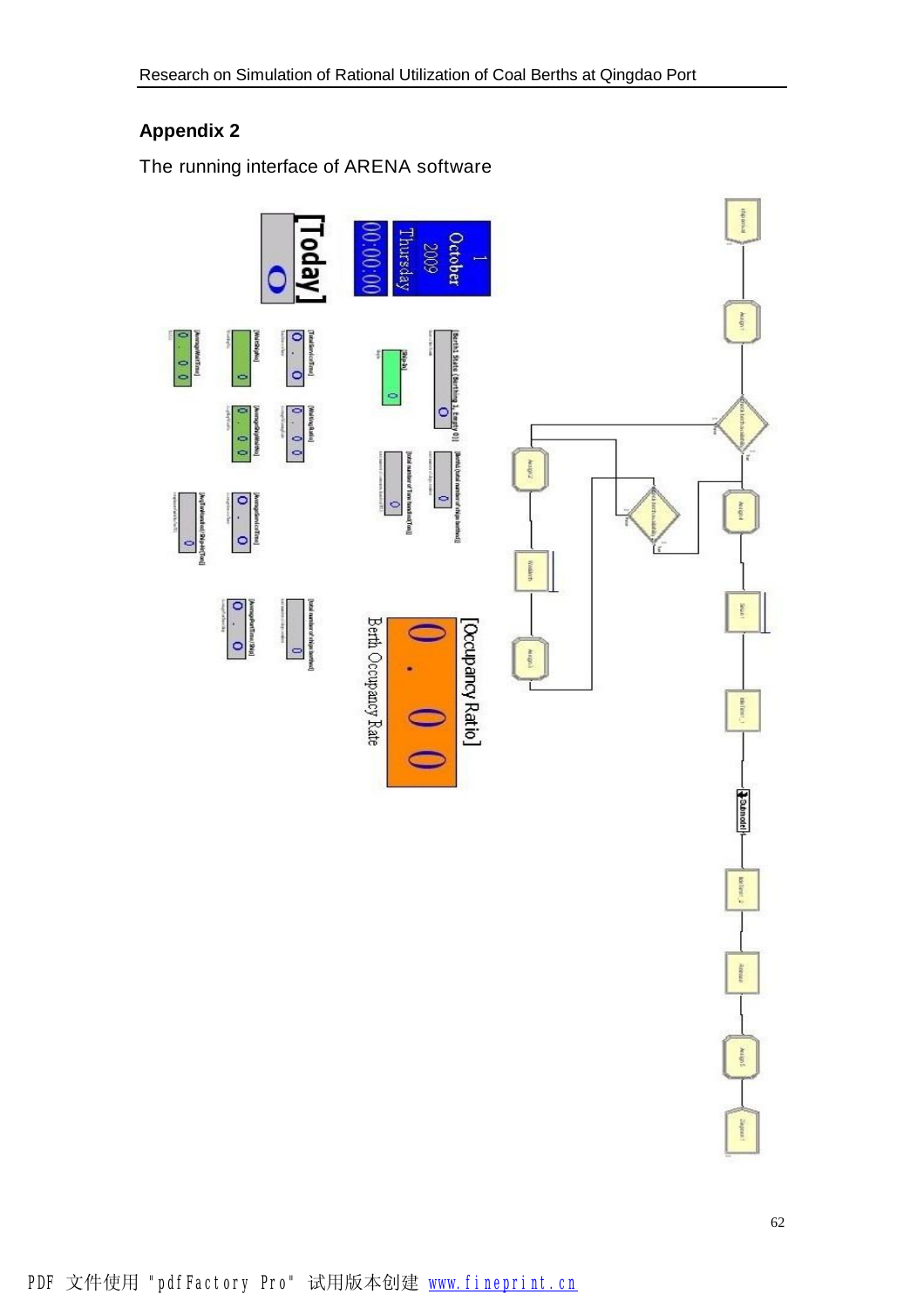## Appendix 2

The running interface of ARENA software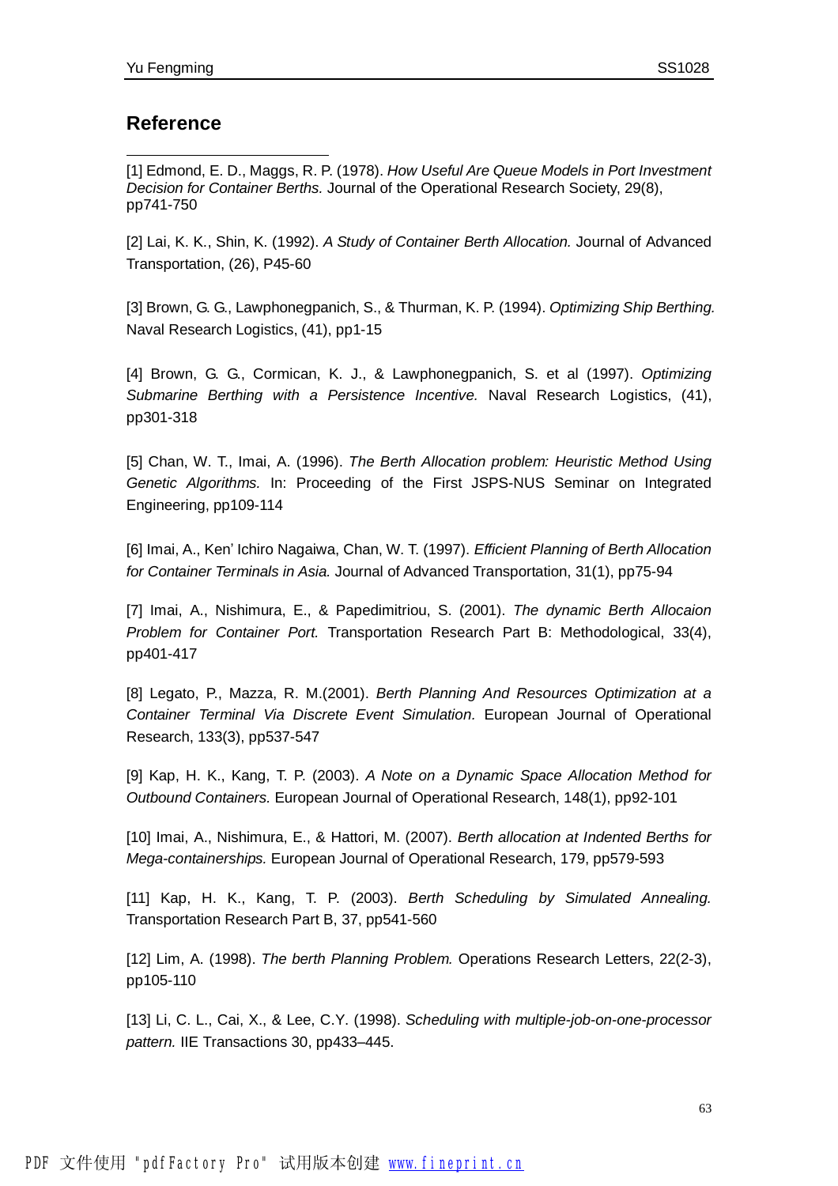## Reference

[1] Edmond, E. D., Maggs, R. P. (1978). *How Useful Are Queue Models in Port Investment Decision for Container Berths.* Journal of the Operational Research Society, 29(8), pp741-750

[2] Lai, K. K., Shin, K. (1992). *A Study of Container Berth Allocation.* Journal of Advanced Transportation, (26), P45-60

[3] Brown, G. G., Lawphonegpanich, S., & Thurman, K. P. (1994). *Optimizing Ship Berthing.* Naval Research Logistics, (41), pp1-15

[4] Brown, G. G., Cormican, K. J., & Lawphonegpanich, S. et al (1997). *Optimizing Submarine Berthing with a Persistence Incentive.* Naval Research Logistics, (41), pp301-318

[5] Chan, W. T., Imai, A. (1996). *The Berth Allocation problem: Heuristic Method Using Genetic Algorithms.* In: Proceeding of the First JSPS-NUS Seminar on Integrated Engineering, pp109-114

[6] Imai, A., Ken' Ichiro Nagaiwa, Chan, W. T. (1997). *Efficient Planning of Berth Allocation for Container Terminals in Asia.* Journal of Advanced Transportation, 31(1), pp75-94

[7] Imai, A., Nishimura, E., & Papedimitriou, S. (2001). *The dynamic Berth Allocaion Problem for Container Port.* Transportation Research Part B: Methodological, 33(4), pp401-417

[8] Legato, P., Mazza, R. M.(2001). *Berth Planning And Resources Optimization at a Container Terminal Via Discrete Event Simulation.* European Journal of Operational Research, 133(3), pp537-547

[9] Kap, H. K., Kang, T. P. (2003). *A Note on a Dynamic Space Allocation Method for Outbound Containers.* European Journal of Operational Research, 148(1), pp92-101

[10] Imai, A., Nishimura, E., & Hattori, M. (2007). *Berth allocation at Indented Berths for Mega-containerships.* European Journal of Operational Research, 179, pp579-593

[11] Kap, H. K., Kang, T. P. (2003). *Berth Scheduling by Simulated Annealing.* Transportation Research Part B, 37, pp541-560

[12] Lim, A. (1998). *The berth Planning Problem.* Operations Research Letters, 22(2-3), pp105-110

[13] Li, C. L., Cai, X., & Lee, C.Y. (1998). *Scheduling with multiple-job-on-one-processor pattern.* IIE Transactions 30, pp433–445.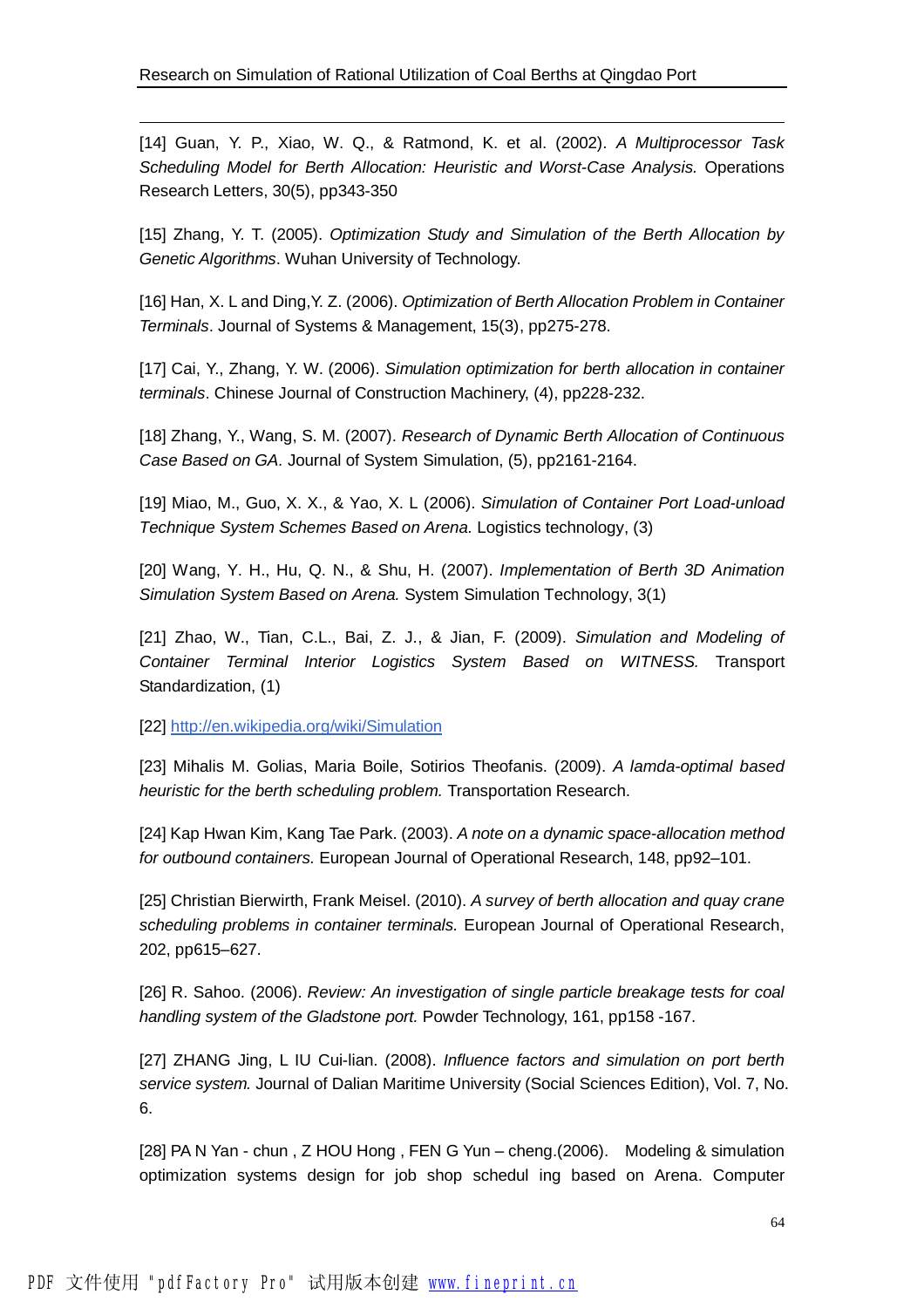[14] Guan, Y. P., Xiao, W. Q., & Ratmond, K. et al. (2002). *A Multiprocessor Task Scheduling Model for Berth Allocation: Heuristic and Worst-Case Analysis.* Operations Research Letters, 30(5), pp343-350

[15] Zhang, Y. T. (2005). *Optimization Study and Simulation of the Berth Allocation by Genetic Algorithms*. Wuhan University of Technology.

[16] Han, X. L and Ding,Y. Z. (2006). *Optimization of Berth Allocation Problem in Container Terminals*. Journal of Systems & Management, 15(3), pp275-278.

[17] Cai, Y., Zhang, Y. W. (2006). *Simulation optimization for berth allocation in container terminals*. Chinese Journal of Construction Machinery, (4), pp228-232.

[18] Zhang, Y., Wang, S. M. (2007). *Research of Dynamic Berth Allocation of Continuous Case Based on GA.* Journal of System Simulation, (5), pp2161-2164.

[19] Miao, M., Guo, X. X., & Yao, X. L (2006). *Simulation of Container Port Load-unload Technique System Schemes Based on Arena.* Logistics technology, (3)

[20] Wang, Y. H., Hu, Q. N., & Shu, H. (2007). *Implementation of Berth 3D Animation Simulation System Based on Arena.* System Simulation Technology, 3(1)

[21] Zhao, W., Tian, C.L., Bai, Z. J., & Jian, F. (2009). *Simulation and Modeling of Container Terminal Interior Logistics System Based on WITNESS.* Transport Standardization, (1)

[22] http://en.wikipedia.org/wiki/Simulation

[23] Mihalis M. Golias, Maria Boile, Sotirios Theofanis. (2009). *A lamda-optimal based heuristic for the berth scheduling problem.* Transportation Research.

[24] Kap Hwan Kim, Kang Tae Park. (2003). *A note on a dynamic space-allocation method for outbound containers.* European Journal of Operational Research, 148, pp92–101.

[25] Christian Bierwirth, Frank Meisel. (2010). *A survey of berth allocation and quay crane scheduling problems in container terminals.* European Journal of Operational Research, 202, pp615–627.

[26] R. Sahoo. (2006). *Review: An investigation of single particle breakage tests for coal handling system of the Gladstone port.* Powder Technology, 161, pp158 -167.

[27] ZHANG Jing, L IU Cui-lian. (2008). *Influence factors and simulation on port berth service system.* Journal of Dalian Maritime University (Social Sciences Edition), Vol. 7, No. 6.

[28] PA N Yan - chun , Z HOU Hong , FEN G Yun – cheng.(2006).  Modeling & simulation optimization systems design for job shop schedul ing based on Arena. Computer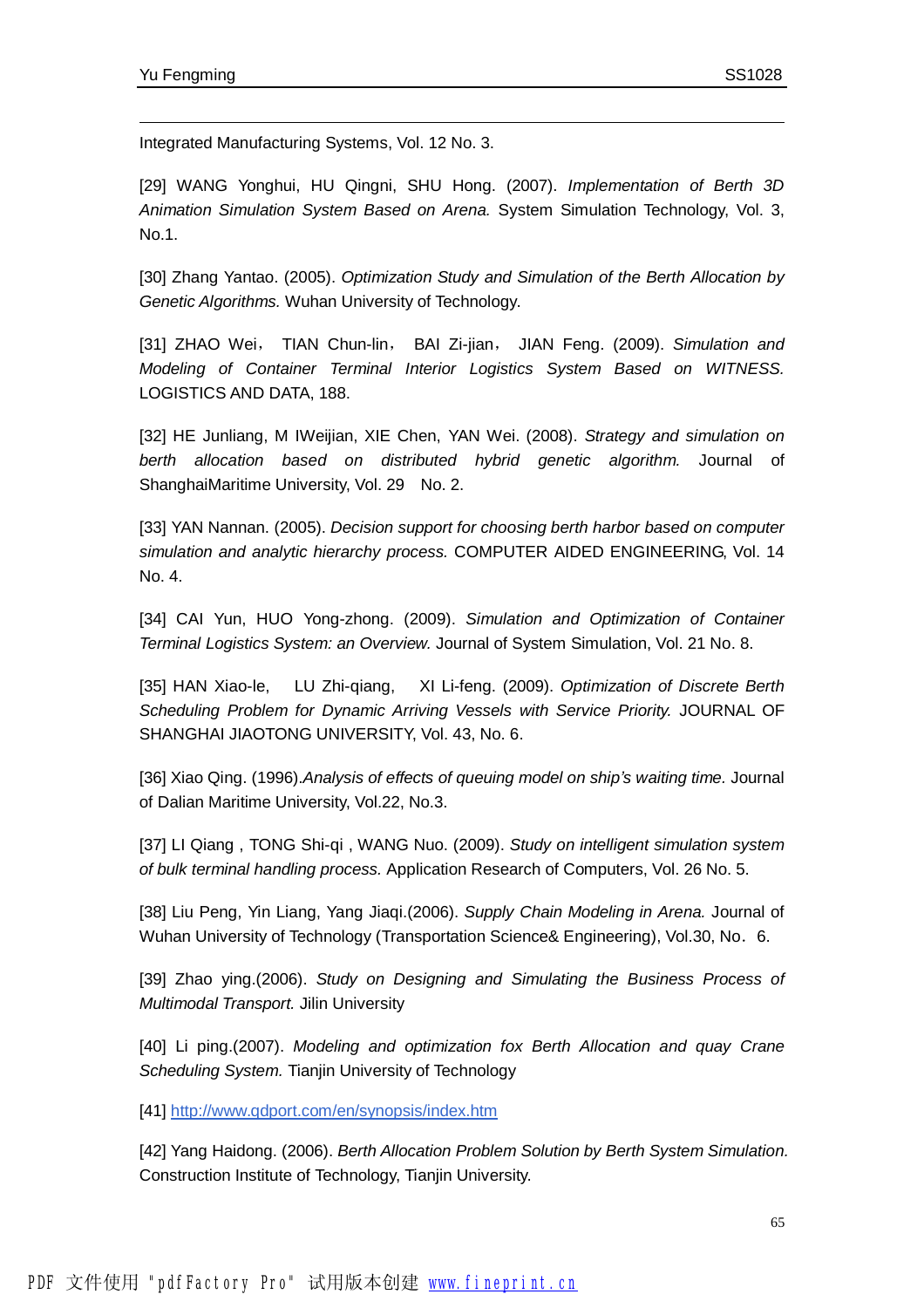Integrated Manufacturing Systems, Vol. 12 No. 3.

[29] WANG Yonghui, HU Qingni, SHU Hong. (2007). *Implementation of Berth 3D Animation Simulation System Based on Arena.* System Simulation Technology, Vol. 3, No.1.

[30] Zhang Yantao. (2005). *Optimization Study and Simulation of the Berth Allocation by Genetic Algorithms.* Wuhan University of Technology.

[31] ZHAO Wei， TIAN Chun-lin， BAI Zi-jian， JIAN Feng. (2009). *Simulation and Modeling of Container Terminal Interior Logistics System Based on WITNESS.* LOGISTICS AND DATA, 188.

[32] HE Junliang, M IWeijian, XIE Chen, YAN Wei. (2008). *Strategy and simulation on berth allocation based on distributed hybrid genetic algorithm.* Journal of ShanghaiMaritime University, Vol. 29　No. 2.

[33] YAN Nannan. (2005). *Decision support for choosing berth harbor based on computer simulation and analytic hierarchy process.* COMPUTER AIDED ENGINEERING, Vol. 14 No. 4.

[34] CAI Yun, HUO Yong-zhong. (2009). *Simulation and Optimization of Container Terminal Logistics System: an Overview.* Journal of System Simulation, Vol. 21 No. 8.

[35] HAN Xiao-le,　LU Zhi-qiang,　XI Li-feng. (2009). *Optimization of Discrete Berth Scheduling Problem for Dynamic Arriving Vessels with Service Priority.* JOURNAL OF SHANGHAI JIAOTONG UNIVERSITY, Vol. 43, No. 6.

[36] Xiao Qing. (1996).*Analysis of effects of queuing model on ship's waiting time.* Journal of Dalian Maritime University, Vol.22, No.3.

[37] LI Qiang , TONG Shi-qi , WANG Nuo. (2009). *Study on intelligent simulation system of bulk terminal handling process.* Application Research of Computers, Vol. 26 No. 5.

[38] Liu Peng, Yin Liang, Yang Jiaqi.(2006). *Supply Chain Modeling in Arena.* Journal of Wuhan University of Technology (Transportation Science& Engineering), Vol.30, No．6.

[39] Zhao ying.(2006). *Study on Designing and Simulating the Business Process of Multimodal Transport.* Jilin University

[40] Li ping.(2007). *Modeling and optimization fox Berth Allocation and quay Crane Scheduling System.* Tianjin University of Technology

[41] http://www.qdport.com/en/synopsis/index.htm

[42] Yang Haidong. (2006). *Berth Allocation Problem Solution by Berth System Simulation.* Construction Institute of Technology, Tianjin University.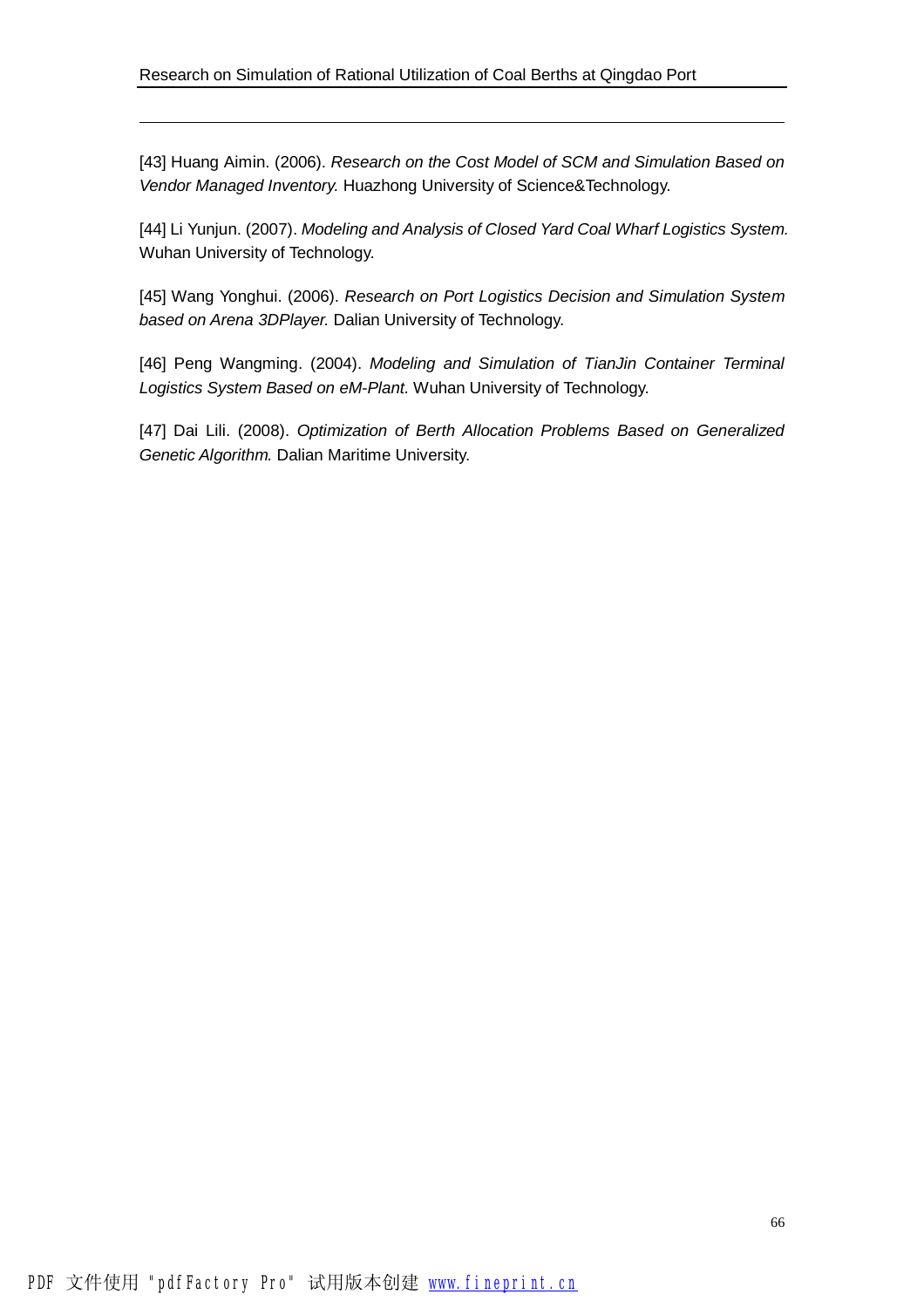[43] Huang Aimin. (2006). *Research on the Cost Model of SCM and Simulation Based on Vendor Managed Inventory.* Huazhong University of Science&Technology.

[44] Li Yunjun. (2007). *Modeling and Analysis of Closed Yard Coal Wharf Logistics System.* Wuhan University of Technology.

[45] Wang Yonghui. (2006). *Research on Port Logistics Decision and Simulation System based on Arena 3DPlayer.* Dalian University of Technology.

[46] Peng Wangming. (2004). *Modeling and Simulation of TianJin Container Terminal Logistics System Based on eM-Plant.* Wuhan University of Technology.

[47] Dai Lili. (2008). *Optimization of Berth Allocation Problems Based on Generalized Genetic Algorithm.* Dalian Maritime University.